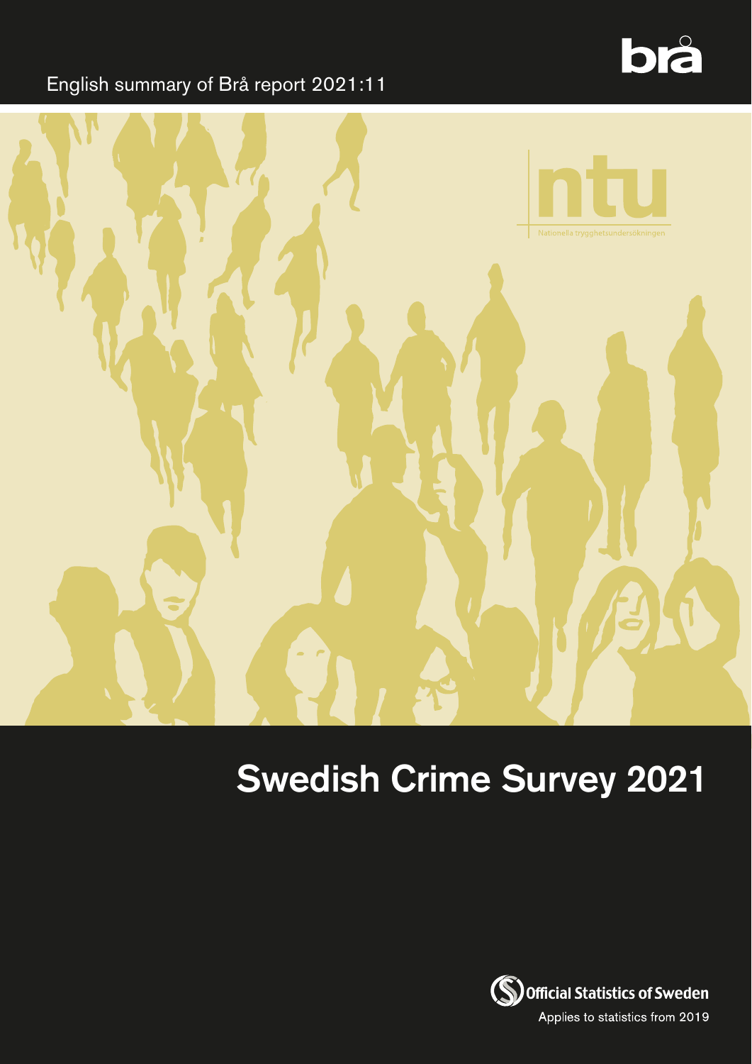English summary of Brå report 2021:11

brå

ntu

Nationella trygghetsundersökningen

# Swedish Crime Survey 2021

Official Statistics of Sweden

Applies to statistics from 2019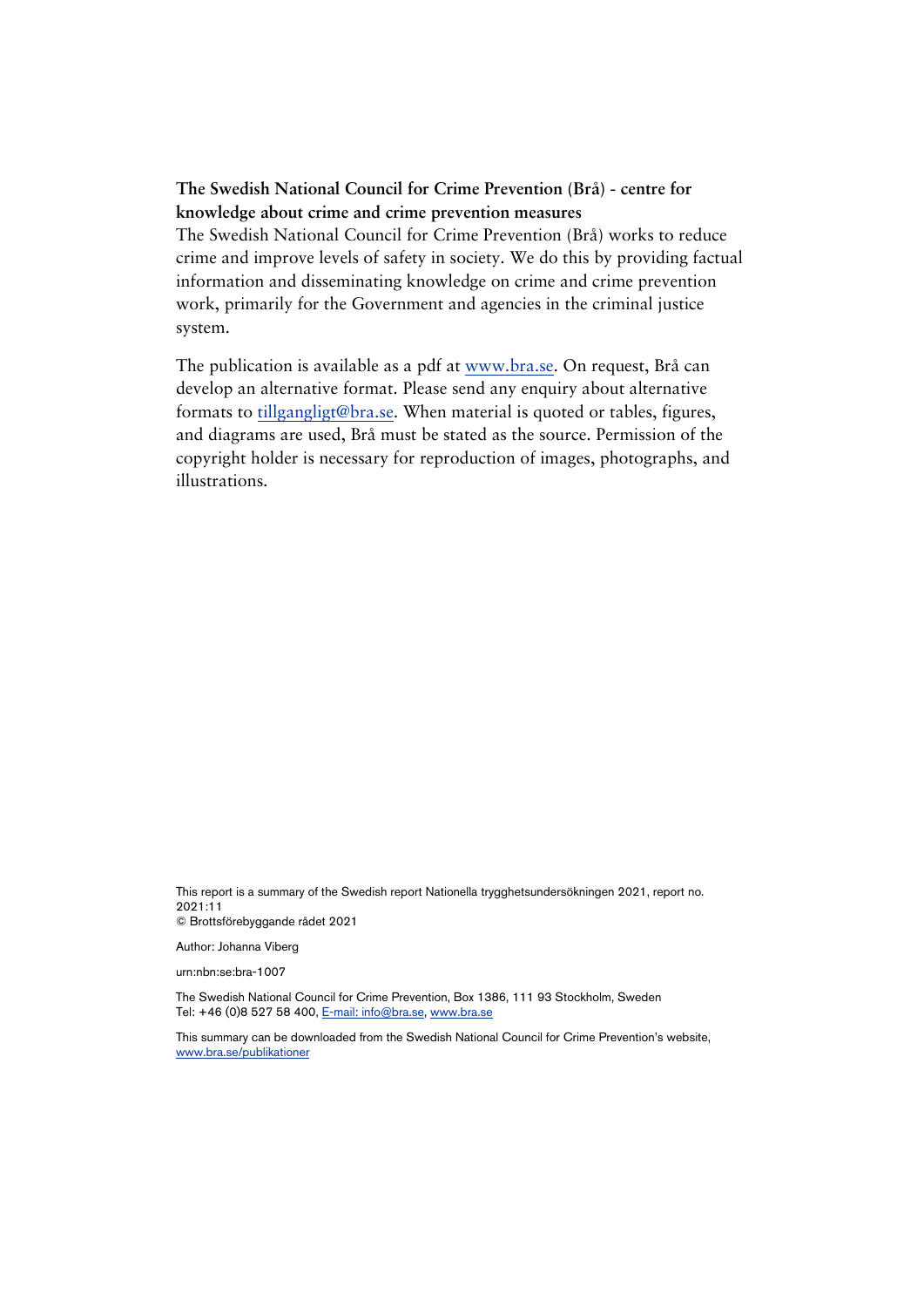**The Swedish National Council for Crime Prevention (Brå) - centre for knowledge about crime and crime prevention measures**

The Swedish National Council for Crime Prevention (Brå) works to reduce crime and improve levels of safety in society. We do this by providing factual information and disseminating knowledge on crime and crime prevention work, primarily for the Government and agencies in the criminal justice system.

The publication is available as a pdf at www.bra.se. On request, Brå can develop an alternative format. Please send any enquiry about alternative formats to tillgangligt@bra.se. When material is quoted or tables, figures, and diagrams are used, Brå must be stated as the source. Permission of the copyright holder is necessary for reproduction of images, photographs, and illustrations.

This report is a summary of the Swedish report Nationella trygghetsundersökningen 2021, report no. 2021:11
© Brottsförebyggande rådet 2021

Author: Johanna Viberg

urn:nbn:se:bra-1007

The Swedish National Council for Crime Prevention, Box 1386, 111 93 Stockholm, Sweden
Tel: +46 (0)8 527 58 400, E-mail: info@bra.se, www.bra.se

This summary can be downloaded from the Swedish National Council for Crime Prevention's website, www.bra.se/publikationer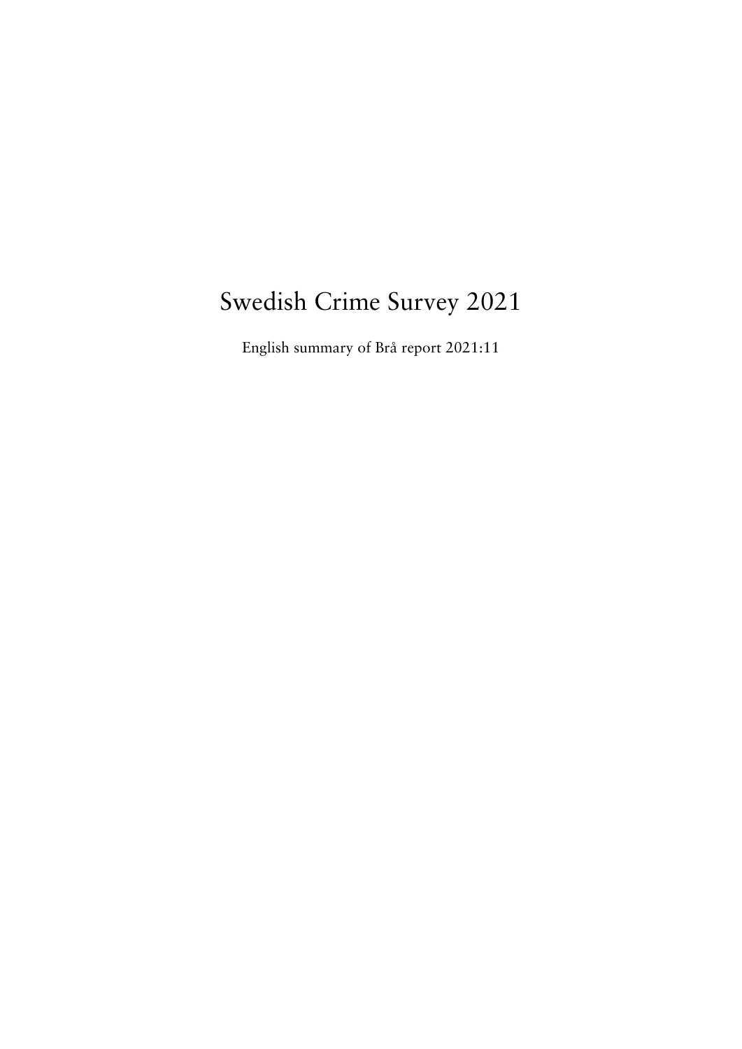# Swedish Crime Survey 2021

English summary of Brå report 2021:11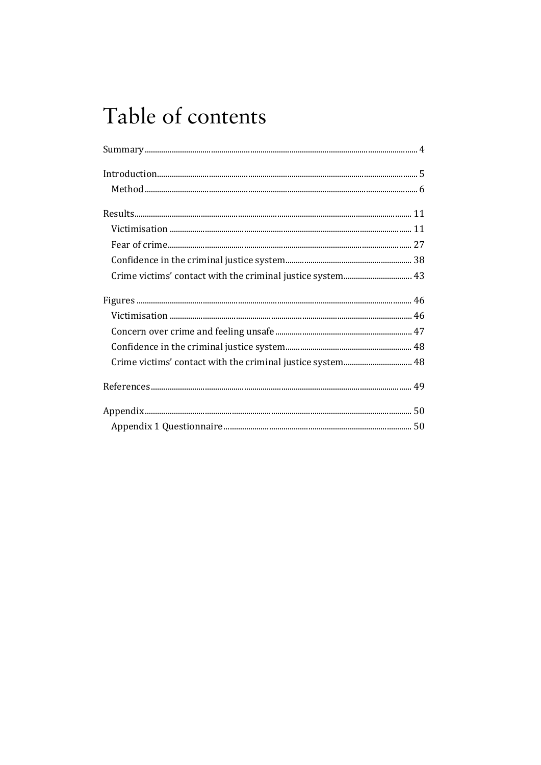# Table of contents

Summary ..... 4

Introduction ..... 5
- Method ..... 6

Results ..... 11
- Victimisation ..... 11
- Fear of crime ..... 27
- Confidence in the criminal justice system ..... 38
- Crime victims' contact with the criminal justice system ..... 43

Figures ..... 46
- Victimisation ..... 46
- Concern over crime and feeling unsafe ..... 47
- Confidence in the criminal justice system ..... 48
- Crime victims' contact with the criminal justice system ..... 48

References ..... 49

Appendix ..... 50
- Appendix 1 Questionnaire ..... 50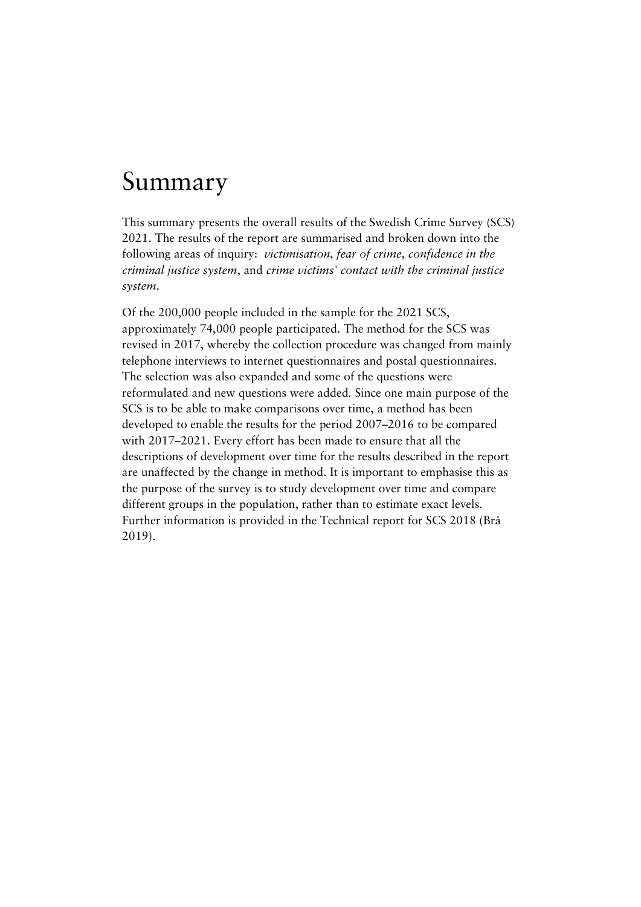# Summary

This summary presents the overall results of the Swedish Crime Survey (SCS) 2021. The results of the report are summarised and broken down into the following areas of inquiry: *victimisation*, *fear of crime*, *confidence in the criminal justice system*, and *crime victims' contact with the criminal justice system*.

Of the 200,000 people included in the sample for the 2021 SCS, approximately 74,000 people participated. The method for the SCS was revised in 2017, whereby the collection procedure was changed from mainly telephone interviews to internet questionnaires and postal questionnaires. The selection was also expanded and some of the questions were reformulated and new questions were added. Since one main purpose of the SCS is to be able to make comparisons over time, a method has been developed to enable the results for the period 2007–2016 to be compared with 2017–2021. Every effort has been made to ensure that all the descriptions of development over time for the results described in the report are unaffected by the change in method. It is important to emphasise this as the purpose of the survey is to study development over time and compare different groups in the population, rather than to estimate exact levels. Further information is provided in the Technical report for SCS 2018 (Brå 2019).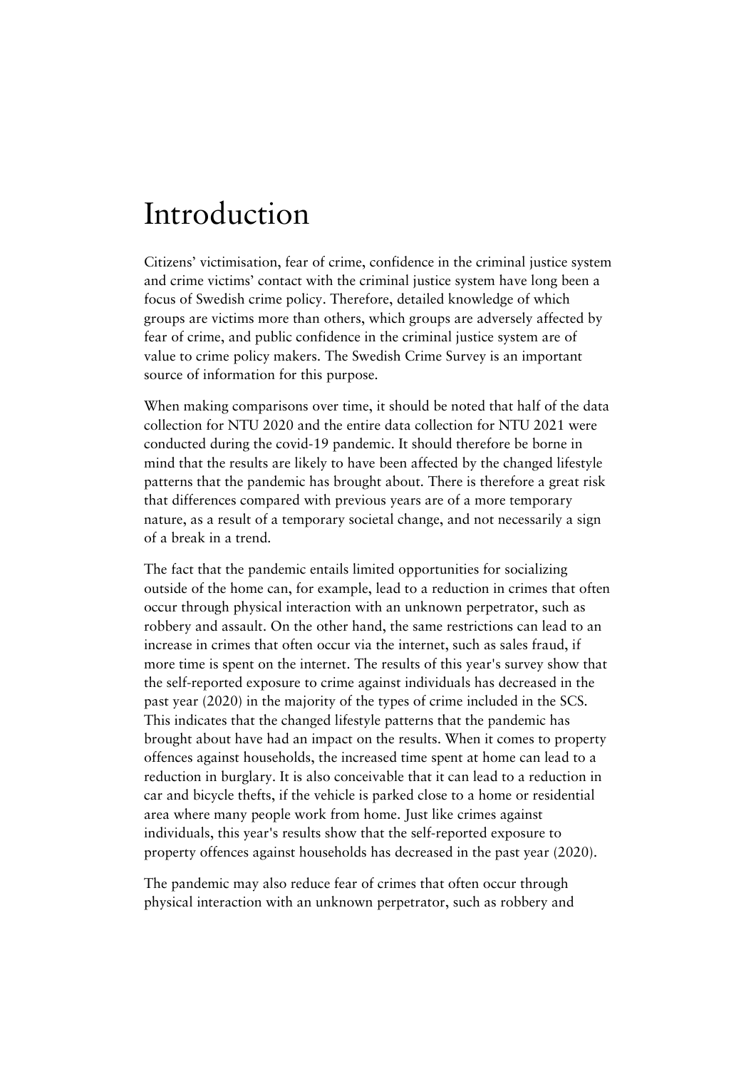# Introduction

Citizens' victimisation, fear of crime, confidence in the criminal justice system and crime victims' contact with the criminal justice system have long been a focus of Swedish crime policy. Therefore, detailed knowledge of which groups are victims more than others, which groups are adversely affected by fear of crime, and public confidence in the criminal justice system are of value to crime policy makers. The Swedish Crime Survey is an important source of information for this purpose.

When making comparisons over time, it should be noted that half of the data collection for NTU 2020 and the entire data collection for NTU 2021 were conducted during the covid-19 pandemic. It should therefore be borne in mind that the results are likely to have been affected by the changed lifestyle patterns that the pandemic has brought about. There is therefore a great risk that differences compared with previous years are of a more temporary nature, as a result of a temporary societal change, and not necessarily a sign of a break in a trend.

The fact that the pandemic entails limited opportunities for socializing outside of the home can, for example, lead to a reduction in crimes that often occur through physical interaction with an unknown perpetrator, such as robbery and assault. On the other hand, the same restrictions can lead to an increase in crimes that often occur via the internet, such as sales fraud, if more time is spent on the internet. The results of this year's survey show that the self-reported exposure to crime against individuals has decreased in the past year (2020) in the majority of the types of crime included in the SCS. This indicates that the changed lifestyle patterns that the pandemic has brought about have had an impact on the results. When it comes to property offences against households, the increased time spent at home can lead to a reduction in burglary. It is also conceivable that it can lead to a reduction in car and bicycle thefts, if the vehicle is parked close to a home or residential area where many people work from home. Just like crimes against individuals, this year's results show that the self-reported exposure to property offences against households has decreased in the past year (2020).

The pandemic may also reduce fear of crimes that often occur through physical interaction with an unknown perpetrator, such as robbery and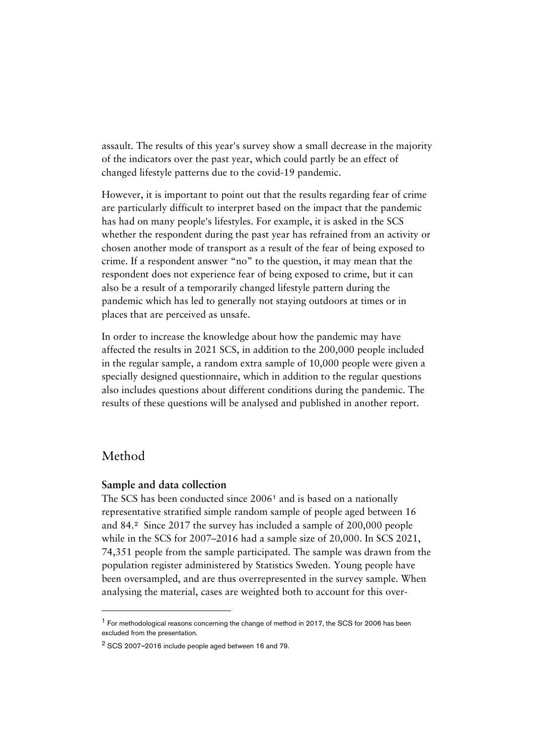assault. The results of this year's survey show a small decrease in the majority of the indicators over the past year, which could partly be an effect of changed lifestyle patterns due to the covid-19 pandemic.

However, it is important to point out that the results regarding fear of crime are particularly difficult to interpret based on the impact that the pandemic has had on many people's lifestyles. For example, it is asked in the SCS whether the respondent during the past year has refrained from an activity or chosen another mode of transport as a result of the fear of being exposed to crime. If a respondent answer "no" to the question, it may mean that the respondent does not experience fear of being exposed to crime, but it can also be a result of a temporarily changed lifestyle pattern during the pandemic which has led to generally not staying outdoors at times or in places that are perceived as unsafe.

In order to increase the knowledge about how the pandemic may have affected the results in 2021 SCS, in addition to the 200,000 people included in the regular sample, a random extra sample of 10,000 people were given a specially designed questionnaire, which in addition to the regular questions also includes questions about different conditions during the pandemic. The results of these questions will be analysed and published in another report.

## Method

### Sample and data collection

The SCS has been conducted since 2006[1] and is based on a nationally representative stratified simple random sample of people aged between 16 and 84.[2] Since 2017 the survey has included a sample of 200,000 people while in the SCS for 2007–2016 had a sample size of 20,000. In SCS 2021, 74,351 people from the sample participated. The sample was drawn from the population register administered by Statistics Sweden. Young people have been oversampled, and are thus overrepresented in the survey sample. When analysing the material, cases are weighted both to account for this over-

---

[1] For methodological reasons concerning the change of method in 2017, the SCS for 2006 has been excluded from the presentation.

[2] SCS 2007–2016 include people aged between 16 and 79.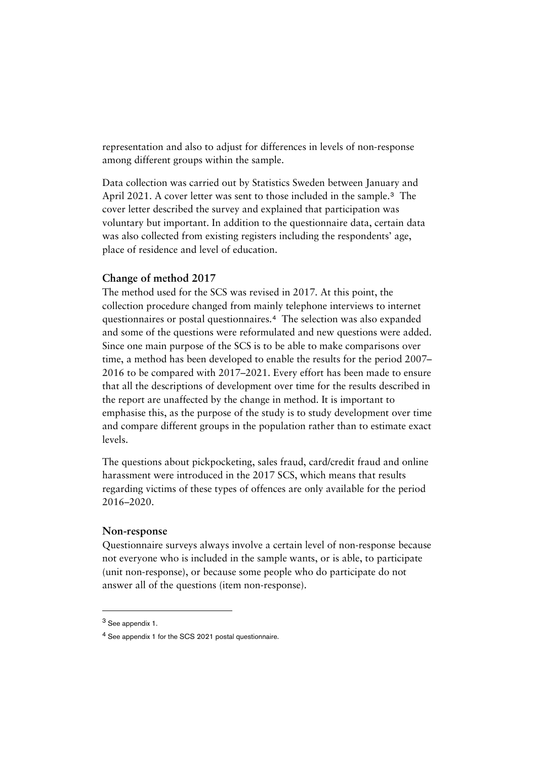representation and also to adjust for differences in levels of non-response among different groups within the sample.

Data collection was carried out by Statistics Sweden between January and April 2021. A cover letter was sent to those included in the sample.[3] The cover letter described the survey and explained that participation was voluntary but important. In addition to the questionnaire data, certain data was also collected from existing registers including the respondents' age, place of residence and level of education.

### Change of method 2017

The method used for the SCS was revised in 2017. At this point, the collection procedure changed from mainly telephone interviews to internet questionnaires or postal questionnaires.[4] The selection was also expanded and some of the questions were reformulated and new questions were added. Since one main purpose of the SCS is to be able to make comparisons over time, a method has been developed to enable the results for the period 2007–2016 to be compared with 2017–2021. Every effort has been made to ensure that all the descriptions of development over time for the results described in the report are unaffected by the change in method. It is important to emphasise this, as the purpose of the study is to study development over time and compare different groups in the population rather than to estimate exact levels.

The questions about pickpocketing, sales fraud, card/credit fraud and online harassment were introduced in the 2017 SCS, which means that results regarding victims of these types of offences are only available for the period 2016–2020.

### Non-response

Questionnaire surveys always involve a certain level of non-response because not everyone who is included in the sample wants, or is able, to participate (unit non-response), or because some people who do participate do not answer all of the questions (item non-response).

---

[3] See appendix 1.

[4] See appendix 1 for the SCS 2021 postal questionnaire.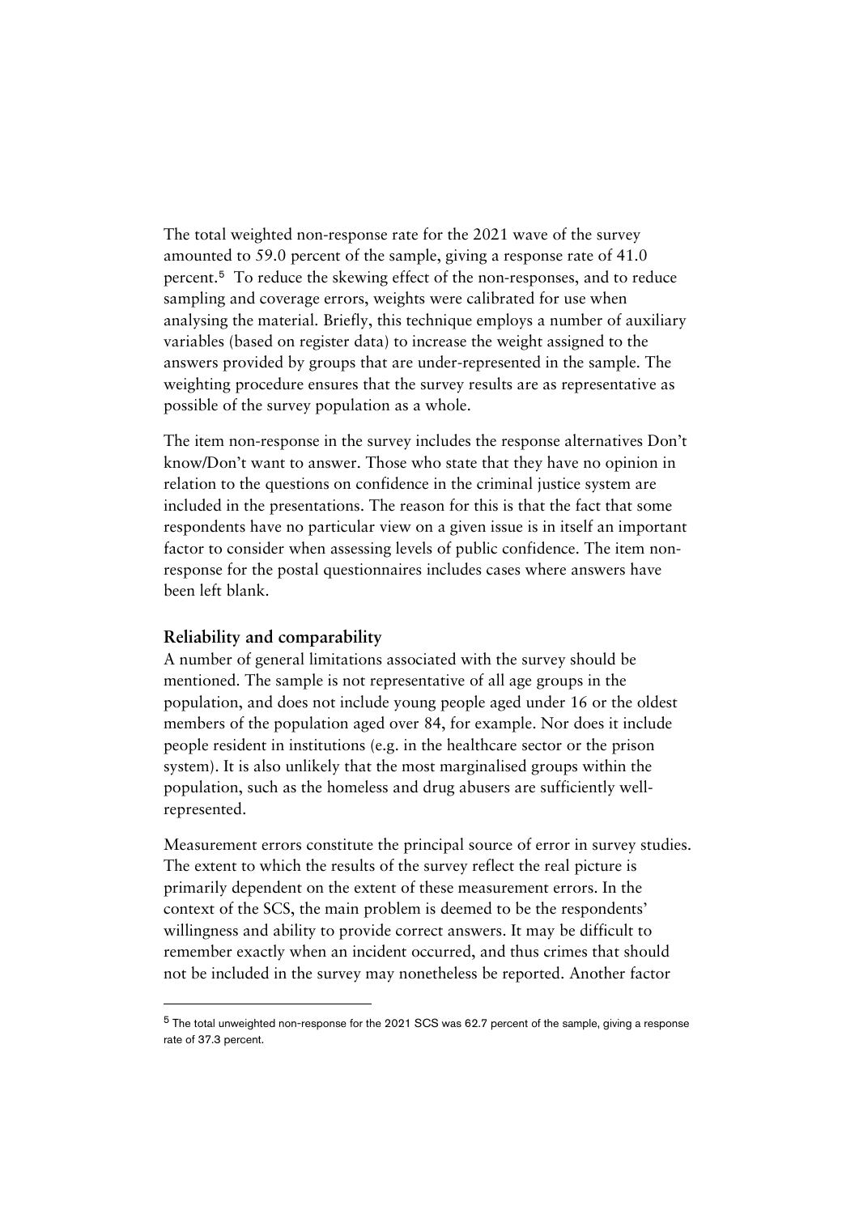The total weighted non-response rate for the 2021 wave of the survey amounted to 59.0 percent of the sample, giving a response rate of 41.0 percent.[5] To reduce the skewing effect of the non-responses, and to reduce sampling and coverage errors, weights were calibrated for use when analysing the material. Briefly, this technique employs a number of auxiliary variables (based on register data) to increase the weight assigned to the answers provided by groups that are under-represented in the sample. The weighting procedure ensures that the survey results are as representative as possible of the survey population as a whole.

The item non-response in the survey includes the response alternatives Don't know/Don't want to answer. Those who state that they have no opinion in relation to the questions on confidence in the criminal justice system are included in the presentations. The reason for this is that the fact that some respondents have no particular view on a given issue is in itself an important factor to consider when assessing levels of public confidence. The item non-response for the postal questionnaires includes cases where answers have been left blank.

### Reliability and comparability

A number of general limitations associated with the survey should be mentioned. The sample is not representative of all age groups in the population, and does not include young people aged under 16 or the oldest members of the population aged over 84, for example. Nor does it include people resident in institutions (e.g. in the healthcare sector or the prison system). It is also unlikely that the most marginalised groups within the population, such as the homeless and drug abusers are sufficiently well-represented.

Measurement errors constitute the principal source of error in survey studies. The extent to which the results of the survey reflect the real picture is primarily dependent on the extent of these measurement errors. In the context of the SCS, the main problem is deemed to be the respondents' willingness and ability to provide correct answers. It may be difficult to remember exactly when an incident occurred, and thus crimes that should not be included in the survey may nonetheless be reported. Another factor

---

[5] The total unweighted non-response for the 2021 SCS was 62.7 percent of the sample, giving a response rate of 37.3 percent.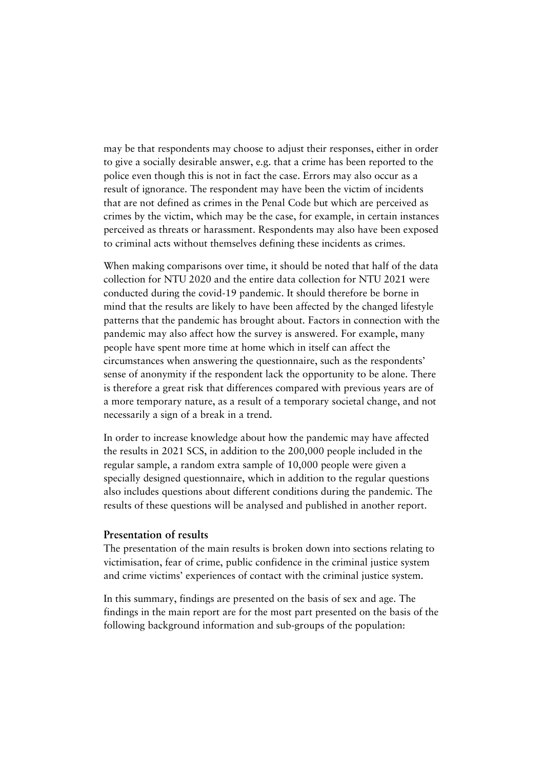may be that respondents may choose to adjust their responses, either in order to give a socially desirable answer, e.g. that a crime has been reported to the police even though this is not in fact the case. Errors may also occur as a result of ignorance. The respondent may have been the victim of incidents that are not defined as crimes in the Penal Code but which are perceived as crimes by the victim, which may be the case, for example, in certain instances perceived as threats or harassment. Respondents may also have been exposed to criminal acts without themselves defining these incidents as crimes.

When making comparisons over time, it should be noted that half of the data collection for NTU 2020 and the entire data collection for NTU 2021 were conducted during the covid-19 pandemic. It should therefore be borne in mind that the results are likely to have been affected by the changed lifestyle patterns that the pandemic has brought about. Factors in connection with the pandemic may also affect how the survey is answered. For example, many people have spent more time at home which in itself can affect the circumstances when answering the questionnaire, such as the respondents' sense of anonymity if the respondent lack the opportunity to be alone. There is therefore a great risk that differences compared with previous years are of a more temporary nature, as a result of a temporary societal change, and not necessarily a sign of a break in a trend.

In order to increase knowledge about how the pandemic may have affected the results in 2021 SCS, in addition to the 200,000 people included in the regular sample, a random extra sample of 10,000 people were given a specially designed questionnaire, which in addition to the regular questions also includes questions about different conditions during the pandemic. The results of these questions will be analysed and published in another report.

### Presentation of results

The presentation of the main results is broken down into sections relating to victimisation, fear of crime, public confidence in the criminal justice system and crime victims' experiences of contact with the criminal justice system.

In this summary, findings are presented on the basis of sex and age. The findings in the main report are for the most part presented on the basis of the following background information and sub-groups of the population: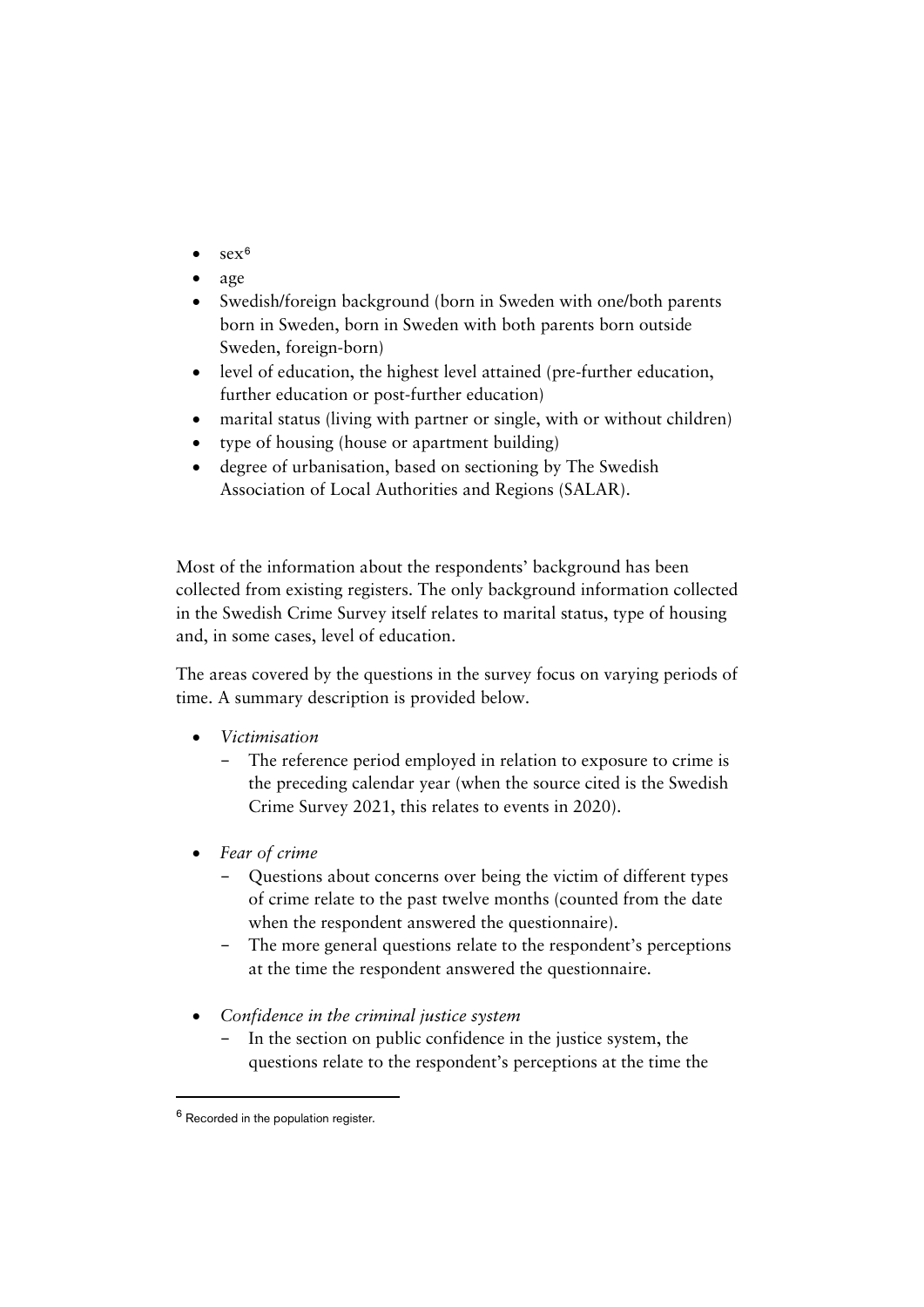- sex[6]
- age
- Swedish/foreign background (born in Sweden with one/both parents born in Sweden, born in Sweden with both parents born outside Sweden, foreign-born)
- level of education, the highest level attained (pre-further education, further education or post-further education)
- marital status (living with partner or single, with or without children)
- type of housing (house or apartment building)
- degree of urbanisation, based on sectioning by The Swedish Association of Local Authorities and Regions (SALAR).

Most of the information about the respondents' background has been collected from existing registers. The only background information collected in the Swedish Crime Survey itself relates to marital status, type of housing and, in some cases, level of education.

The areas covered by the questions in the survey focus on varying periods of time. A summary description is provided below.

- *Victimisation*
  - The reference period employed in relation to exposure to crime is the preceding calendar year (when the source cited is the Swedish Crime Survey 2021, this relates to events in 2020).
- *Fear of crime*
  - Questions about concerns over being the victim of different types of crime relate to the past twelve months (counted from the date when the respondent answered the questionnaire).
  - The more general questions relate to the respondent's perceptions at the time the respondent answered the questionnaire.
- *Confidence in the criminal justice system*
  - In the section on public confidence in the justice system, the questions relate to the respondent's perceptions at the time the

[6] Recorded in the population register.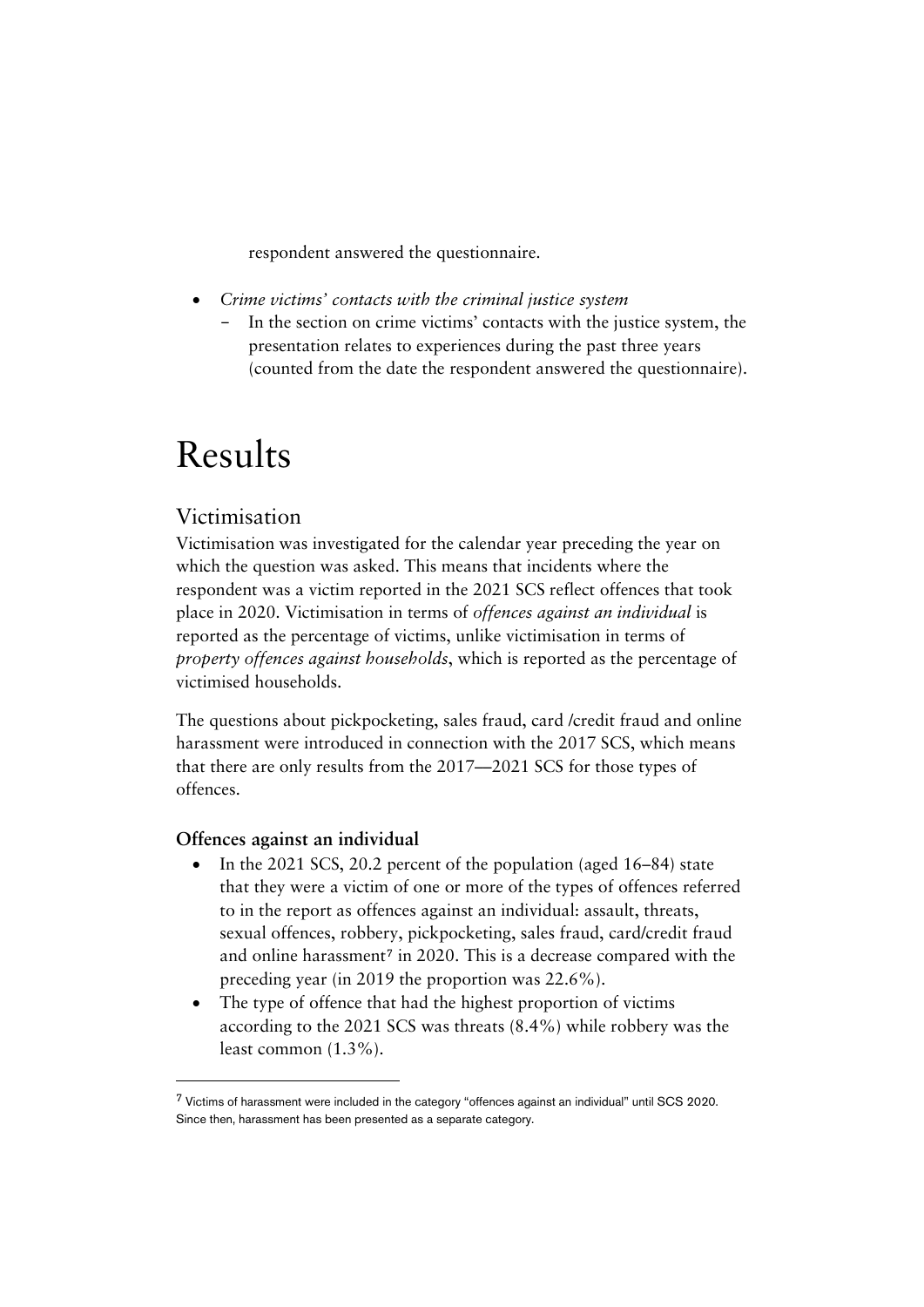respondent answered the questionnaire.

- *Crime victims' contacts with the criminal justice system*
  - In the section on crime victims' contacts with the justice system, the presentation relates to experiences during the past three years (counted from the date the respondent answered the questionnaire).

# Results

## Victimisation

Victimisation was investigated for the calendar year preceding the year on which the question was asked. This means that incidents where the respondent was a victim reported in the 2021 SCS reflect offences that took place in 2020. Victimisation in terms of *offences against an individual* is reported as the percentage of victims, unlike victimisation in terms of *property offences against households*, which is reported as the percentage of victimised households.

The questions about pickpocketing, sales fraud, card /credit fraud and online harassment were introduced in connection with the 2017 SCS, which means that there are only results from the 2017—2021 SCS for those types of offences.

### Offences against an individual

- In the 2021 SCS, 20.2 percent of the population (aged 16–84) state that they were a victim of one or more of the types of offences referred to in the report as offences against an individual: assault, threats, sexual offences, robbery, pickpocketing, sales fraud, card/credit fraud and online harassment[7] in 2020. This is a decrease compared with the preceding year (in 2019 the proportion was 22.6%).
- The type of offence that had the highest proportion of victims according to the 2021 SCS was threats (8.4%) while robbery was the least common (1.3%).

[7] Victims of harassment were included in the category "offences against an individual" until SCS 2020. Since then, harassment has been presented as a separate category.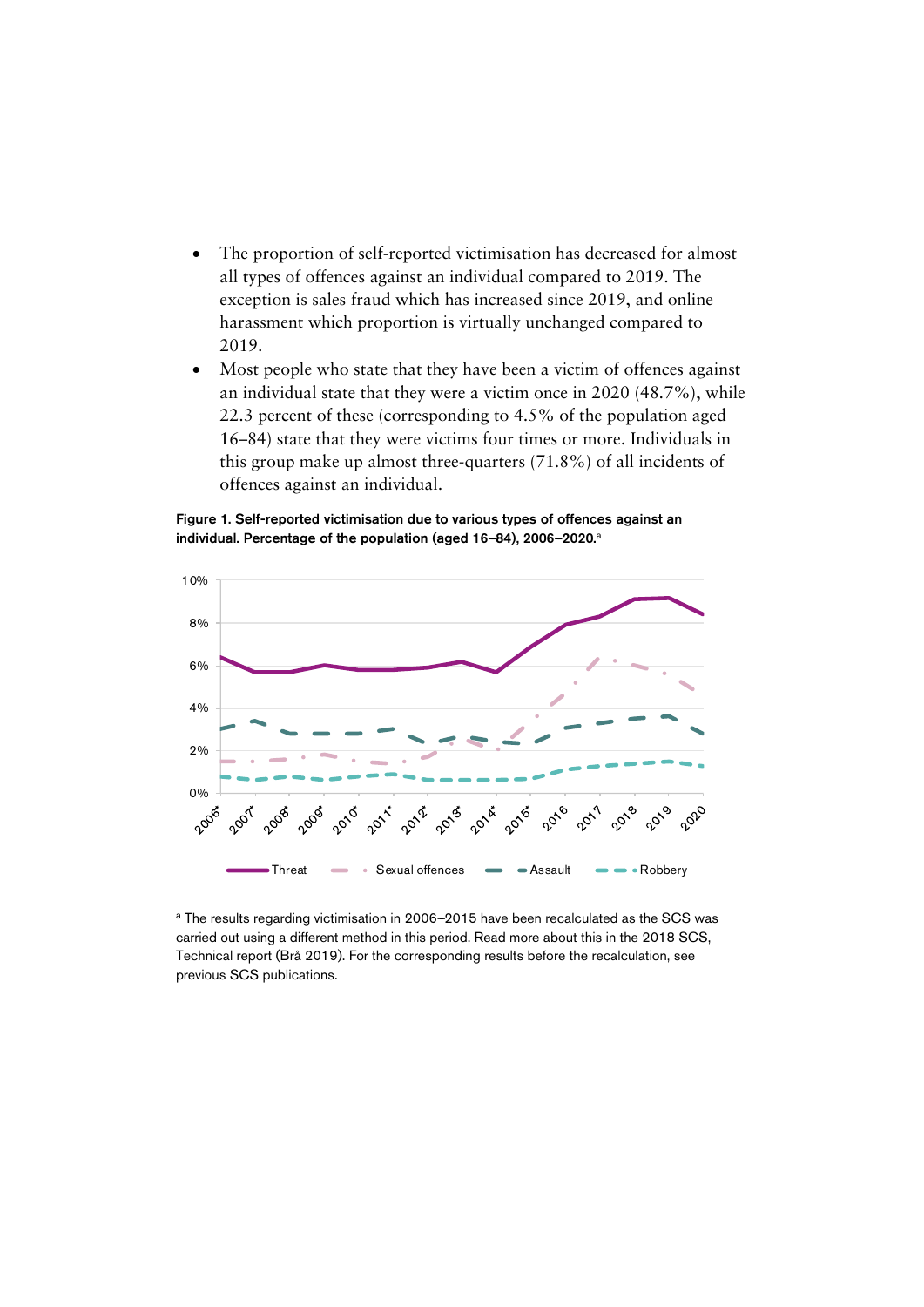- The proportion of self-reported victimisation has decreased for almost all types of offences against an individual compared to 2019. The exception is sales fraud which has increased since 2019, and online harassment which proportion is virtually unchanged compared to 2019.
- Most people who state that they have been a victim of offences against an individual state that they were a victim once in 2020 (48.7%), while 22.3 percent of these (corresponding to 4.5% of the population aged 16–84) state that they were victims four times or more. Individuals in this group make up almost three-quarters (71.8%) of all incidents of offences against an individual.

**Figure 1. Self-reported victimisation due to various types of offences against an individual. Percentage of the population (aged 16–84), 2006–2020.**[a]

[a] The results regarding victimisation in 2006–2015 have been recalculated as the SCS was carried out using a different method in this period. Read more about this in the 2018 SCS, Technical report (Brå 2019). For the corresponding results before the recalculation, see previous SCS publications.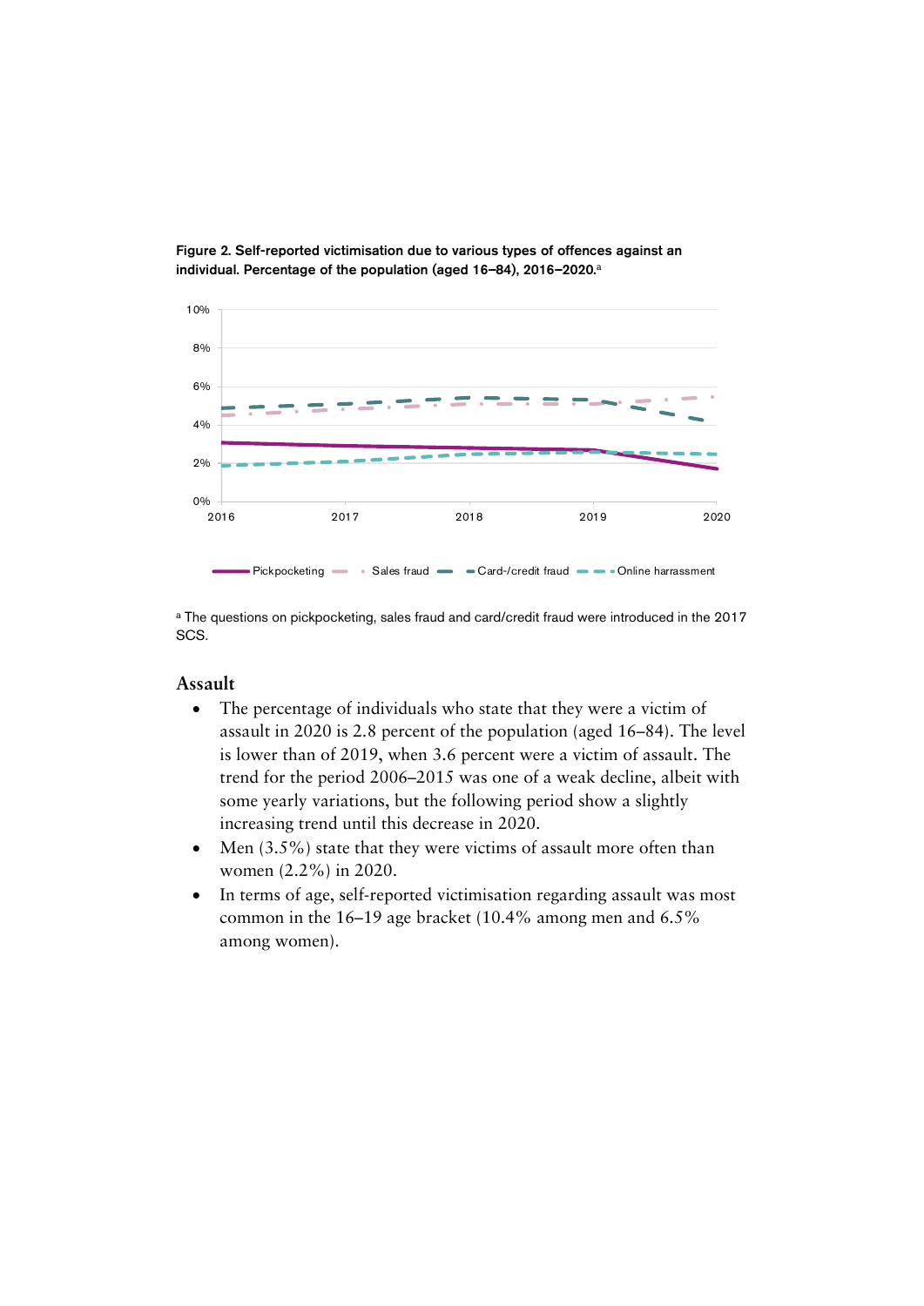**Figure 2. Self-reported victimisation due to various types of offences against an individual. Percentage of the population (aged 16–84), 2016–2020.**[a]

[a] The questions on pickpocketing, sales fraud and card/credit fraud were introduced in the 2017 SCS.

## Assault

- The percentage of individuals who state that they were a victim of assault in 2020 is 2.8 percent of the population (aged 16–84). The level is lower than of 2019, when 3.6 percent were a victim of assault. The trend for the period 2006–2015 was one of a weak decline, albeit with some yearly variations, but the following period show a slightly increasing trend until this decrease in 2020.
- Men (3.5%) state that they were victims of assault more often than women (2.2%) in 2020.
- In terms of age, self-reported victimisation regarding assault was most common in the 16–19 age bracket (10.4% among men and 6.5% among women).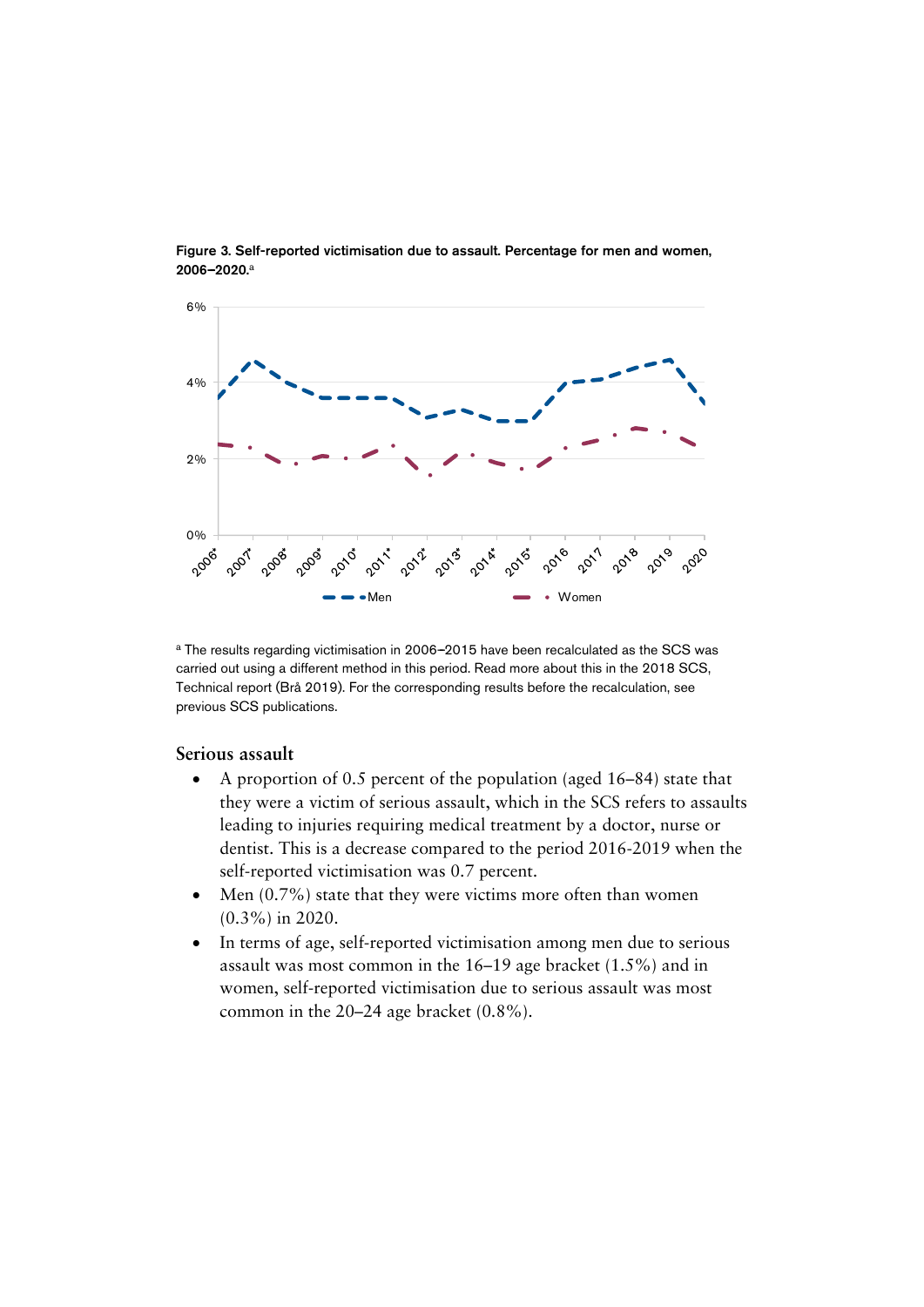**Figure 3. Self-reported victimisation due to assault. Percentage for men and women, 2006–2020.**[a]

[a] The results regarding victimisation in 2006–2015 have been recalculated as the SCS was carried out using a different method in this period. Read more about this in the 2018 SCS, Technical report (Brå 2019). For the corresponding results before the recalculation, see previous SCS publications.

## Serious assault

- A proportion of 0.5 percent of the population (aged 16–84) state that they were a victim of serious assault, which in the SCS refers to assaults leading to injuries requiring medical treatment by a doctor, nurse or dentist. This is a decrease compared to the period 2016-2019 when the self-reported victimisation was 0.7 percent.
- Men (0.7%) state that they were victims more often than women (0.3%) in 2020.
- In terms of age, self-reported victimisation among men due to serious assault was most common in the 16–19 age bracket (1.5%) and in women, self-reported victimisation due to serious assault was most common in the 20–24 age bracket (0.8%).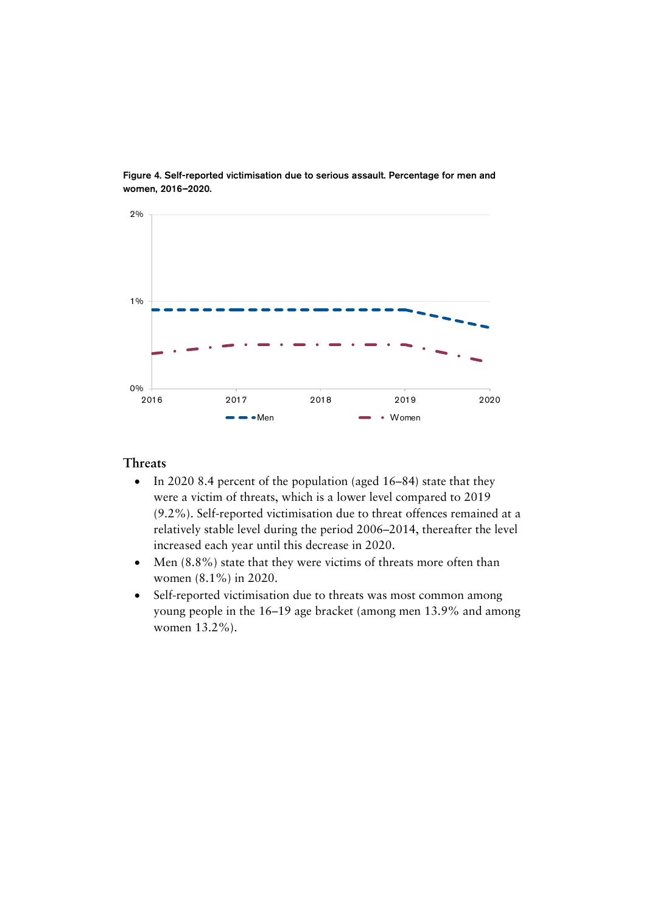**Figure 4. Self-reported victimisation due to serious assault. Percentage for men and women, 2016–2020.**

2%

1%

0%

2016 2017 2018 2019 2020

Men Women

### Threats

- In 2020 8.4 percent of the population (aged 16–84) state that they were a victim of threats, which is a lower level compared to 2019 (9.2%). Self-reported victimisation due to threat offences remained at a relatively stable level during the period 2006–2014, thereafter the level increased each year until this decrease in 2020.
- Men (8.8%) state that they were victims of threats more often than women (8.1%) in 2020.
- Self-reported victimisation due to threats was most common among young people in the 16–19 age bracket (among men 13.9% and among women 13.2%).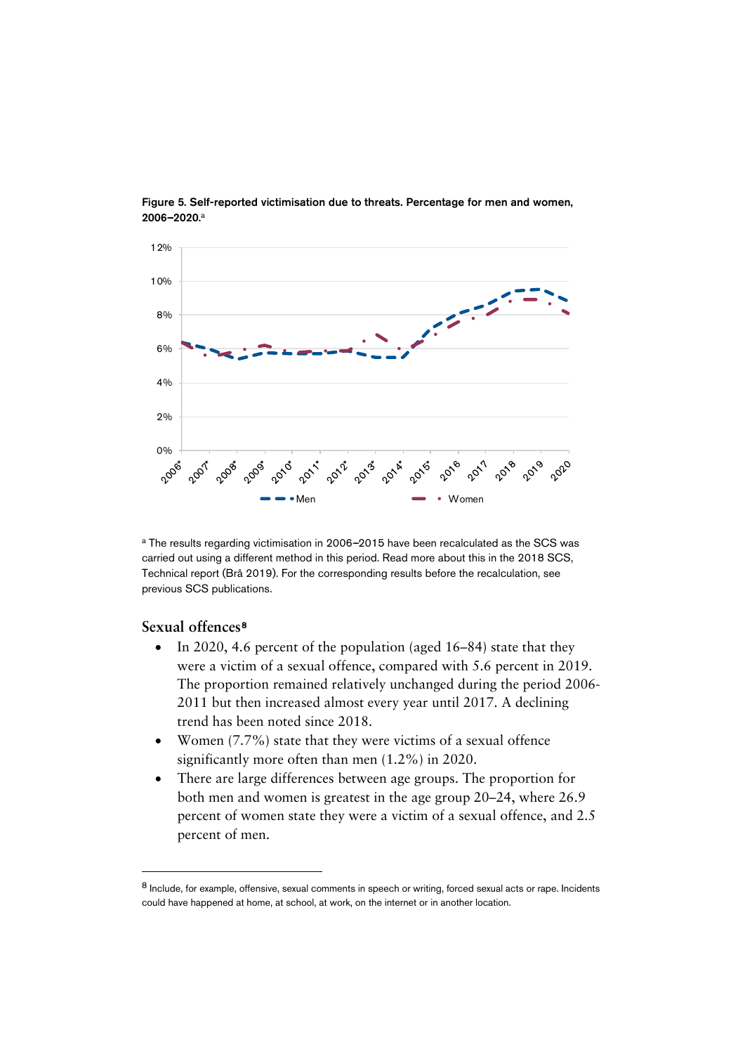**Figure 5. Self-reported victimisation due to threats. Percentage for men and women, 2006–2020.**[a]

[a] The results regarding victimisation in 2006–2015 have been recalculated as the SCS was carried out using a different method in this period. Read more about this in the 2018 SCS, Technical report (Brå 2019). For the corresponding results before the recalculation, see previous SCS publications.

## Sexual offences[8]

- In 2020, 4.6 percent of the population (aged 16–84) state that they were a victim of a sexual offence, compared with 5.6 percent in 2019. The proportion remained relatively unchanged during the period 2006-2011 but then increased almost every year until 2017. A declining trend has been noted since 2018.
- Women (7.7%) state that they were victims of a sexual offence significantly more often than men (1.2%) in 2020.
- There are large differences between age groups. The proportion for both men and women is greatest in the age group 20–24, where 26.9 percent of women state they were a victim of a sexual offence, and 2.5 percent of men.

[8] Include, for example, offensive, sexual comments in speech or writing, forced sexual acts or rape. Incidents could have happened at home, at school, at work, on the internet or in another location.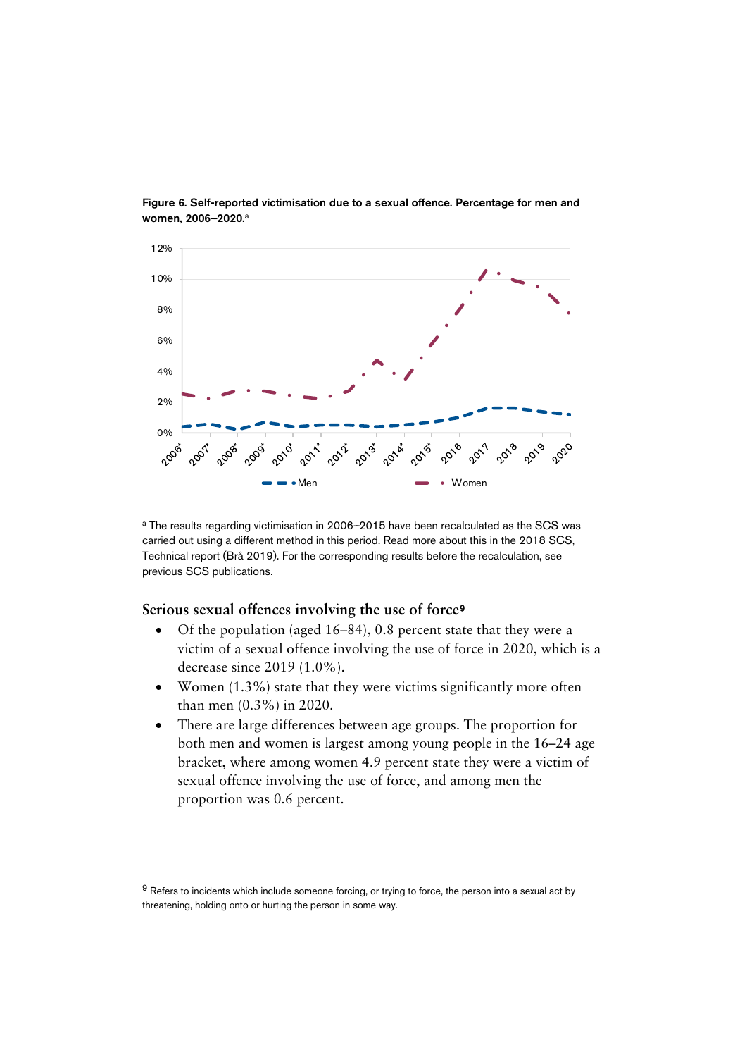**Figure 6. Self-reported victimisation due to a sexual offence. Percentage for men and women, 2006–2020.**[a]

[a] The results regarding victimisation in 2006–2015 have been recalculated as the SCS was carried out using a different method in this period. Read more about this in the 2018 SCS, Technical report (Brå 2019). For the corresponding results before the recalculation, see previous SCS publications.

## Serious sexual offences involving the use of force[9]

- Of the population (aged 16–84), 0.8 percent state that they were a victim of a sexual offence involving the use of force in 2020, which is a decrease since 2019 (1.0%).
- Women (1.3%) state that they were victims significantly more often than men (0.3%) in 2020.
- There are large differences between age groups. The proportion for both men and women is largest among young people in the 16–24 age bracket, where among women 4.9 percent state they were a victim of sexual offence involving the use of force, and among men the proportion was 0.6 percent.

[9] Refers to incidents which include someone forcing, or trying to force, the person into a sexual act by threatening, holding onto or hurting the person in some way.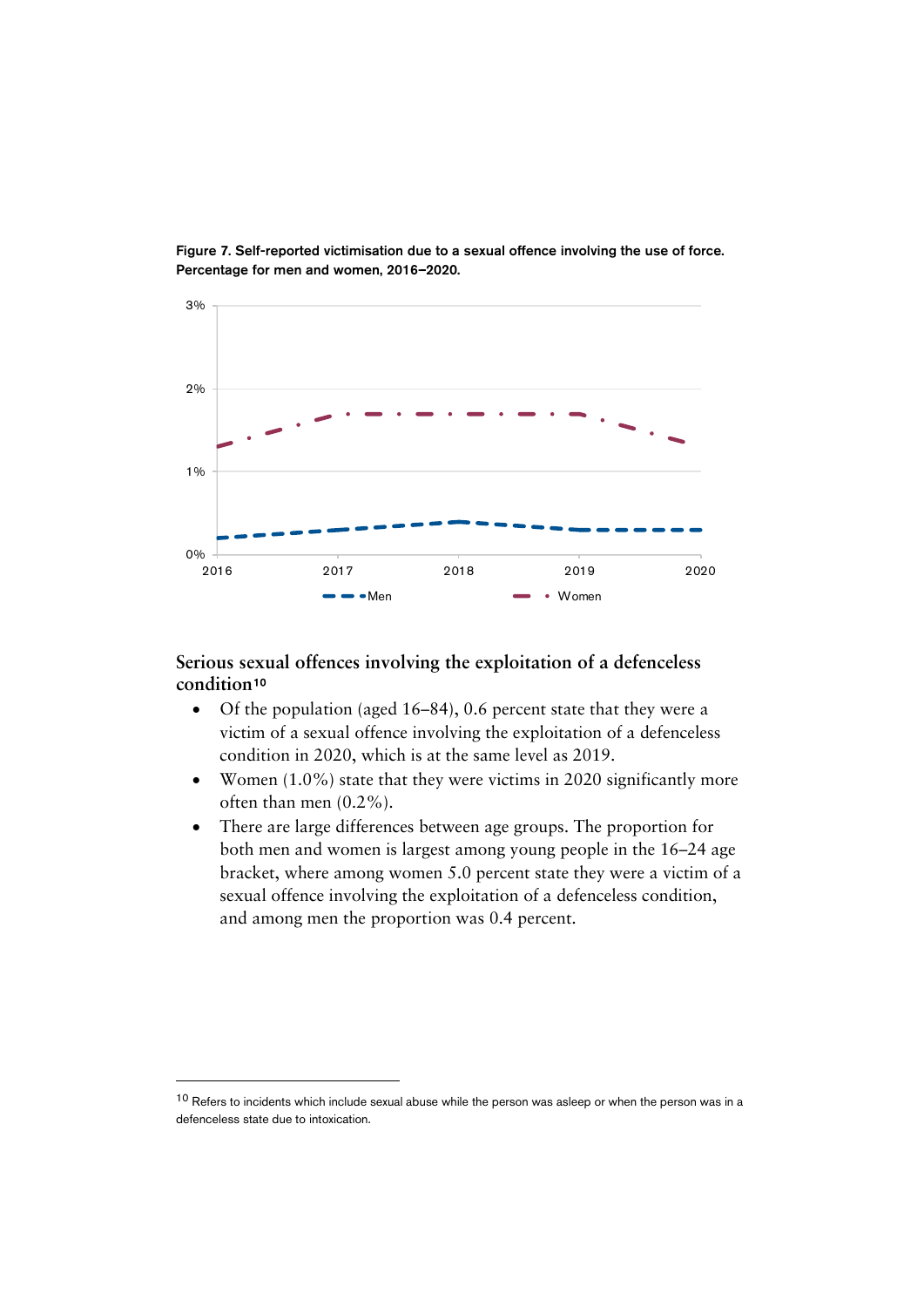**Figure 7. Self-reported victimisation due to a sexual offence involving the use of force. Percentage for men and women, 2016–2020.**

## Serious sexual offences involving the exploitation of a defenceless condition[10]

- Of the population (aged 16–84), 0.6 percent state that they were a victim of a sexual offence involving the exploitation of a defenceless condition in 2020, which is at the same level as 2019.
- Women (1.0%) state that they were victims in 2020 significantly more often than men (0.2%).
- There are large differences between age groups. The proportion for both men and women is largest among young people in the 16–24 age bracket, where among women 5.0 percent state they were a victim of a sexual offence involving the exploitation of a defenceless condition, and among men the proportion was 0.4 percent.

---

[10] Refers to incidents which include sexual abuse while the person was asleep or when the person was in a defenceless state due to intoxication.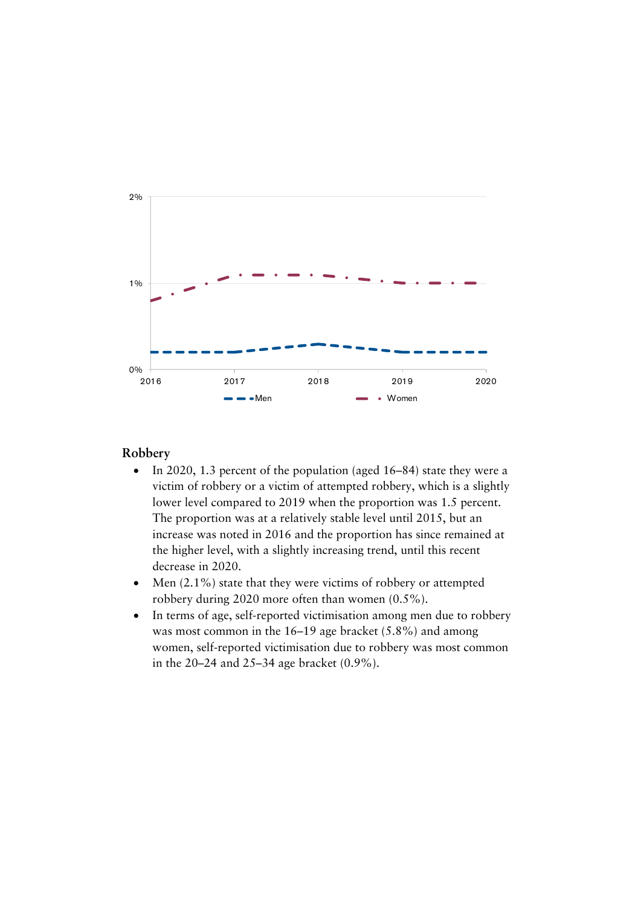## Robbery

- In 2020, 1.3 percent of the population (aged 16–84) state they were a victim of robbery or a victim of attempted robbery, which is a slightly lower level compared to 2019 when the proportion was 1.5 percent. The proportion was at a relatively stable level until 2015, but an increase was noted in 2016 and the proportion has since remained at the higher level, with a slightly increasing trend, until this recent decrease in 2020.
- Men (2.1%) state that they were victims of robbery or attempted robbery during 2020 more often than women (0.5%).
- In terms of age, self-reported victimisation among men due to robbery was most common in the 16–19 age bracket (5.8%) and among women, self-reported victimisation due to robbery was most common in the 20–24 and 25–34 age bracket (0.9%).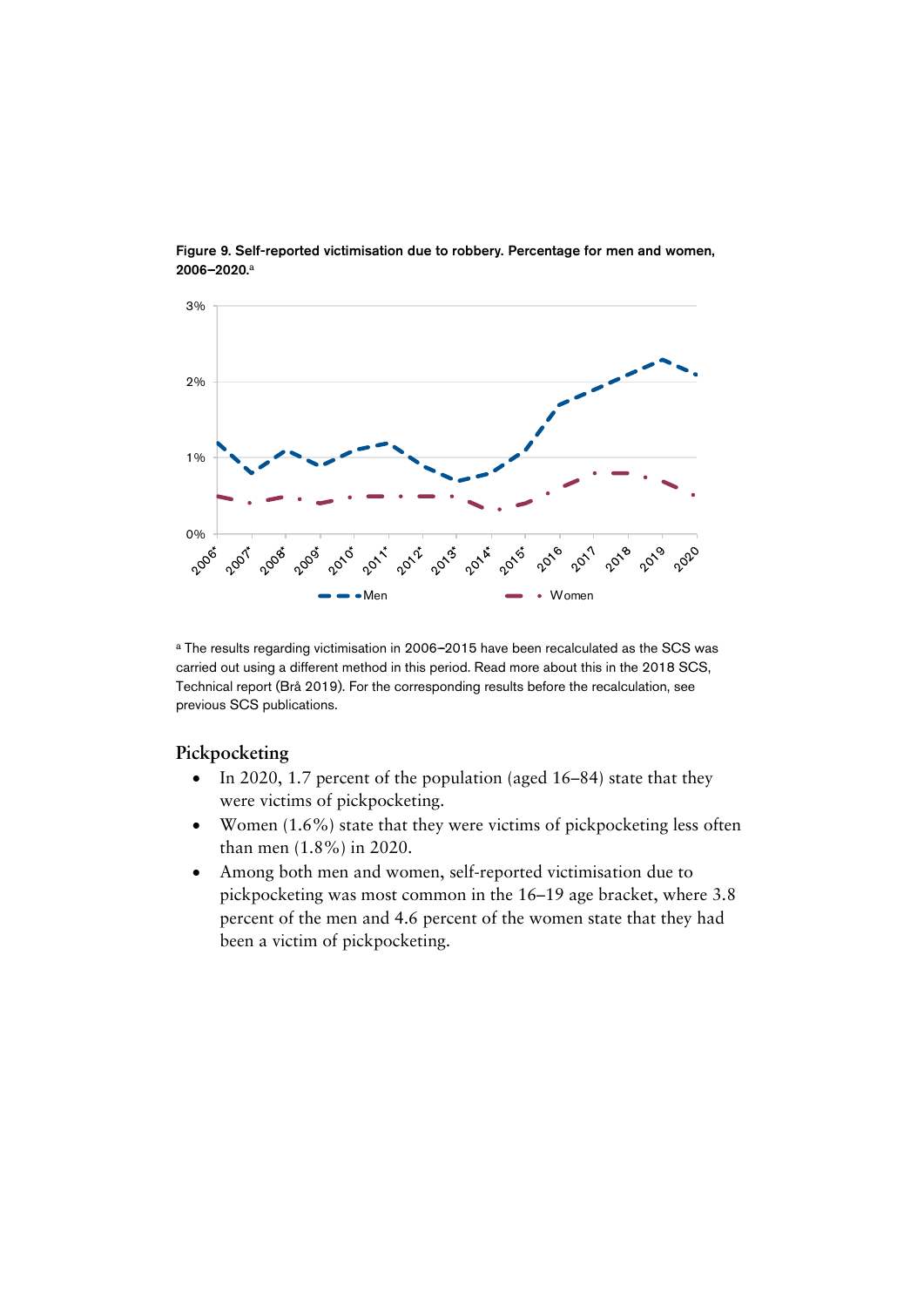**Figure 9. Self-reported victimisation due to robbery. Percentage for men and women, 2006–2020.**[a]

[a] The results regarding victimisation in 2006–2015 have been recalculated as the SCS was carried out using a different method in this period. Read more about this in the 2018 SCS, Technical report (Brå 2019). For the corresponding results before the recalculation, see previous SCS publications.

## Pickpocketing

- In 2020, 1.7 percent of the population (aged 16–84) state that they were victims of pickpocketing.
- Women (1.6%) state that they were victims of pickpocketing less often than men (1.8%) in 2020.
- Among both men and women, self-reported victimisation due to pickpocketing was most common in the 16–19 age bracket, where 3.8 percent of the men and 4.6 percent of the women state that they had been a victim of pickpocketing.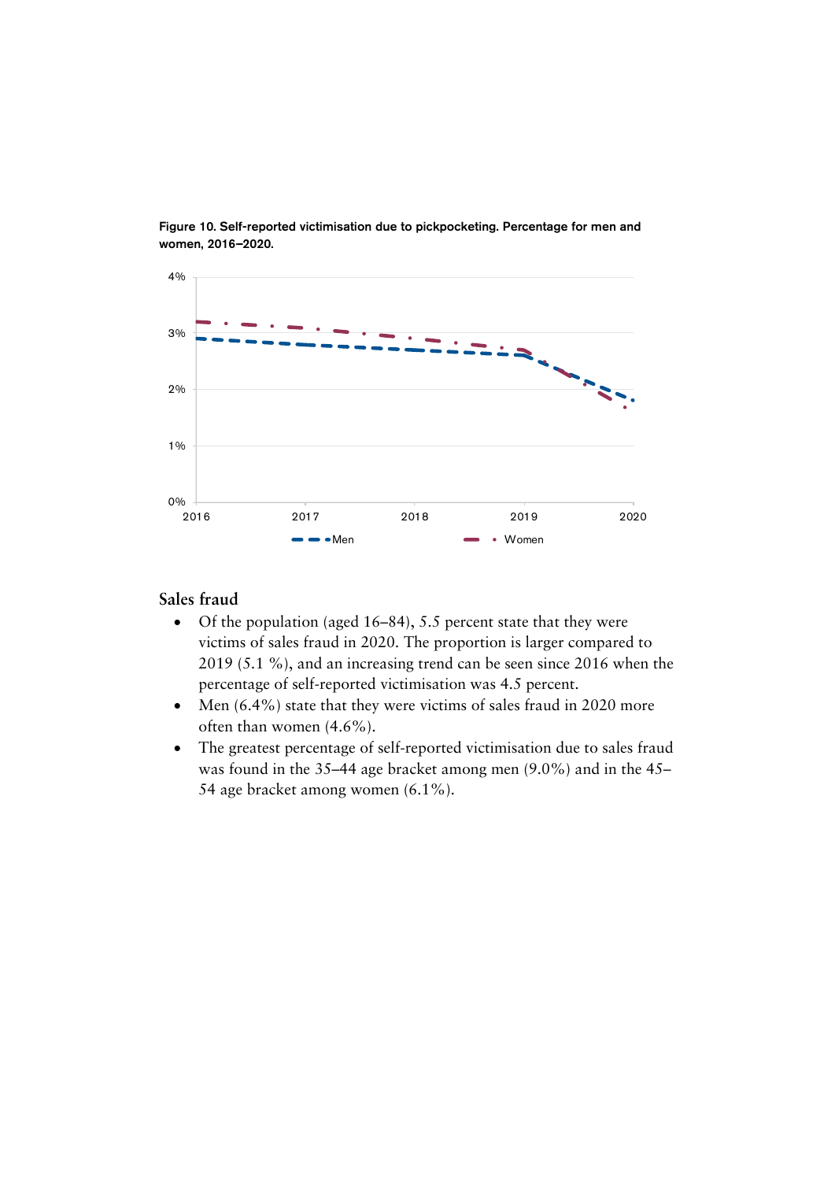**Figure 10. Self-reported victimisation due to pickpocketing. Percentage for men and women, 2016–2020.**

## Sales fraud

- Of the population (aged 16–84), 5.5 percent state that they were victims of sales fraud in 2020. The proportion is larger compared to 2019 (5.1 %), and an increasing trend can be seen since 2016 when the percentage of self-reported victimisation was 4.5 percent.
- Men (6.4%) state that they were victims of sales fraud in 2020 more often than women (4.6%).
- The greatest percentage of self-reported victimisation due to sales fraud was found in the 35–44 age bracket among men (9.0%) and in the 45–54 age bracket among women (6.1%).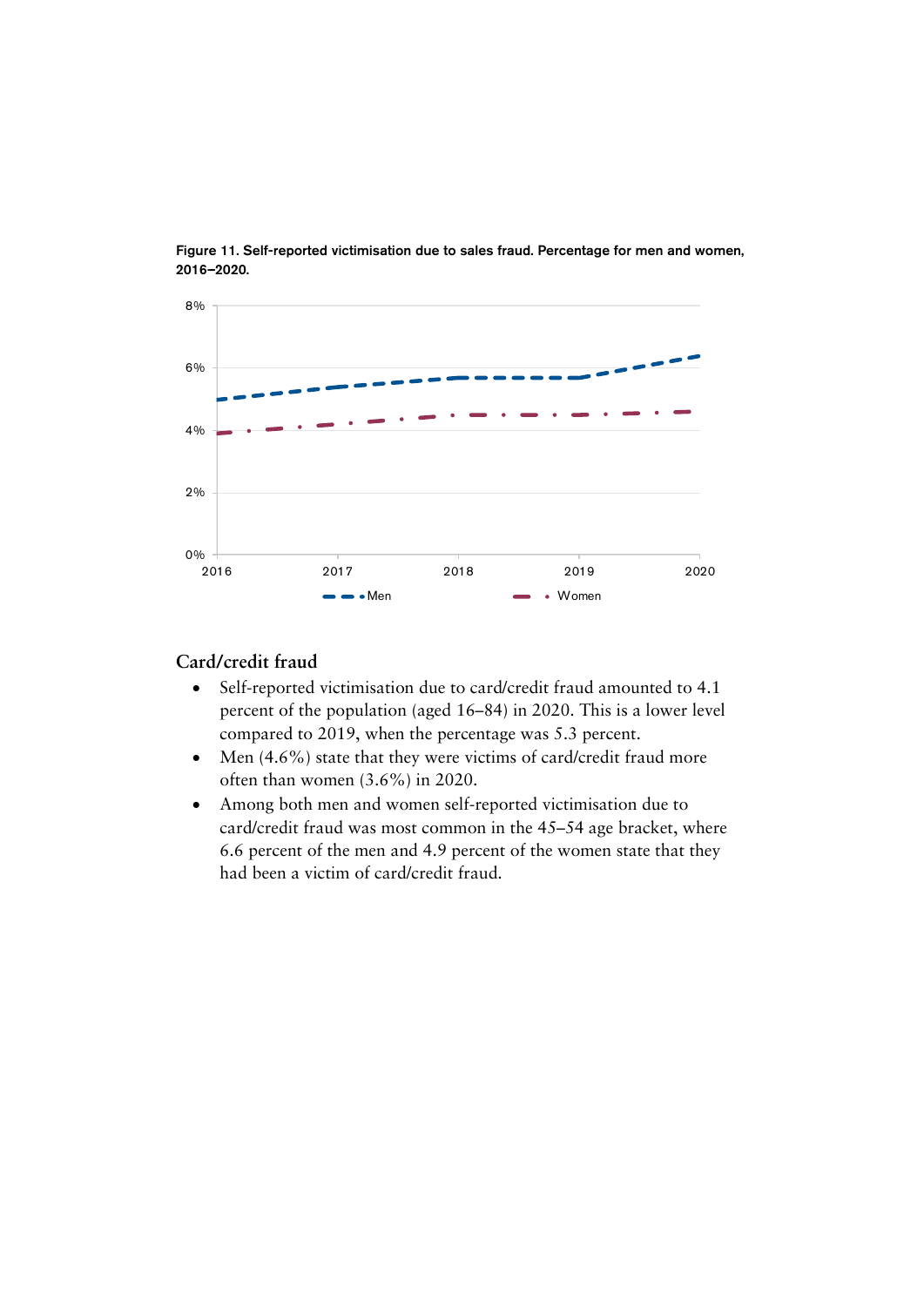Figure 11. Self-reported victimisation due to sales fraud. Percentage for men and women, 2016–2020.

## Card/credit fraud

- Self-reported victimisation due to card/credit fraud amounted to 4.1 percent of the population (aged 16–84) in 2020. This is a lower level compared to 2019, when the percentage was 5.3 percent.
- Men (4.6%) state that they were victims of card/credit fraud more often than women (3.6%) in 2020.
- Among both men and women self-reported victimisation due to card/credit fraud was most common in the 45–54 age bracket, where 6.6 percent of the men and 4.9 percent of the women state that they had been a victim of card/credit fraud.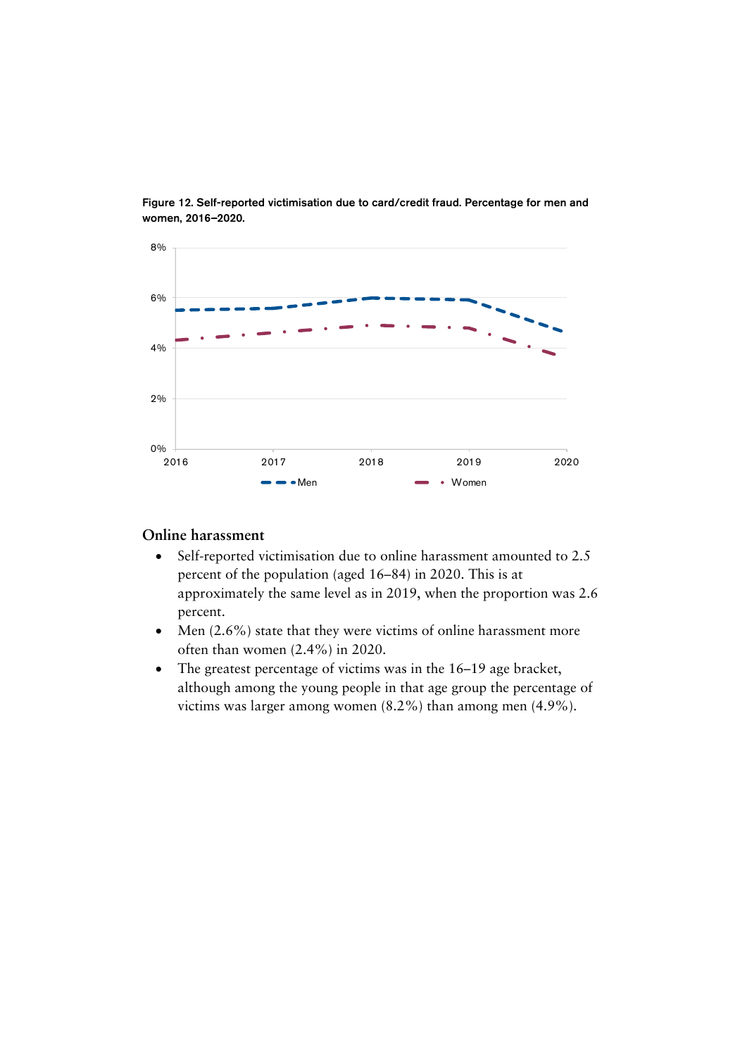**Figure 12. Self-reported victimisation due to card/credit fraud. Percentage for men and women, 2016–2020.**

## Online harassment

- Self-reported victimisation due to online harassment amounted to 2.5 percent of the population (aged 16–84) in 2020. This is at approximately the same level as in 2019, when the proportion was 2.6 percent.
- Men (2.6%) state that they were victims of online harassment more often than women (2.4%) in 2020.
- The greatest percentage of victims was in the 16–19 age bracket, although among the young people in that age group the percentage of victims was larger among women (8.2%) than among men (4.9%).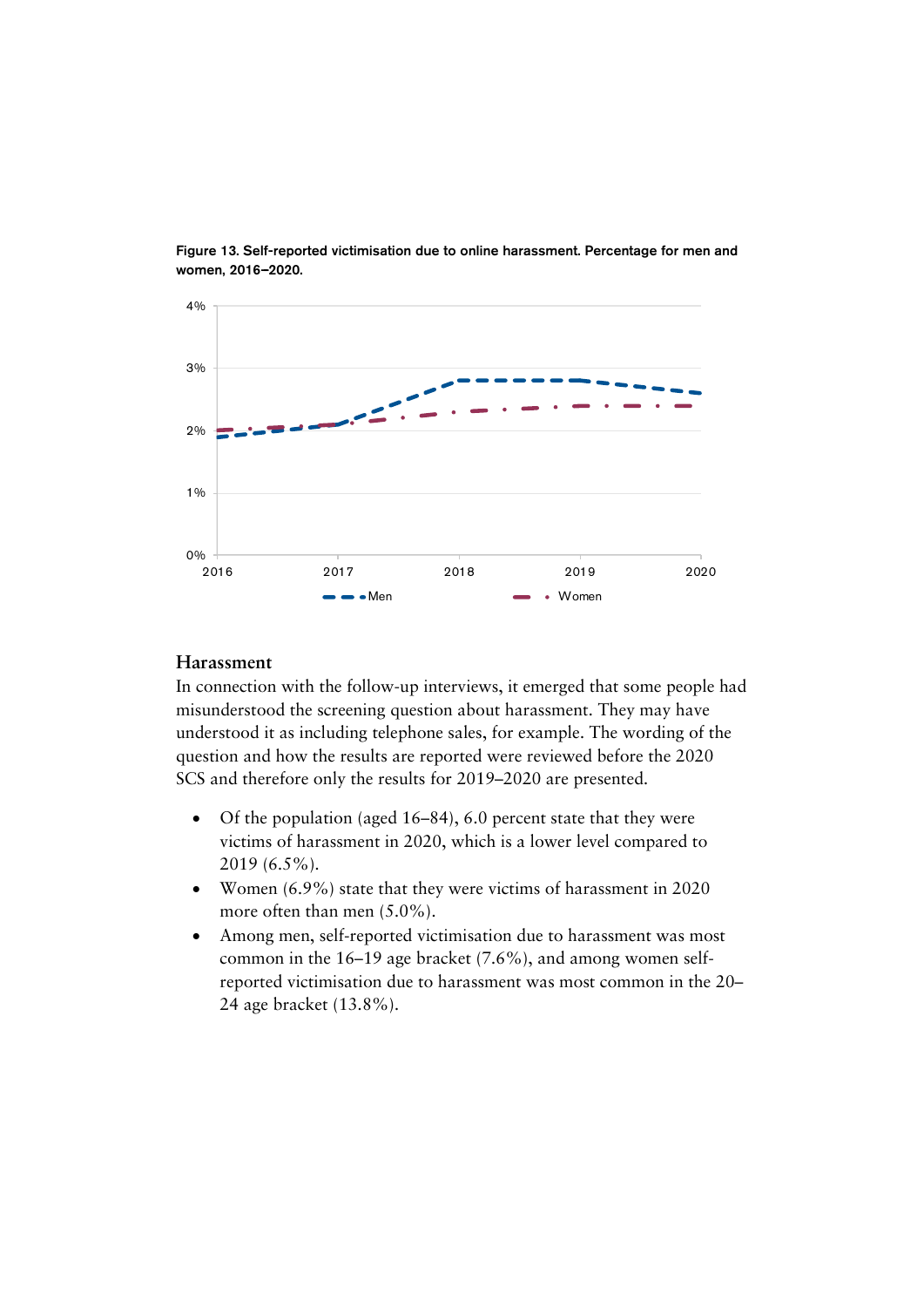**Figure 13. Self-reported victimisation due to online harassment. Percentage for men and women, 2016–2020.**

## Harassment

In connection with the follow-up interviews, it emerged that some people had misunderstood the screening question about harassment. They may have understood it as including telephone sales, for example. The wording of the question and how the results are reported were reviewed before the 2020 SCS and therefore only the results for 2019–2020 are presented.

- Of the population (aged 16–84), 6.0 percent state that they were victims of harassment in 2020, which is a lower level compared to 2019 (6.5%).
- Women (6.9%) state that they were victims of harassment in 2020 more often than men (5.0%).
- Among men, self-reported victimisation due to harassment was most common in the 16–19 age bracket (7.6%), and among women self-reported victimisation due to harassment was most common in the 20–24 age bracket (13.8%).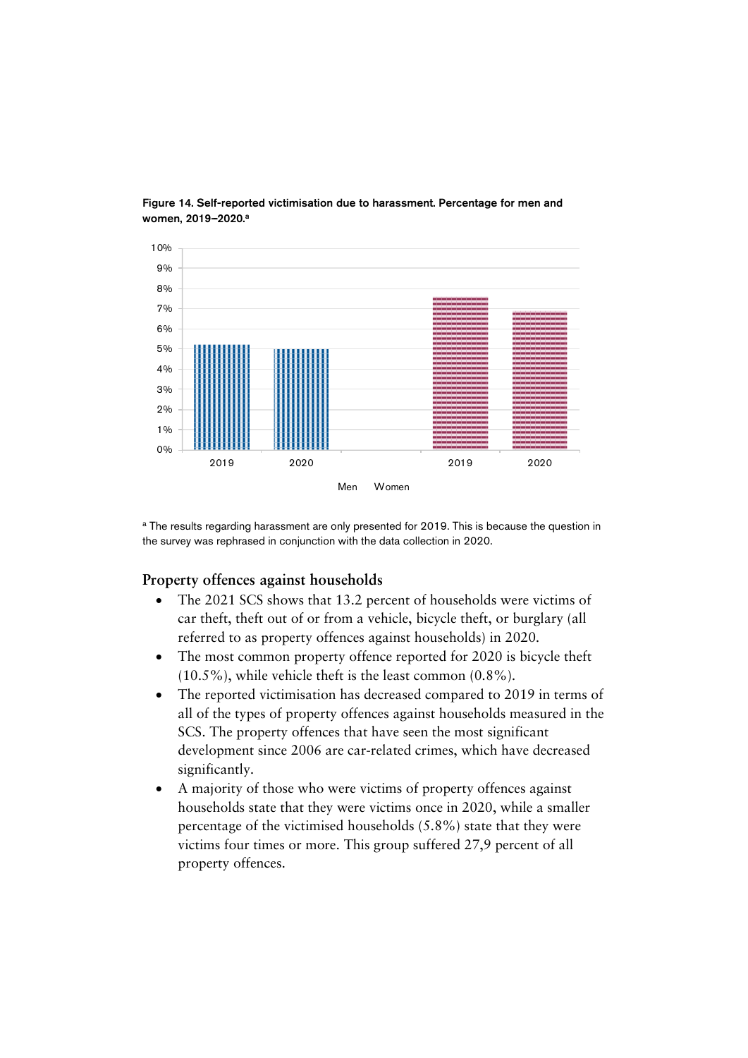**Figure 14. Self-reported victimisation due to harassment. Percentage for men and women, 2019–2020.[a]**

[a] The results regarding harassment are only presented for 2019. This is because the question in the survey was rephrased in conjunction with the data collection in 2020.

## Property offences against households

- The 2021 SCS shows that 13.2 percent of households were victims of car theft, theft out of or from a vehicle, bicycle theft, or burglary (all referred to as property offences against households) in 2020.
- The most common property offence reported for 2020 is bicycle theft (10.5%), while vehicle theft is the least common (0.8%).
- The reported victimisation has decreased compared to 2019 in terms of all of the types of property offences against households measured in the SCS. The property offences that have seen the most significant development since 2006 are car-related crimes, which have decreased significantly.
- A majority of those who were victims of property offences against households state that they were victims once in 2020, while a smaller percentage of the victimised households (5.8%) state that they were victims four times or more. This group suffered 27,9 percent of all property offences.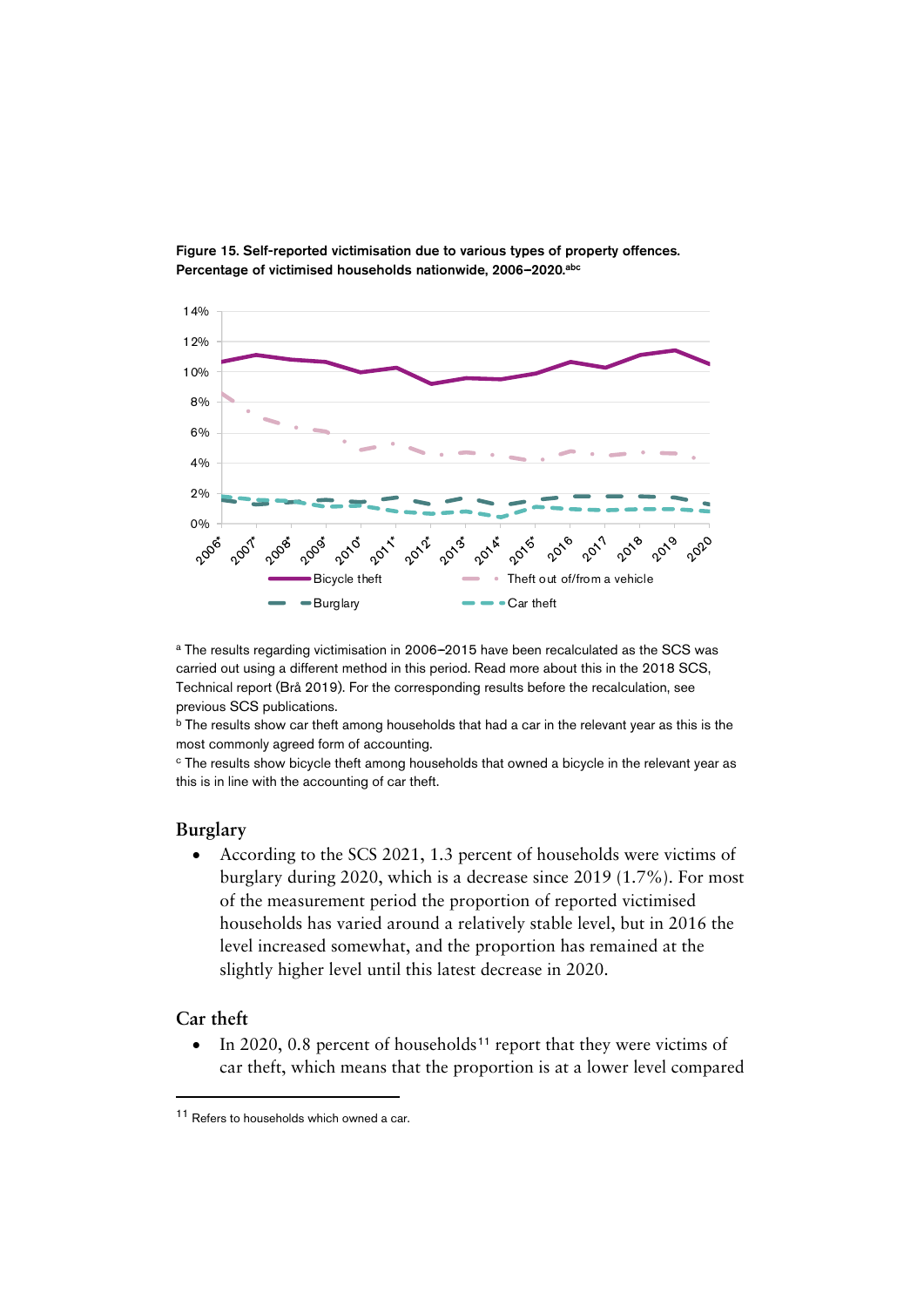**Figure 15. Self-reported victimisation due to various types of property offences. Percentage of victimised households nationwide, 2006–2020.[abc]**

[a] The results regarding victimisation in 2006–2015 have been recalculated as the SCS was carried out using a different method in this period. Read more about this in the 2018 SCS, Technical report (Brå 2019). For the corresponding results before the recalculation, see previous SCS publications.
[b] The results show car theft among households that had a car in the relevant year as this is the most commonly agreed form of accounting.
[c] The results show bicycle theft among households that owned a bicycle in the relevant year as this is in line with the accounting of car theft.

## Burglary

- According to the SCS 2021, 1.3 percent of households were victims of burglary during 2020, which is a decrease since 2019 (1.7%). For most of the measurement period the proportion of reported victimised households has varied around a relatively stable level, but in 2016 the level increased somewhat, and the proportion has remained at the slightly higher level until this latest decrease in 2020.

## Car theft

- In 2020, 0.8 percent of households[11] report that they were victims of car theft, which means that the proportion is at a lower level compared

[11] Refers to households which owned a car.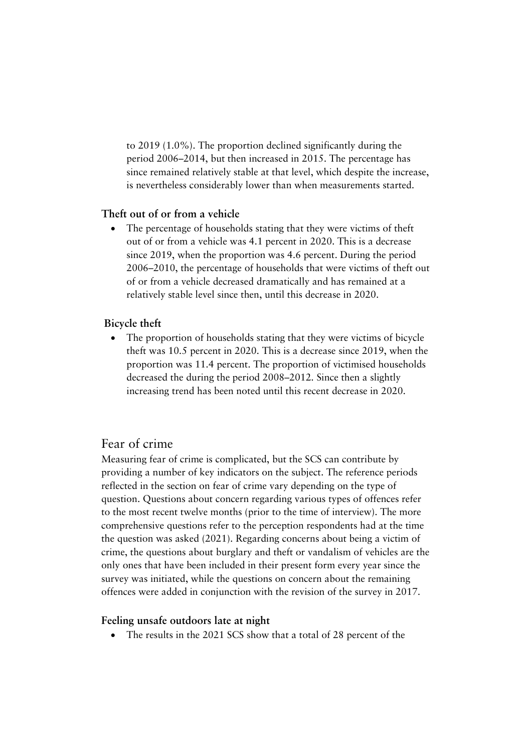to 2019 (1.0%). The proportion declined significantly during the period 2006–2014, but then increased in 2015. The percentage has since remained relatively stable at that level, which despite the increase, is nevertheless considerably lower than when measurements started.

**Theft out of or from a vehicle**

- The percentage of households stating that they were victims of theft out of or from a vehicle was 4.1 percent in 2020. This is a decrease since 2019, when the proportion was 4.6 percent. During the period 2006–2010, the percentage of households that were victims of theft out of or from a vehicle decreased dramatically and has remained at a relatively stable level since then, until this decrease in 2020.

**Bicycle theft**

- The proportion of households stating that they were victims of bicycle theft was 10.5 percent in 2020. This is a decrease since 2019, when the proportion was 11.4 percent. The proportion of victimised households decreased the during the period 2008–2012. Since then a slightly increasing trend has been noted until this recent decrease in 2020.

## Fear of crime

Measuring fear of crime is complicated, but the SCS can contribute by providing a number of key indicators on the subject. The reference periods reflected in the section on fear of crime vary depending on the type of question. Questions about concern regarding various types of offences refer to the most recent twelve months (prior to the time of interview). The more comprehensive questions refer to the perception respondents had at the time the question was asked (2021). Regarding concerns about being a victim of crime, the questions about burglary and theft or vandalism of vehicles are the only ones that have been included in their present form every year since the survey was initiated, while the questions on concern about the remaining offences were added in conjunction with the revision of the survey in 2017.

**Feeling unsafe outdoors late at night**

- The results in the 2021 SCS show that a total of 28 percent of the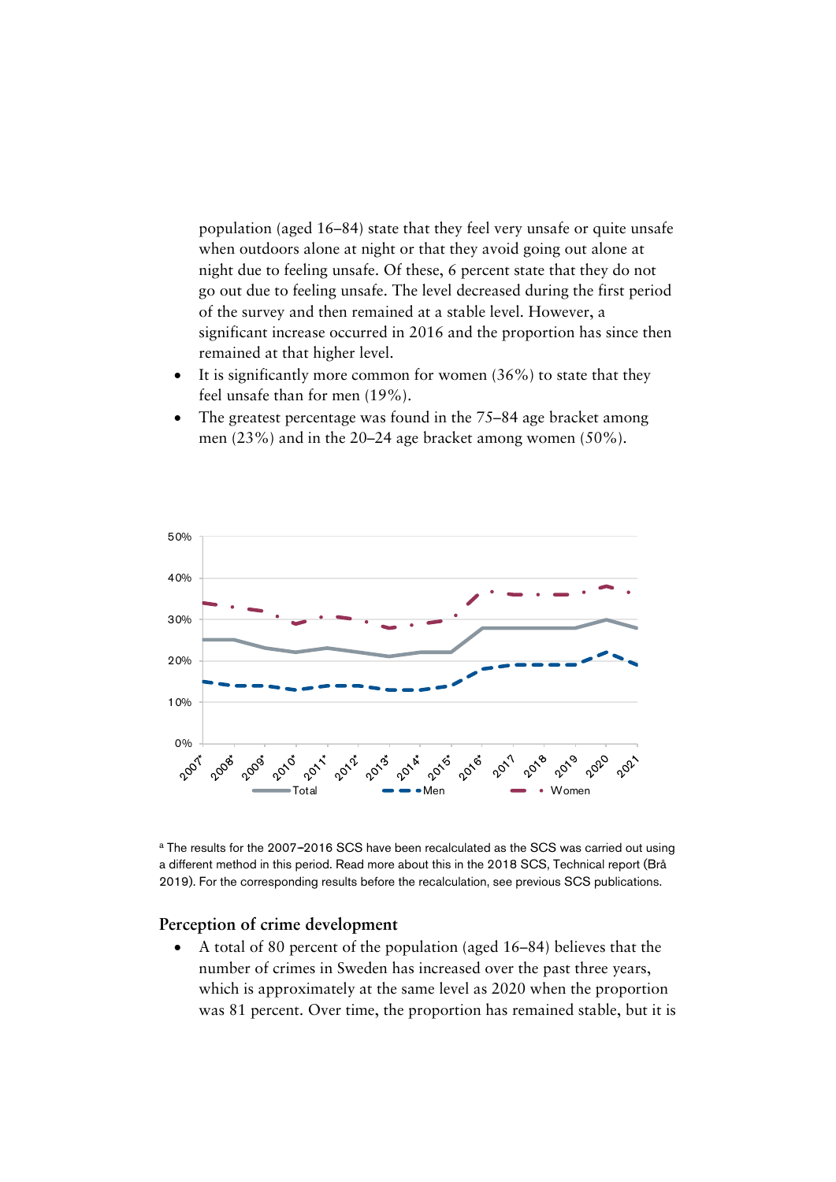population (aged 16–84) state that they feel very unsafe or quite unsafe when outdoors alone at night or that they avoid going out alone at night due to feeling unsafe. Of these, 6 percent state that they do not go out due to feeling unsafe. The level decreased during the first period of the survey and then remained at a stable level. However, a significant increase occurred in 2016 and the proportion has since then remained at that higher level.

- It is significantly more common for women (36%) to state that they feel unsafe than for men (19%).
- The greatest percentage was found in the 75–84 age bracket among men (23%) and in the 20–24 age bracket among women (50%).

[a] The results for the 2007–2016 SCS have been recalculated as the SCS was carried out using a different method in this period. Read more about this in the 2018 SCS, Technical report (Brå 2019). For the corresponding results before the recalculation, see previous SCS publications.

### Perception of crime development

- A total of 80 percent of the population (aged 16–84) believes that the number of crimes in Sweden has increased over the past three years, which is approximately at the same level as 2020 when the proportion was 81 percent. Over time, the proportion has remained stable, but it is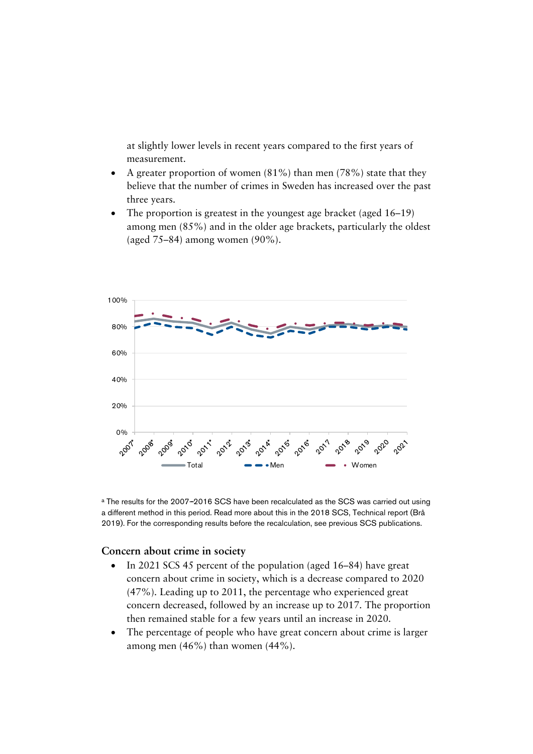at slightly lower levels in recent years compared to the first years of measurement.

- A greater proportion of women (81%) than men (78%) state that they believe that the number of crimes in Sweden has increased over the past three years.
- The proportion is greatest in the youngest age bracket (aged 16–19) among men (85%) and in the older age brackets, particularly the oldest (aged 75–84) among women (90%).

[a] The results for the 2007–2016 SCS have been recalculated as the SCS was carried out using a different method in this period. Read more about this in the 2018 SCS, Technical report (Brå 2019). For the corresponding results before the recalculation, see previous SCS publications.

### Concern about crime in society

- In 2021 SCS 45 percent of the population (aged 16–84) have great concern about crime in society, which is a decrease compared to 2020 (47%). Leading up to 2011, the percentage who experienced great concern decreased, followed by an increase up to 2017. The proportion then remained stable for a few years until an increase in 2020.
- The percentage of people who have great concern about crime is larger among men (46%) than women (44%).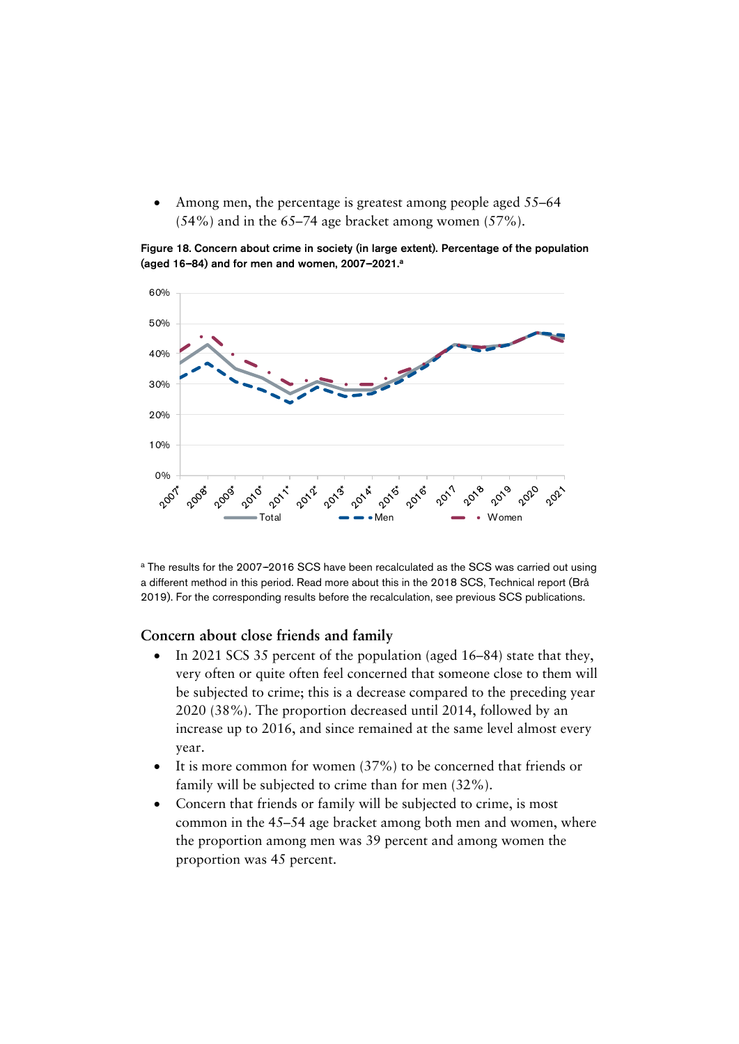- Among men, the percentage is greatest among people aged 55–64 (54%) and in the 65–74 age bracket among women (57%).

**Figure 18. Concern about crime in society (in large extent). Percentage of the population (aged 16–84) and for men and women, 2007–2021.[a]**

[a] The results for the 2007–2016 SCS have been recalculated as the SCS was carried out using a different method in this period. Read more about this in the 2018 SCS, Technical report (Brå 2019). For the corresponding results before the recalculation, see previous SCS publications.

## Concern about close friends and family

- In 2021 SCS 35 percent of the population (aged 16–84) state that they, very often or quite often feel concerned that someone close to them will be subjected to crime; this is a decrease compared to the preceding year 2020 (38%). The proportion decreased until 2014, followed by an increase up to 2016, and since remained at the same level almost every year.
- It is more common for women (37%) to be concerned that friends or family will be subjected to crime than for men (32%).
- Concern that friends or family will be subjected to crime, is most common in the 45–54 age bracket among both men and women, where the proportion among men was 39 percent and among women the proportion was 45 percent.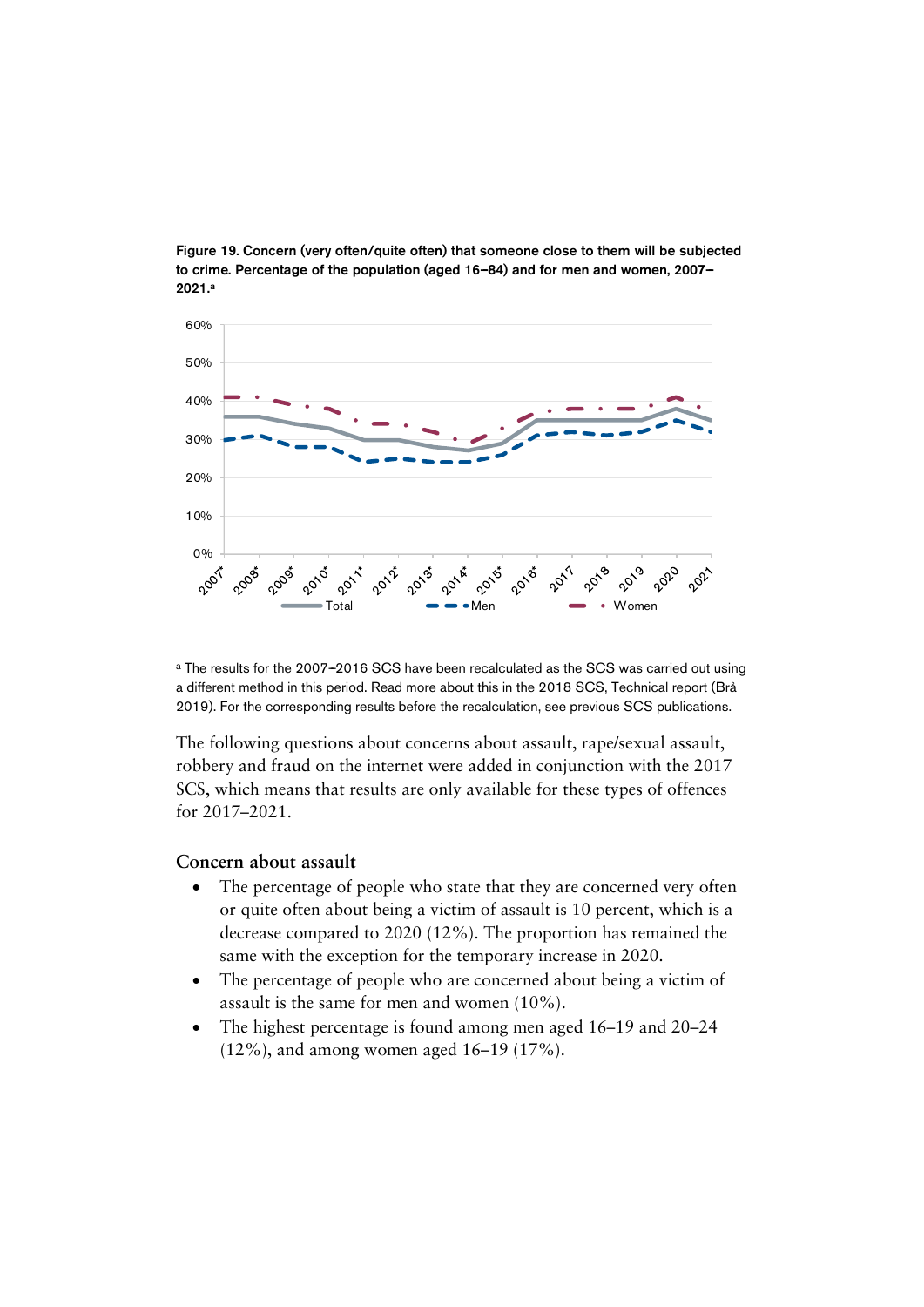**Figure 19. Concern (very often/quite often) that someone close to them will be subjected to crime. Percentage of the population (aged 16–84) and for men and women, 2007–2021.[a]**

[a] The results for the 2007–2016 SCS have been recalculated as the SCS was carried out using a different method in this period. Read more about this in the 2018 SCS, Technical report (Brå 2019). For the corresponding results before the recalculation, see previous SCS publications.

The following questions about concerns about assault, rape/sexual assault, robbery and fraud on the internet were added in conjunction with the 2017 SCS, which means that results are only available for these types of offences for 2017–2021.

### Concern about assault

- The percentage of people who state that they are concerned very often or quite often about being a victim of assault is 10 percent, which is a decrease compared to 2020 (12%). The proportion has remained the same with the exception for the temporary increase in 2020.
- The percentage of people who are concerned about being a victim of assault is the same for men and women (10%).
- The highest percentage is found among men aged 16–19 and 20–24 (12%), and among women aged 16–19 (17%).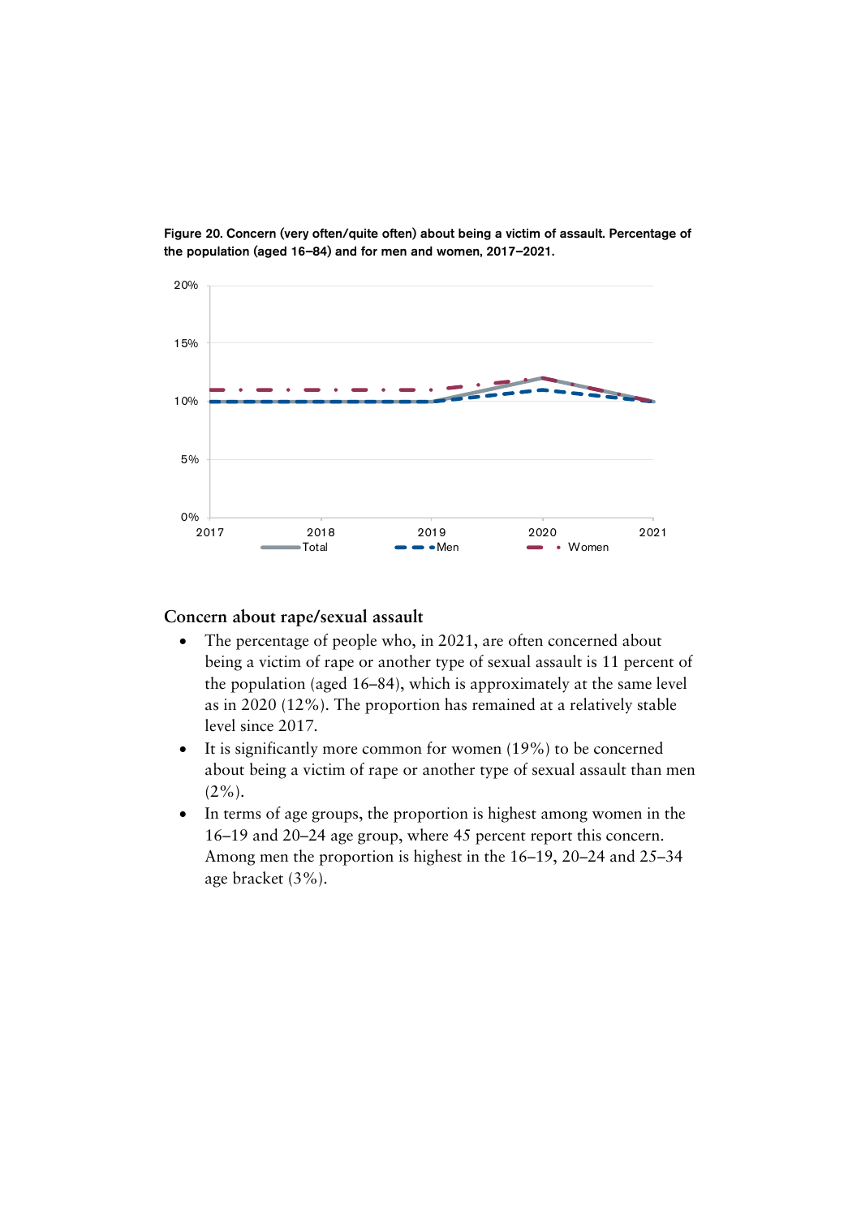Figure 20. Concern (very often/quite often) about being a victim of assault. Percentage of the population (aged 16–84) and for men and women, 2017–2021.

## Concern about rape/sexual assault

- The percentage of people who, in 2021, are often concerned about being a victim of rape or another type of sexual assault is 11 percent of the population (aged 16–84), which is approximately at the same level as in 2020 (12%). The proportion has remained at a relatively stable level since 2017.
- It is significantly more common for women (19%) to be concerned about being a victim of rape or another type of sexual assault than men (2%).
- In terms of age groups, the proportion is highest among women in the 16–19 and 20–24 age group, where 45 percent report this concern. Among men the proportion is highest in the 16–19, 20–24 and 25–34 age bracket (3%).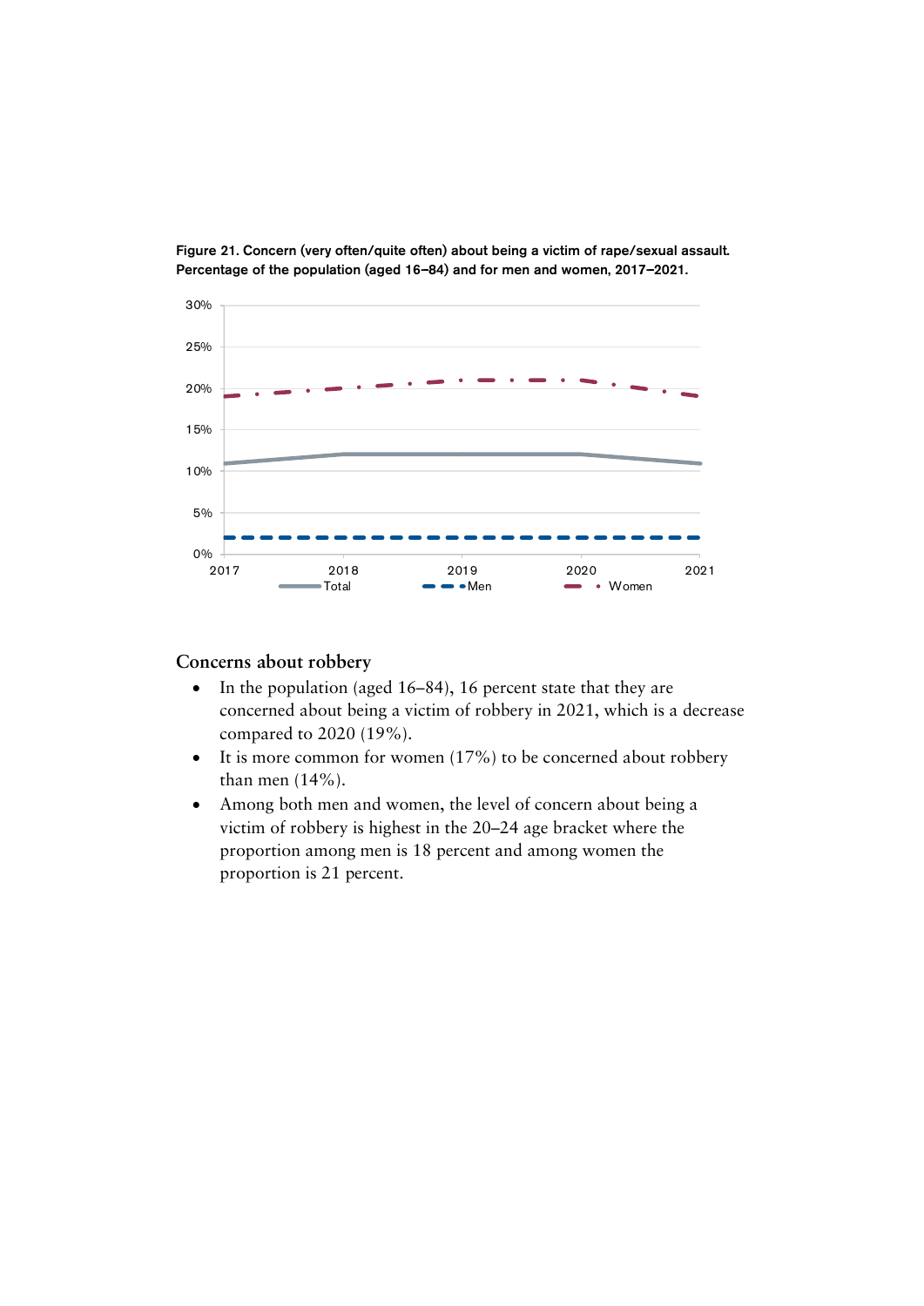Figure 21. Concern (very often/quite often) about being a victim of rape/sexual assault. Percentage of the population (aged 16–84) and for men and women, 2017–2021.

## Concerns about robbery

- In the population (aged 16–84), 16 percent state that they are concerned about being a victim of robbery in 2021, which is a decrease compared to 2020 (19%).
- It is more common for women (17%) to be concerned about robbery than men (14%).
- Among both men and women, the level of concern about being a victim of robbery is highest in the 20–24 age bracket where the proportion among men is 18 percent and among women the proportion is 21 percent.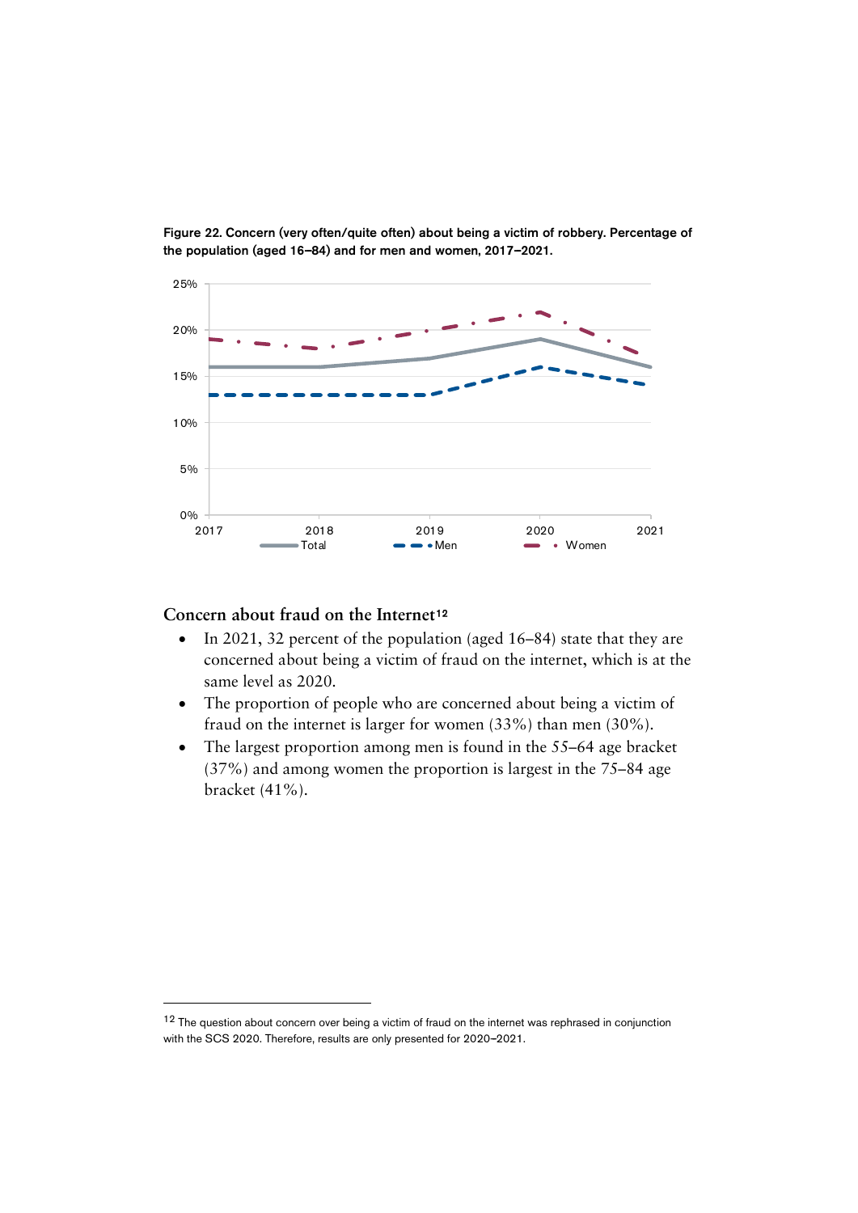Figure 22. Concern (very often/quite often) about being a victim of robbery. Percentage of the population (aged 16–84) and for men and women, 2017–2021.

## Concern about fraud on the Internet[12]

- In 2021, 32 percent of the population (aged 16–84) state that they are concerned about being a victim of fraud on the internet, which is at the same level as 2020.
- The proportion of people who are concerned about being a victim of fraud on the internet is larger for women (33%) than men (30%).
- The largest proportion among men is found in the 55–64 age bracket (37%) and among women the proportion is largest in the 75–84 age bracket (41%).

[12] The question about concern over being a victim of fraud on the internet was rephrased in conjunction with the SCS 2020. Therefore, results are only presented for 2020–2021.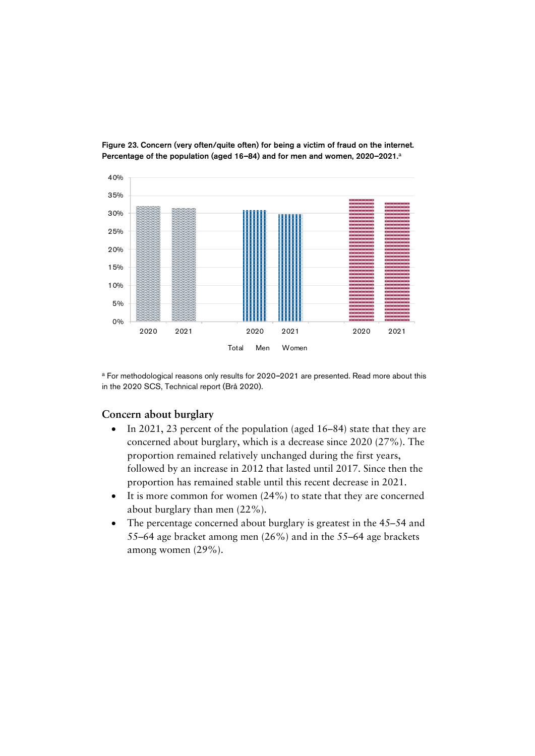**Figure 23. Concern (very often/quite often) for being a victim of fraud on the internet. Percentage of the population (aged 16–84) and for men and women, 2020–2021.**[a]

[a] For methodological reasons only results for 2020–2021 are presented. Read more about this in the 2020 SCS, Technical report (Brå 2020).

### Concern about burglary

- In 2021, 23 percent of the population (aged 16–84) state that they are concerned about burglary, which is a decrease since 2020 (27%). The proportion remained relatively unchanged during the first years, followed by an increase in 2012 that lasted until 2017. Since then the proportion has remained stable until this recent decrease in 2021.
- It is more common for women (24%) to state that they are concerned about burglary than men (22%).
- The percentage concerned about burglary is greatest in the 45–54 and 55–64 age bracket among men (26%) and in the 55–64 age brackets among women (29%).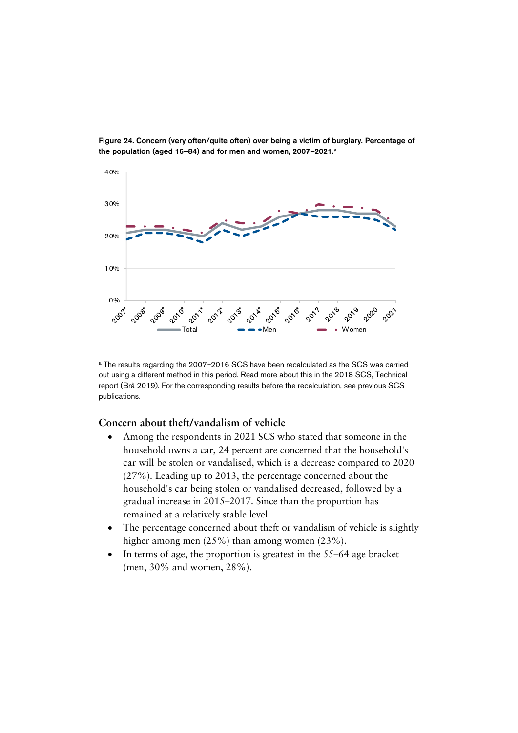**Figure 24. Concern (very often/quite often) over being a victim of burglary. Percentage of the population (aged 16–84) and for men and women, 2007–2021.**[a]

[a] The results regarding the 2007–2016 SCS have been recalculated as the SCS was carried out using a different method in this period. Read more about this in the 2018 SCS, Technical report (Brå 2019). For the corresponding results before the recalculation, see previous SCS publications.

### Concern about theft/vandalism of vehicle

- Among the respondents in 2021 SCS who stated that someone in the household owns a car, 24 percent are concerned that the household's car will be stolen or vandalised, which is a decrease compared to 2020 (27%). Leading up to 2013, the percentage concerned about the household's car being stolen or vandalised decreased, followed by a gradual increase in 2015–2017. Since than the proportion has remained at a relatively stable level.
- The percentage concerned about theft or vandalism of vehicle is slightly higher among men (25%) than among women (23%).
- In terms of age, the proportion is greatest in the 55–64 age bracket (men, 30% and women, 28%).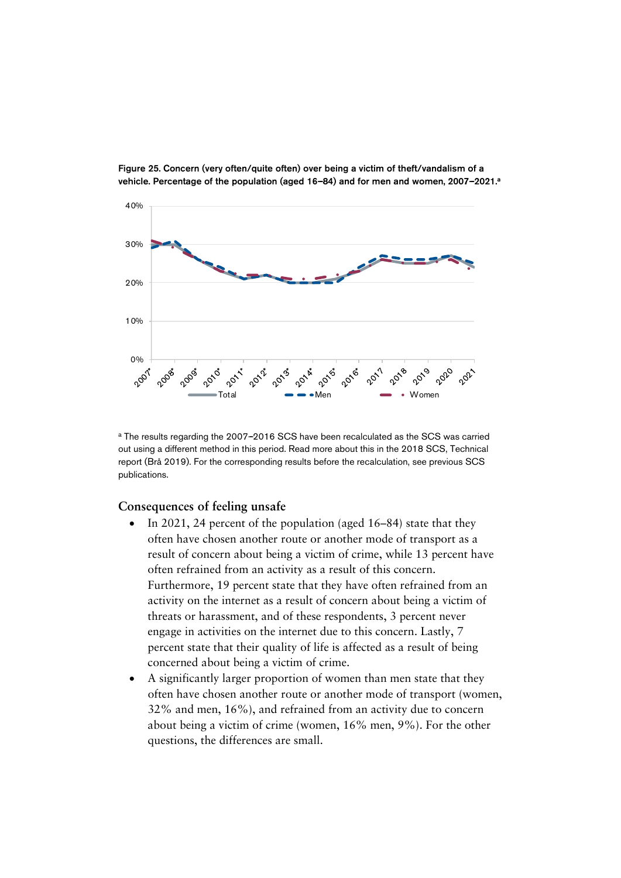**Figure 25. Concern (very often/quite often) over being a victim of theft/vandalism of a vehicle. Percentage of the population (aged 16–84) and for men and women, 2007–2021.[a]**

[a] The results regarding the 2007–2016 SCS have been recalculated as the SCS was carried out using a different method in this period. Read more about this in the 2018 SCS, Technical report (Brå 2019). For the corresponding results before the recalculation, see previous SCS publications.

## Consequences of feeling unsafe

- In 2021, 24 percent of the population (aged 16–84) state that they often have chosen another route or another mode of transport as a result of concern about being a victim of crime, while 13 percent have often refrained from an activity as a result of this concern. Furthermore, 19 percent state that they have often refrained from an activity on the internet as a result of concern about being a victim of threats or harassment, and of these respondents, 3 percent never engage in activities on the internet due to this concern. Lastly, 7 percent state that their quality of life is affected as a result of being concerned about being a victim of crime.
- A significantly larger proportion of women than men state that they often have chosen another route or another mode of transport (women, 32% and men, 16%), and refrained from an activity due to concern about being a victim of crime (women, 16% men, 9%). For the other questions, the differences are small.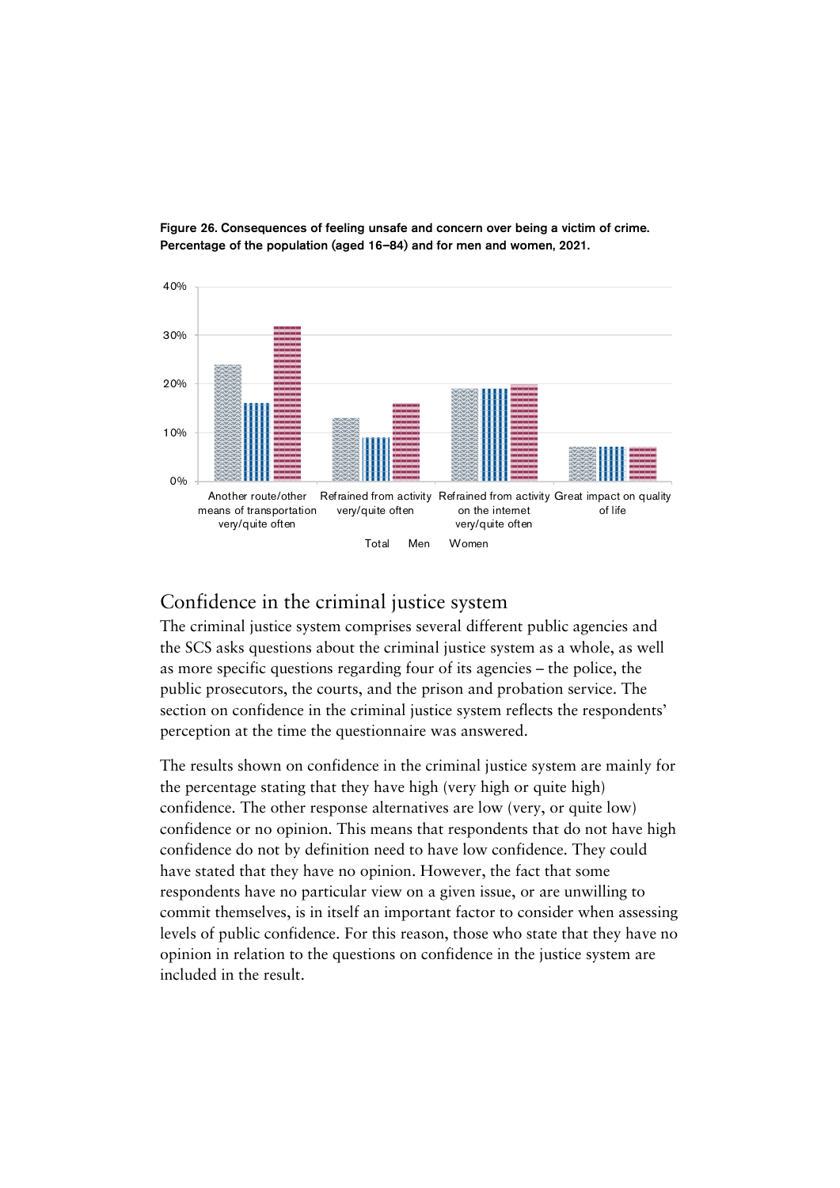**Figure 26. Consequences of feeling unsafe and concern over being a victim of crime. Percentage of the population (aged 16–84) and for men and women, 2021.**

| | Total | Men | Women |
|---|---|---|---|
| Another route/other means of transportation very/quite often | 24% | 16% | 32% |
| Refrained from activity very/quite often | 13% | 9% | 16% |
| Refrained from activity on the internet very/quite often | 19% | 19% | 20% |
| Great impact on quality of life | 7% | 7% | 7% |

## Confidence in the criminal justice system

The criminal justice system comprises several different public agencies and the SCS asks questions about the criminal justice system as a whole, as well as more specific questions regarding four of its agencies – the police, the public prosecutors, the courts, and the prison and probation service. The section on confidence in the criminal justice system reflects the respondents' perception at the time the questionnaire was answered.

The results shown on confidence in the criminal justice system are mainly for the percentage stating that they have high (very high or quite high) confidence. The other response alternatives are low (very, or quite low) confidence or no opinion. This means that respondents that do not have high confidence do not by definition need to have low confidence. They could have stated that they have no opinion. However, the fact that some respondents have no particular view on a given issue, or are unwilling to commit themselves, is in itself an important factor to consider when assessing levels of public confidence. For this reason, those who state that they have no opinion in relation to the questions on confidence in the justice system are included in the result.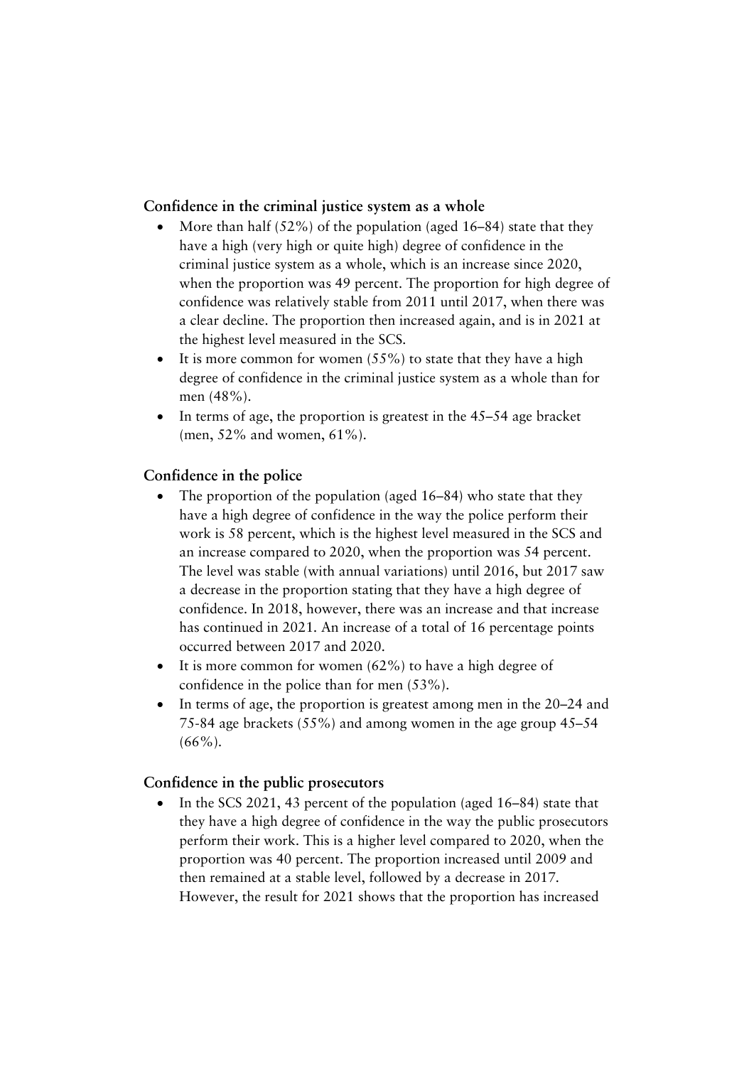### Confidence in the criminal justice system as a whole

- More than half (52%) of the population (aged 16–84) state that they have a high (very high or quite high) degree of confidence in the criminal justice system as a whole, which is an increase since 2020, when the proportion was 49 percent. The proportion for high degree of confidence was relatively stable from 2011 until 2017, when there was a clear decline. The proportion then increased again, and is in 2021 at the highest level measured in the SCS.
- It is more common for women (55%) to state that they have a high degree of confidence in the criminal justice system as a whole than for men (48%).
- In terms of age, the proportion is greatest in the 45–54 age bracket (men, 52% and women, 61%).

### Confidence in the police

- The proportion of the population (aged 16–84) who state that they have a high degree of confidence in the way the police perform their work is 58 percent, which is the highest level measured in the SCS and an increase compared to 2020, when the proportion was 54 percent. The level was stable (with annual variations) until 2016, but 2017 saw a decrease in the proportion stating that they have a high degree of confidence. In 2018, however, there was an increase and that increase has continued in 2021. An increase of a total of 16 percentage points occurred between 2017 and 2020.
- It is more common for women (62%) to have a high degree of confidence in the police than for men (53%).
- In terms of age, the proportion is greatest among men in the 20–24 and 75-84 age brackets (55%) and among women in the age group 45–54 (66%).

### Confidence in the public prosecutors

- In the SCS 2021, 43 percent of the population (aged 16–84) state that they have a high degree of confidence in the way the public prosecutors perform their work. This is a higher level compared to 2020, when the proportion was 40 percent. The proportion increased until 2009 and then remained at a stable level, followed by a decrease in 2017. However, the result for 2021 shows that the proportion has increased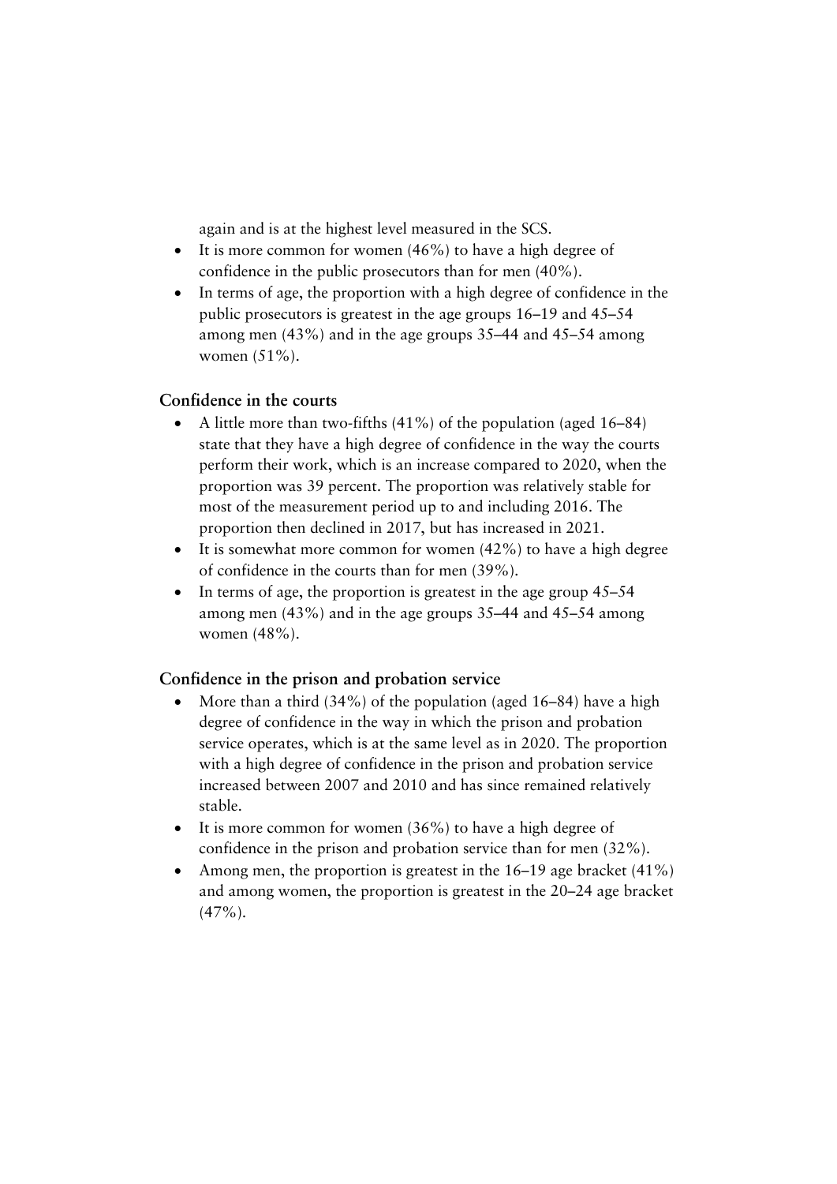again and is at the highest level measured in the SCS.

- It is more common for women (46%) to have a high degree of confidence in the public prosecutors than for men (40%).
- In terms of age, the proportion with a high degree of confidence in the public prosecutors is greatest in the age groups 16–19 and 45–54 among men (43%) and in the age groups 35–44 and 45–54 among women (51%).

### Confidence in the courts

- A little more than two-fifths (41%) of the population (aged 16–84) state that they have a high degree of confidence in the way the courts perform their work, which is an increase compared to 2020, when the proportion was 39 percent. The proportion was relatively stable for most of the measurement period up to and including 2016. The proportion then declined in 2017, but has increased in 2021.
- It is somewhat more common for women (42%) to have a high degree of confidence in the courts than for men (39%).
- In terms of age, the proportion is greatest in the age group 45–54 among men (43%) and in the age groups 35–44 and 45–54 among women (48%).

### Confidence in the prison and probation service

- More than a third (34%) of the population (aged 16–84) have a high degree of confidence in the way in which the prison and probation service operates, which is at the same level as in 2020. The proportion with a high degree of confidence in the prison and probation service increased between 2007 and 2010 and has since remained relatively stable.
- It is more common for women (36%) to have a high degree of confidence in the prison and probation service than for men (32%).
- Among men, the proportion is greatest in the 16–19 age bracket (41%) and among women, the proportion is greatest in the 20–24 age bracket (47%).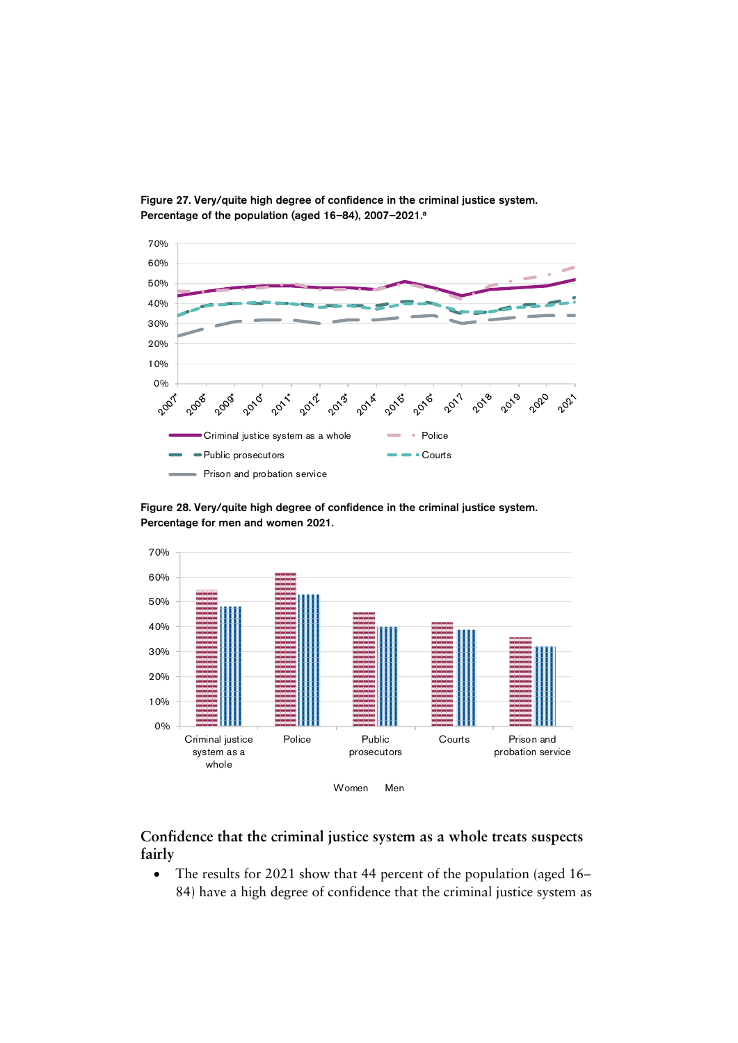**Figure 27. Very/quite high degree of confidence in the criminal justice system. Percentage of the population (aged 16–84), 2007–2021.[a]**

**Figure 28. Very/quite high degree of confidence in the criminal justice system. Percentage for men and women 2021.**

### Confidence that the criminal justice system as a whole treats suspects fairly

- The results for 2021 show that 44 percent of the population (aged 16–84) have a high degree of confidence that the criminal justice system as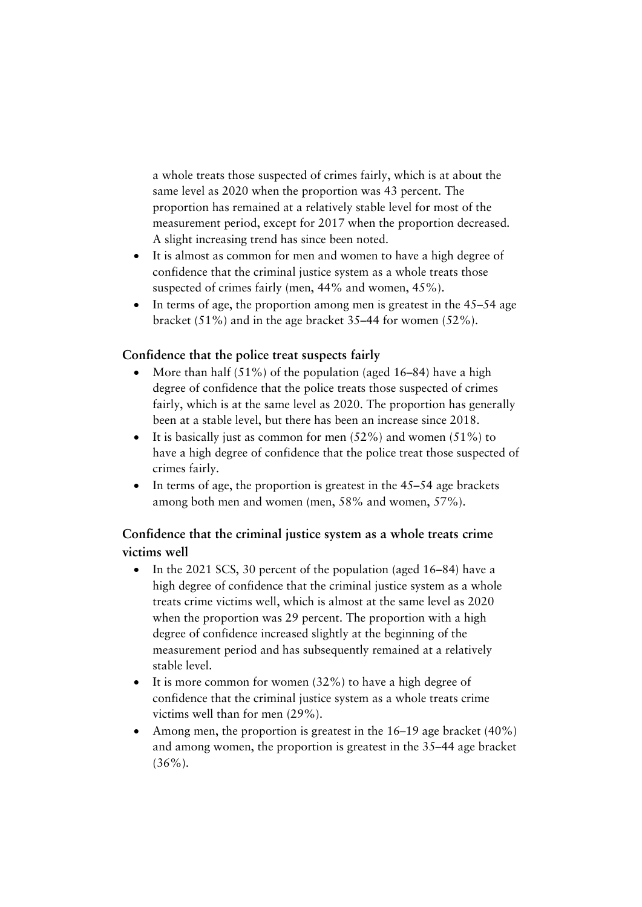a whole treats those suspected of crimes fairly, which is at about the same level as 2020 when the proportion was 43 percent. The proportion has remained at a relatively stable level for most of the measurement period, except for 2017 when the proportion decreased. A slight increasing trend has since been noted.

- It is almost as common for men and women to have a high degree of confidence that the criminal justice system as a whole treats those suspected of crimes fairly (men, 44% and women, 45%).
- In terms of age, the proportion among men is greatest in the 45–54 age bracket (51%) and in the age bracket 35–44 for women (52%).

### Confidence that the police treat suspects fairly

- More than half (51%) of the population (aged 16–84) have a high degree of confidence that the police treats those suspected of crimes fairly, which is at the same level as 2020. The proportion has generally been at a stable level, but there has been an increase since 2018.
- It is basically just as common for men (52%) and women (51%) to have a high degree of confidence that the police treat those suspected of crimes fairly.
- In terms of age, the proportion is greatest in the 45–54 age brackets among both men and women (men, 58% and women, 57%).

### Confidence that the criminal justice system as a whole treats crime victims well

- In the 2021 SCS, 30 percent of the population (aged 16–84) have a high degree of confidence that the criminal justice system as a whole treats crime victims well, which is almost at the same level as 2020 when the proportion was 29 percent. The proportion with a high degree of confidence increased slightly at the beginning of the measurement period and has subsequently remained at a relatively stable level.
- It is more common for women (32%) to have a high degree of confidence that the criminal justice system as a whole treats crime victims well than for men (29%).
- Among men, the proportion is greatest in the 16–19 age bracket (40%) and among women, the proportion is greatest in the 35–44 age bracket (36%).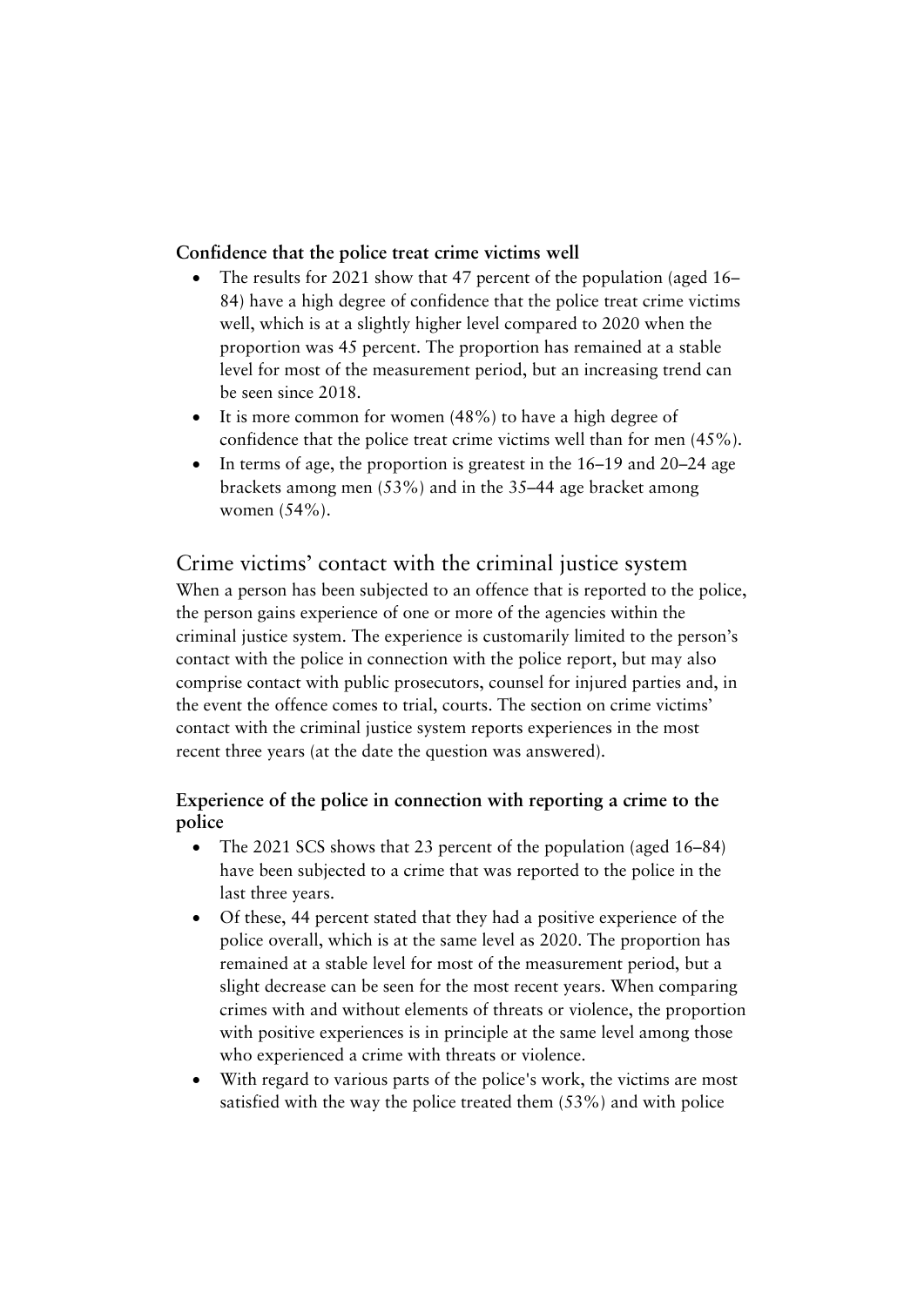**Confidence that the police treat crime victims well**

- The results for 2021 show that 47 percent of the population (aged 16–84) have a high degree of confidence that the police treat crime victims well, which is at a slightly higher level compared to 2020 when the proportion was 45 percent. The proportion has remained at a stable level for most of the measurement period, but an increasing trend can be seen since 2018.
- It is more common for women (48%) to have a high degree of confidence that the police treat crime victims well than for men (45%).
- In terms of age, the proportion is greatest in the 16–19 and 20–24 age brackets among men (53%) and in the 35–44 age bracket among women (54%).

## Crime victims' contact with the criminal justice system

When a person has been subjected to an offence that is reported to the police, the person gains experience of one or more of the agencies within the criminal justice system. The experience is customarily limited to the person's contact with the police in connection with the police report, but may also comprise contact with public prosecutors, counsel for injured parties and, in the event the offence comes to trial, courts. The section on crime victims' contact with the criminal justice system reports experiences in the most recent three years (at the date the question was answered).

**Experience of the police in connection with reporting a crime to the police**

- The 2021 SCS shows that 23 percent of the population (aged 16–84) have been subjected to a crime that was reported to the police in the last three years.
- Of these, 44 percent stated that they had a positive experience of the police overall, which is at the same level as 2020. The proportion has remained at a stable level for most of the measurement period, but a slight decrease can be seen for the most recent years. When comparing crimes with and without elements of threats or violence, the proportion with positive experiences is in principle at the same level among those who experienced a crime with threats or violence.
- With regard to various parts of the police's work, the victims are most satisfied with the way the police treated them (53%) and with police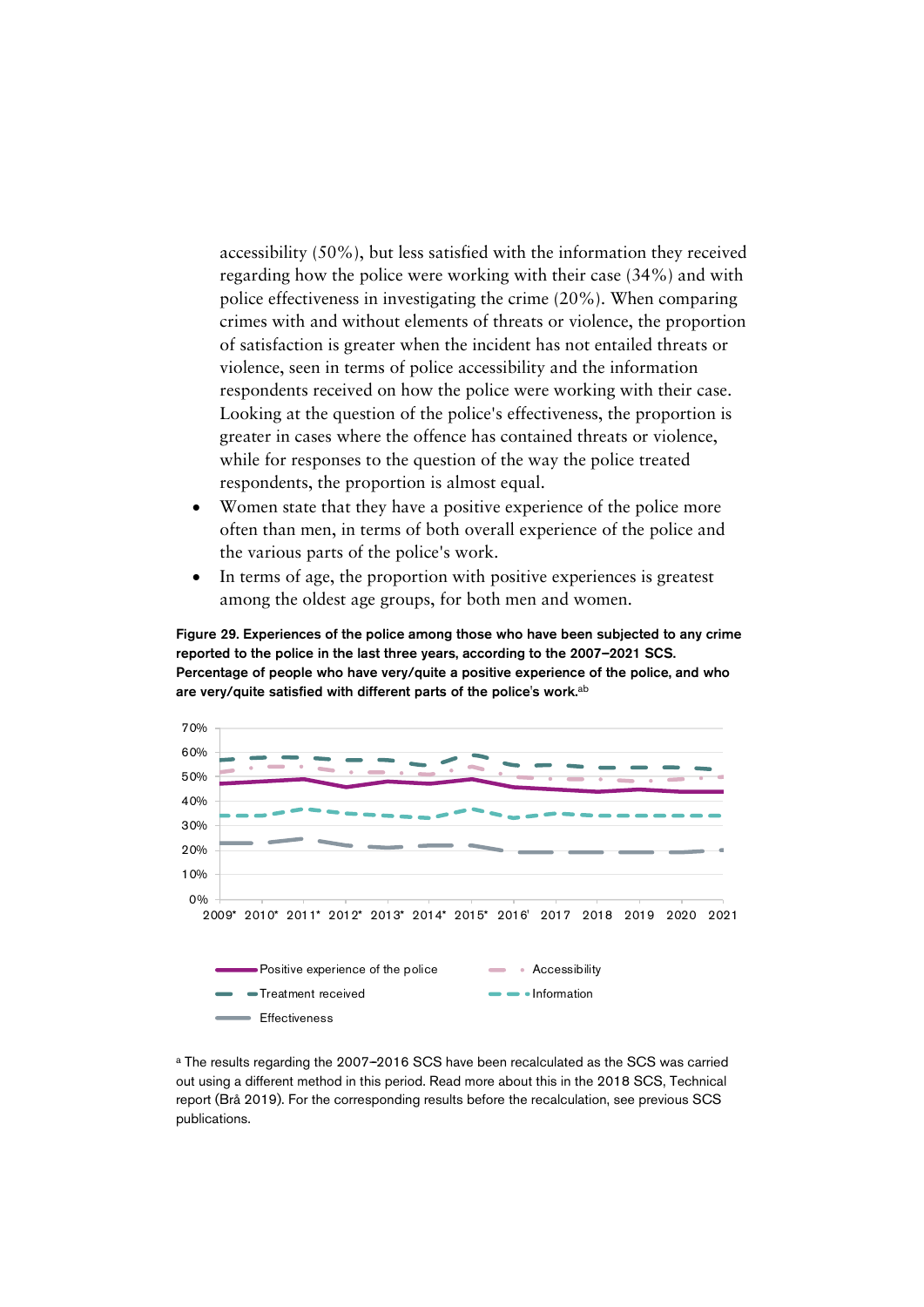accessibility (50%), but less satisfied with the information they received regarding how the police were working with their case (34%) and with police effectiveness in investigating the crime (20%). When comparing crimes with and without elements of threats or violence, the proportion of satisfaction is greater when the incident has not entailed threats or violence, seen in terms of police accessibility and the information respondents received on how the police were working with their case. Looking at the question of the police's effectiveness, the proportion is greater in cases where the offence has contained threats or violence, while for responses to the question of the way the police treated respondents, the proportion is almost equal.

- Women state that they have a positive experience of the police more often than men, in terms of both overall experience of the police and the various parts of the police's work.
- In terms of age, the proportion with positive experiences is greatest among the oldest age groups, for both men and women.

**Figure 29. Experiences of the police among those who have been subjected to any crime reported to the police in the last three years, according to the 2007–2021 SCS. Percentage of people who have very/quite a positive experience of the police, and who are very/quite satisfied with different parts of the police's work.**[ab]

70%
60%
50%
40%
30%
20%
10%
0%

2009* 2010* 2011* 2012* 2013* 2014* 2015* 2016' 2017 2018 2019 2020 2021

Positive experience of the police
Accessibility
Treatment received
Information
Effectiveness

[a] The results regarding the 2007–2016 SCS have been recalculated as the SCS was carried out using a different method in this period. Read more about this in the 2018 SCS, Technical report (Brå 2019). For the corresponding results before the recalculation, see previous SCS publications.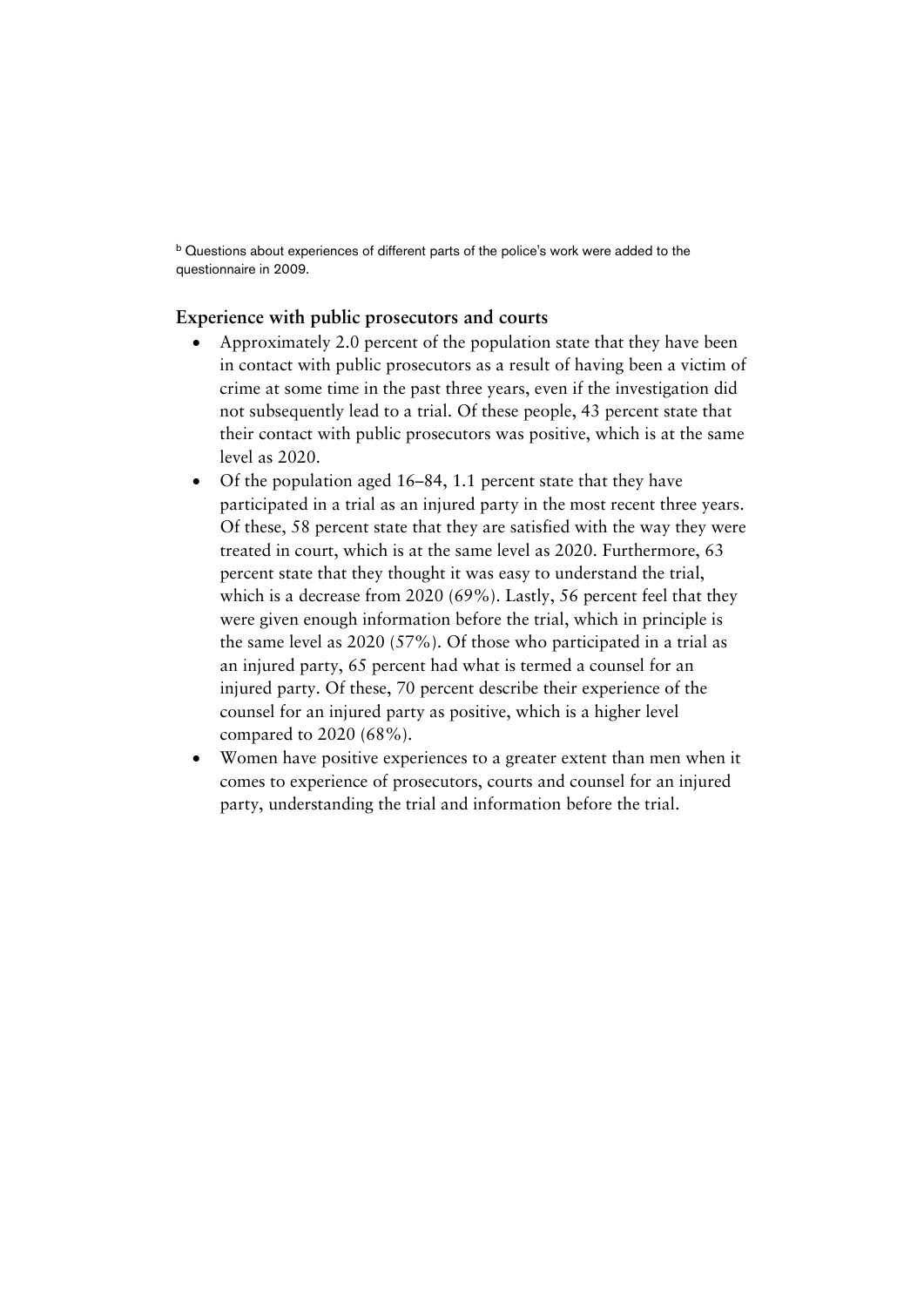[b] Questions about experiences of different parts of the police's work were added to the questionnaire in 2009.

### Experience with public prosecutors and courts

- Approximately 2.0 percent of the population state that they have been in contact with public prosecutors as a result of having been a victim of crime at some time in the past three years, even if the investigation did not subsequently lead to a trial. Of these people, 43 percent state that their contact with public prosecutors was positive, which is at the same level as 2020.
- Of the population aged 16–84, 1.1 percent state that they have participated in a trial as an injured party in the most recent three years. Of these, 58 percent state that they are satisfied with the way they were treated in court, which is at the same level as 2020. Furthermore, 63 percent state that they thought it was easy to understand the trial, which is a decrease from 2020 (69%). Lastly, 56 percent feel that they were given enough information before the trial, which in principle is the same level as 2020 (57%). Of those who participated in a trial as an injured party, 65 percent had what is termed a counsel for an injured party. Of these, 70 percent describe their experience of the counsel for an injured party as positive, which is a higher level compared to 2020 (68%).
- Women have positive experiences to a greater extent than men when it comes to experience of prosecutors, courts and counsel for an injured party, understanding the trial and information before the trial.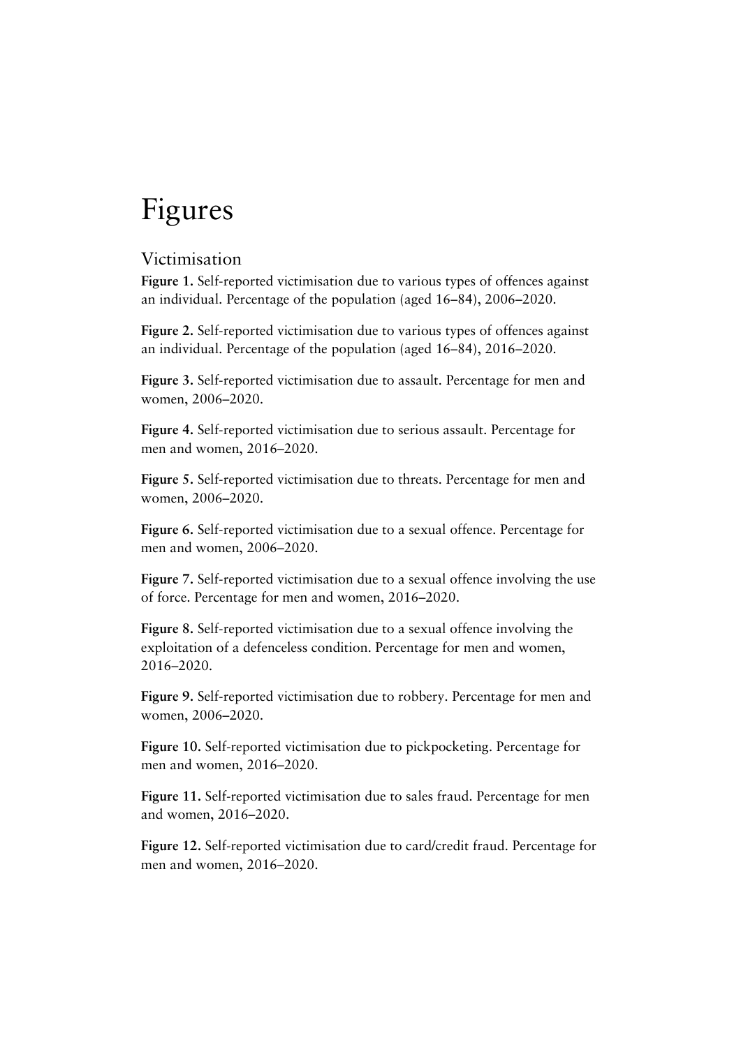# Figures

## Victimisation

**Figure 1.** Self-reported victimisation due to various types of offences against an individual. Percentage of the population (aged 16–84), 2006–2020.

**Figure 2.** Self-reported victimisation due to various types of offences against an individual. Percentage of the population (aged 16–84), 2016–2020.

**Figure 3.** Self-reported victimisation due to assault. Percentage for men and women, 2006–2020.

**Figure 4.** Self-reported victimisation due to serious assault. Percentage for men and women, 2016–2020.

**Figure 5.** Self-reported victimisation due to threats. Percentage for men and women, 2006–2020.

**Figure 6.** Self-reported victimisation due to a sexual offence. Percentage for men and women, 2006–2020.

**Figure 7.** Self-reported victimisation due to a sexual offence involving the use of force. Percentage for men and women, 2016–2020.

**Figure 8.** Self-reported victimisation due to a sexual offence involving the exploitation of a defenceless condition. Percentage for men and women, 2016–2020.

**Figure 9.** Self-reported victimisation due to robbery. Percentage for men and women, 2006–2020.

**Figure 10.** Self-reported victimisation due to pickpocketing. Percentage for men and women, 2016–2020.

**Figure 11.** Self-reported victimisation due to sales fraud. Percentage for men and women, 2016–2020.

**Figure 12.** Self-reported victimisation due to card/credit fraud. Percentage for men and women, 2016–2020.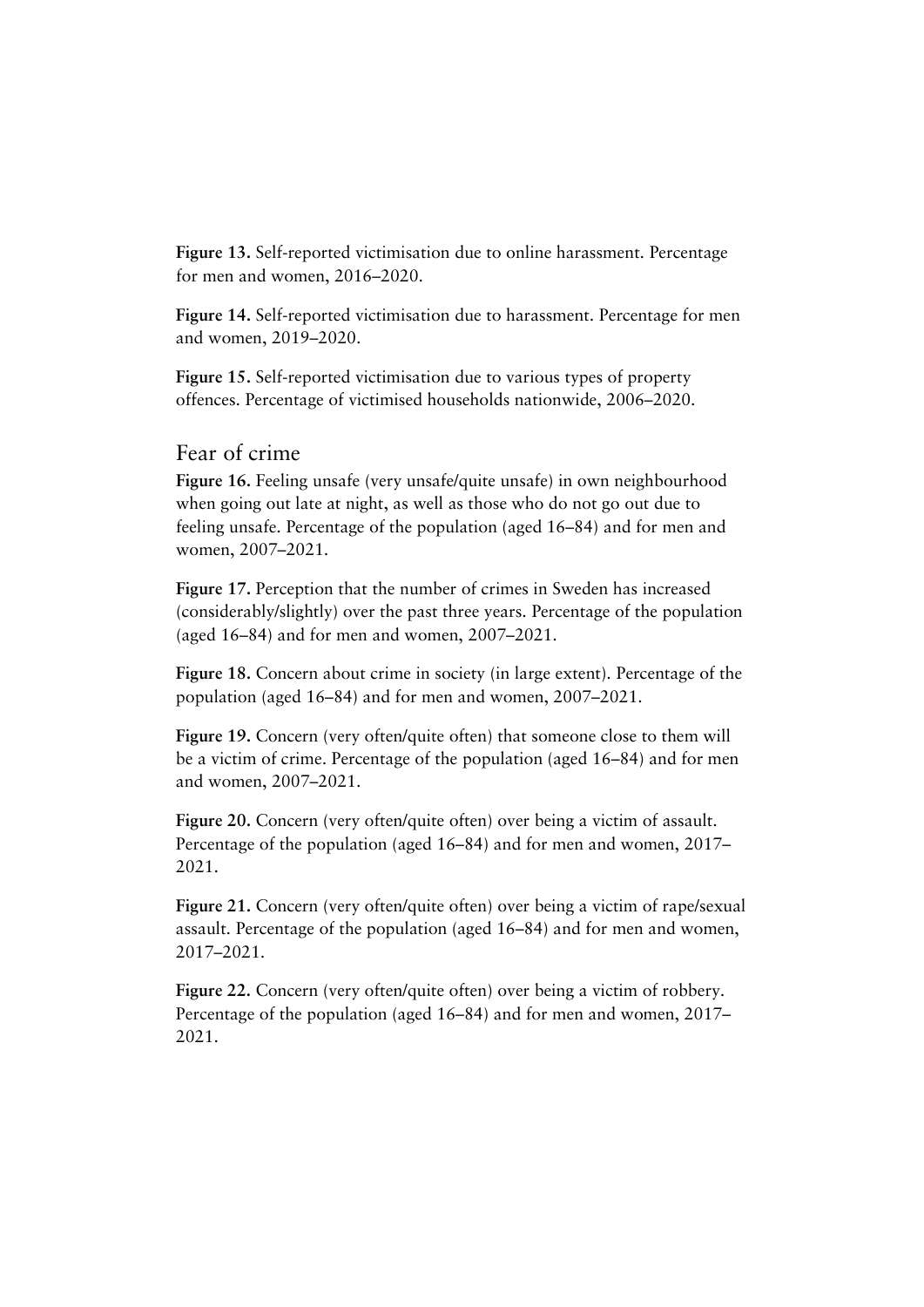**Figure 13.** Self-reported victimisation due to online harassment. Percentage for men and women, 2016–2020.

**Figure 14.** Self-reported victimisation due to harassment. Percentage for men and women, 2019–2020.

**Figure 15.** Self-reported victimisation due to various types of property offences. Percentage of victimised households nationwide, 2006–2020.

## Fear of crime

**Figure 16.** Feeling unsafe (very unsafe/quite unsafe) in own neighbourhood when going out late at night, as well as those who do not go out due to feeling unsafe. Percentage of the population (aged 16–84) and for men and women, 2007–2021.

**Figure 17.** Perception that the number of crimes in Sweden has increased (considerably/slightly) over the past three years. Percentage of the population (aged 16–84) and for men and women, 2007–2021.

**Figure 18.** Concern about crime in society (in large extent). Percentage of the population (aged 16–84) and for men and women, 2007–2021.

**Figure 19.** Concern (very often/quite often) that someone close to them will be a victim of crime. Percentage of the population (aged 16–84) and for men and women, 2007–2021.

**Figure 20.** Concern (very often/quite often) over being a victim of assault. Percentage of the population (aged 16–84) and for men and women, 2017–2021.

**Figure 21.** Concern (very often/quite often) over being a victim of rape/sexual assault. Percentage of the population (aged 16–84) and for men and women, 2017–2021.

**Figure 22.** Concern (very often/quite often) over being a victim of robbery. Percentage of the population (aged 16–84) and for men and women, 2017–2021.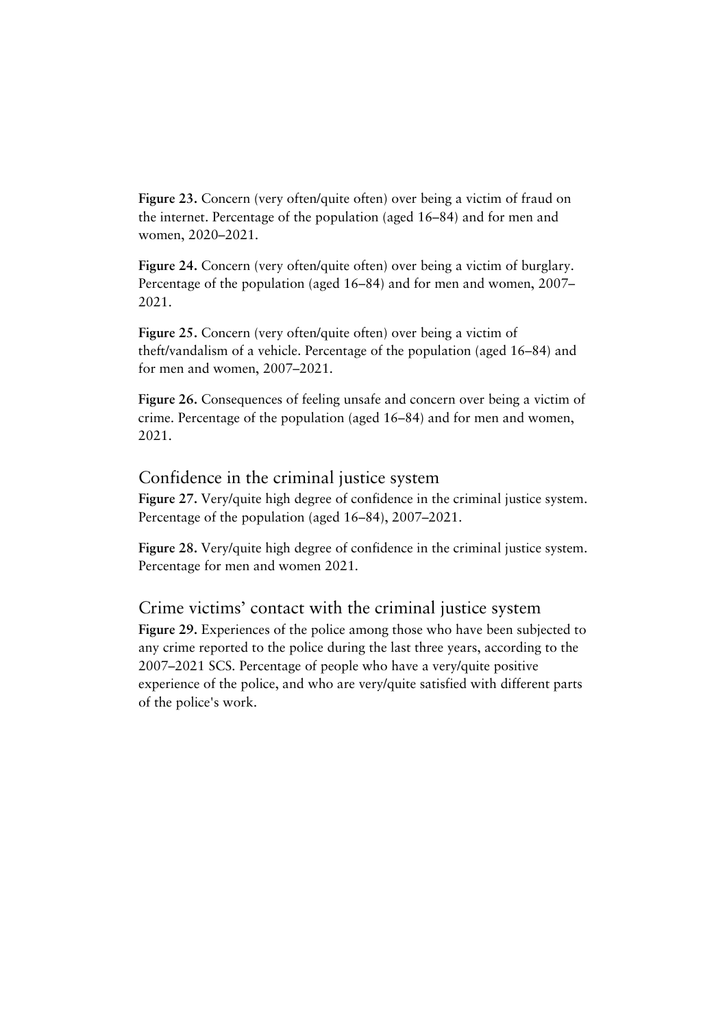**Figure 23.** Concern (very often/quite often) over being a victim of fraud on the internet. Percentage of the population (aged 16–84) and for men and women, 2020–2021.

**Figure 24.** Concern (very often/quite often) over being a victim of burglary. Percentage of the population (aged 16–84) and for men and women, 2007–2021.

**Figure 25.** Concern (very often/quite often) over being a victim of theft/vandalism of a vehicle. Percentage of the population (aged 16–84) and for men and women, 2007–2021.

**Figure 26.** Consequences of feeling unsafe and concern over being a victim of crime. Percentage of the population (aged 16–84) and for men and women, 2021.

## Confidence in the criminal justice system

**Figure 27.** Very/quite high degree of confidence in the criminal justice system. Percentage of the population (aged 16–84), 2007–2021.

**Figure 28.** Very/quite high degree of confidence in the criminal justice system. Percentage for men and women 2021.

## Crime victims' contact with the criminal justice system

**Figure 29.** Experiences of the police among those who have been subjected to any crime reported to the police during the last three years, according to the 2007–2021 SCS. Percentage of people who have a very/quite positive experience of the police, and who are very/quite satisfied with different parts of the police's work.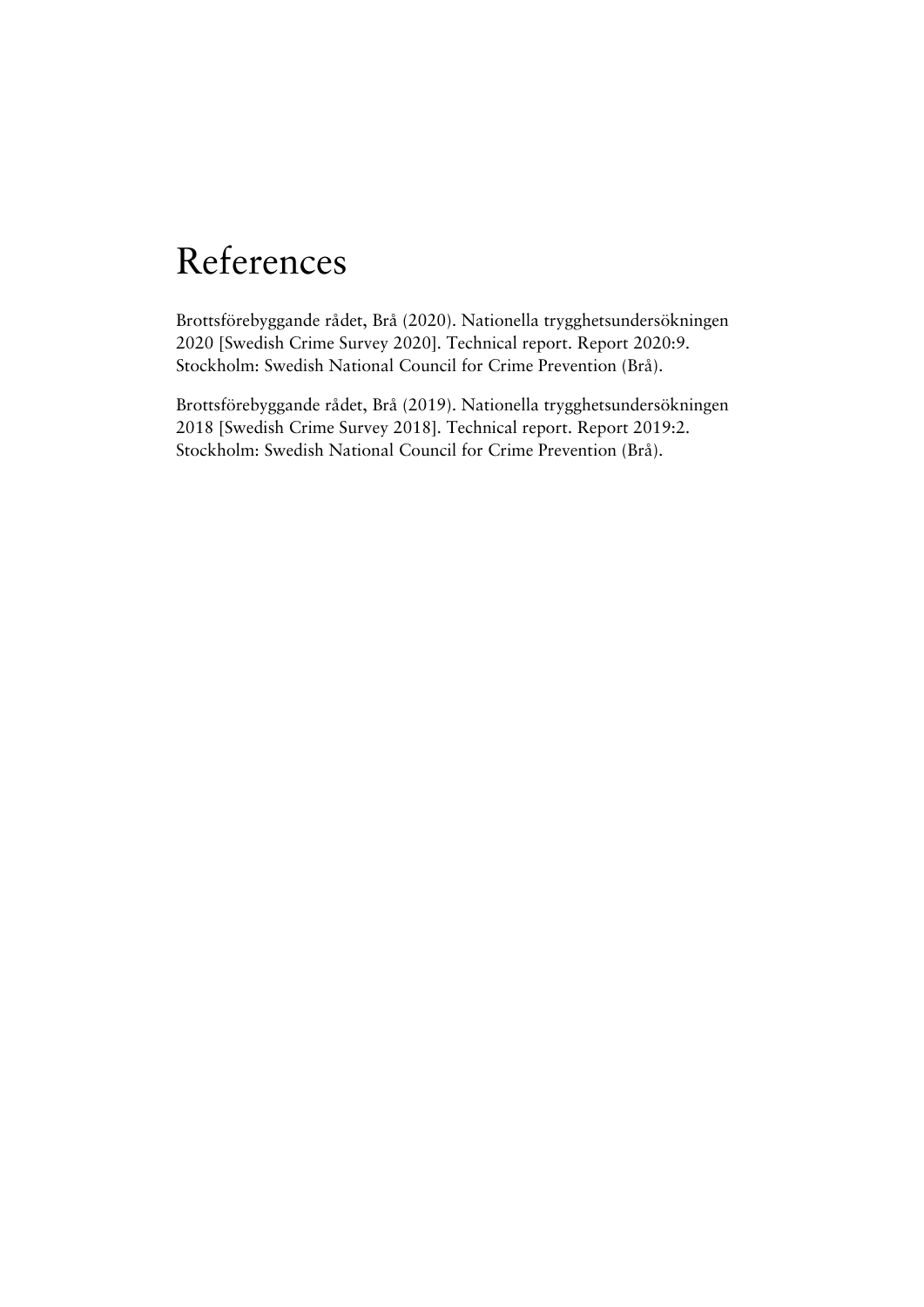# References

Brottsförebyggande rådet, Brå (2020). Nationella trygghetsundersökningen 2020 [Swedish Crime Survey 2020]. Technical report. Report 2020:9. Stockholm: Swedish National Council for Crime Prevention (Brå).

Brottsförebyggande rådet, Brå (2019). Nationella trygghetsundersökningen 2018 [Swedish Crime Survey 2018]. Technical report. Report 2019:2. Stockholm: Swedish National Council for Crime Prevention (Brå).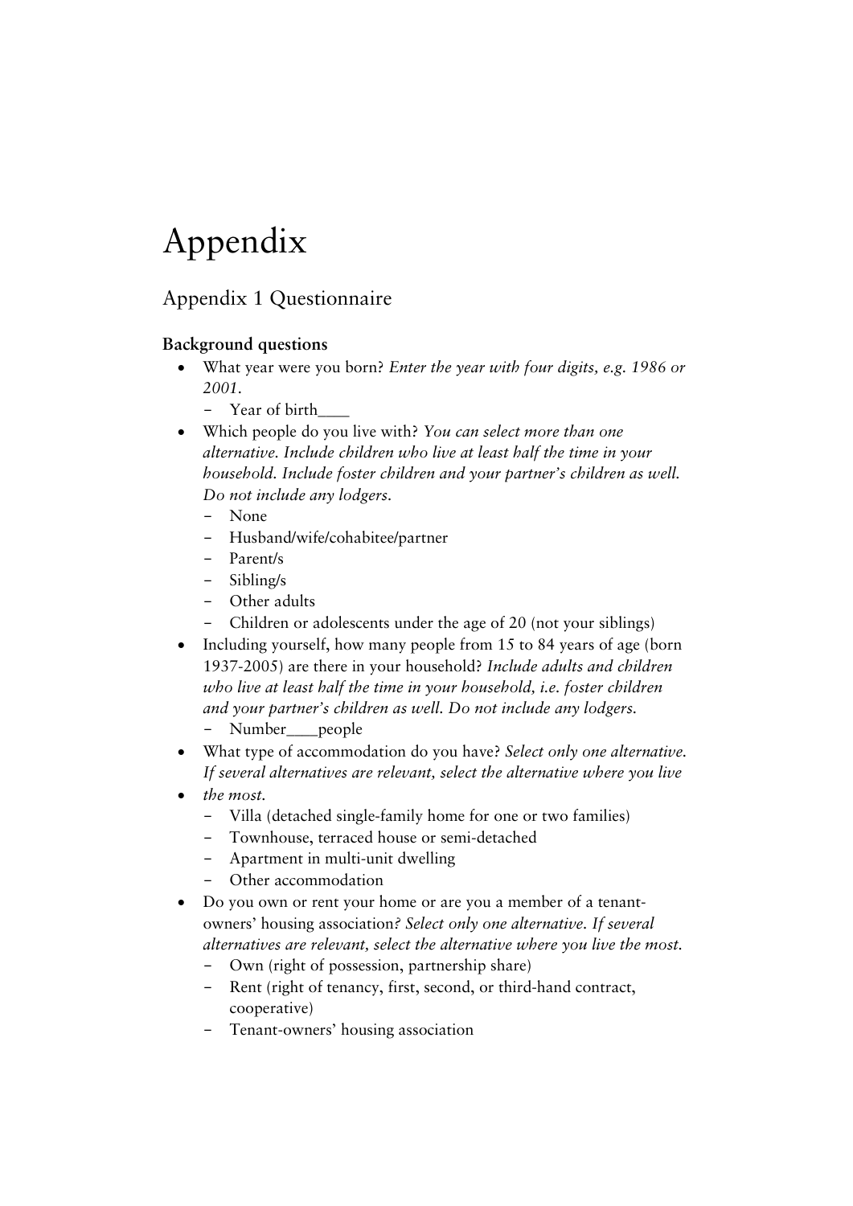# Appendix

## Appendix 1 Questionnaire

**Background questions**

- What year were you born? *Enter the year with four digits, e.g. 1986 or 2001.*
  - Year of birth____
- Which people do you live with? *You can select more than one alternative. Include children who live at least half the time in your household. Include foster children and your partner's children as well. Do not include any lodgers.*
  - None
  - Husband/wife/cohabitee/partner
  - Parent/s
  - Sibling/s
  - Other adults
  - Children or adolescents under the age of 20 (not your siblings)
- Including yourself, how many people from 15 to 84 years of age (born 1937-2005) are there in your household? *Include adults and children who live at least half the time in your household, i.e. foster children and your partner's children as well. Do not include any lodgers.*
  - Number____people
- What type of accommodation do you have? *Select only one alternative. If several alternatives are relevant, select the alternative where you live*
- *the most.*
  - Villa (detached single-family home for one or two families)
  - Townhouse, terraced house or semi-detached
  - Apartment in multi-unit dwelling
  - Other accommodation
- Do you own or rent your home or are you a member of a tenant-owners' housing association*? Select only one alternative. If several alternatives are relevant, select the alternative where you live the most.*
  - Own (right of possession, partnership share)
  - Rent (right of tenancy, first, second, or third-hand contract, cooperative)
  - Tenant-owners' housing association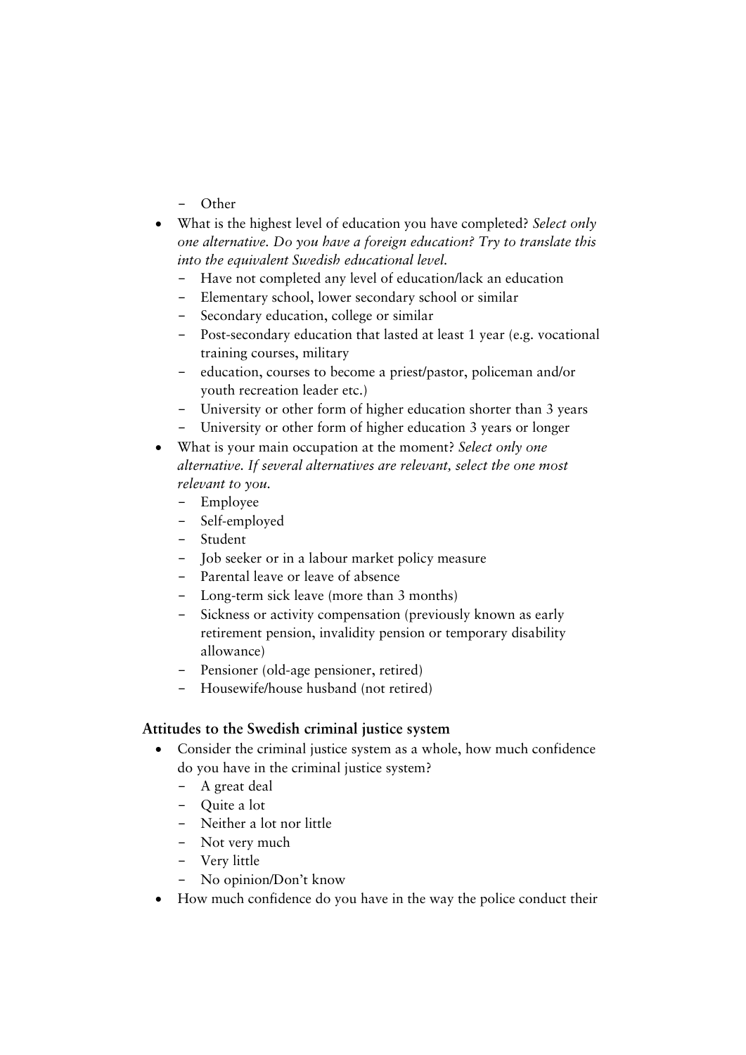- Other
- What is the highest level of education you have completed? *Select only one alternative. Do you have a foreign education? Try to translate this into the equivalent Swedish educational level.*
  - Have not completed any level of education/lack an education
  - Elementary school, lower secondary school or similar
  - Secondary education, college or similar
  - Post-secondary education that lasted at least 1 year (e.g. vocational training courses, military
  - education, courses to become a priest/pastor, policeman and/or youth recreation leader etc.)
  - University or other form of higher education shorter than 3 years
  - University or other form of higher education 3 years or longer
- What is your main occupation at the moment? *Select only one alternative. If several alternatives are relevant, select the one most relevant to you.*
  - Employee
  - Self-employed
  - Student
  - Job seeker or in a labour market policy measure
  - Parental leave or leave of absence
  - Long-term sick leave (more than 3 months)
  - Sickness or activity compensation (previously known as early retirement pension, invalidity pension or temporary disability allowance)
  - Pensioner (old-age pensioner, retired)
  - Housewife/house husband (not retired)

### Attitudes to the Swedish criminal justice system

- Consider the criminal justice system as a whole, how much confidence do you have in the criminal justice system?
  - A great deal
  - Quite a lot
  - Neither a lot nor little
  - Not very much
  - Very little
  - No opinion/Don't know
- How much confidence do you have in the way the police conduct their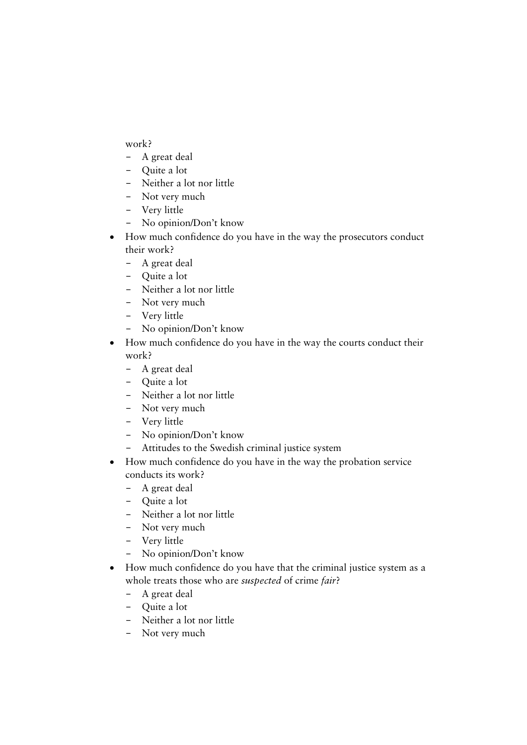work?

- A great deal
- Quite a lot
- Neither a lot nor little
- Not very much
- Very little
- No opinion/Don't know

- How much confidence do you have in the way the prosecutors conduct their work?
  - A great deal
  - Quite a lot
  - Neither a lot nor little
  - Not very much
  - Very little
  - No opinion/Don't know
- How much confidence do you have in the way the courts conduct their work?
  - A great deal
  - Quite a lot
  - Neither a lot nor little
  - Not very much
  - Very little
  - No opinion/Don't know
  - Attitudes to the Swedish criminal justice system
- How much confidence do you have in the way the probation service conducts its work?
  - A great deal
  - Quite a lot
  - Neither a lot nor little
  - Not very much
  - Very little
  - No opinion/Don't know
- How much confidence do you have that the criminal justice system as a whole treats those who are *suspected* of crime *fair*?
  - A great deal
  - Quite a lot
  - Neither a lot nor little
  - Not very much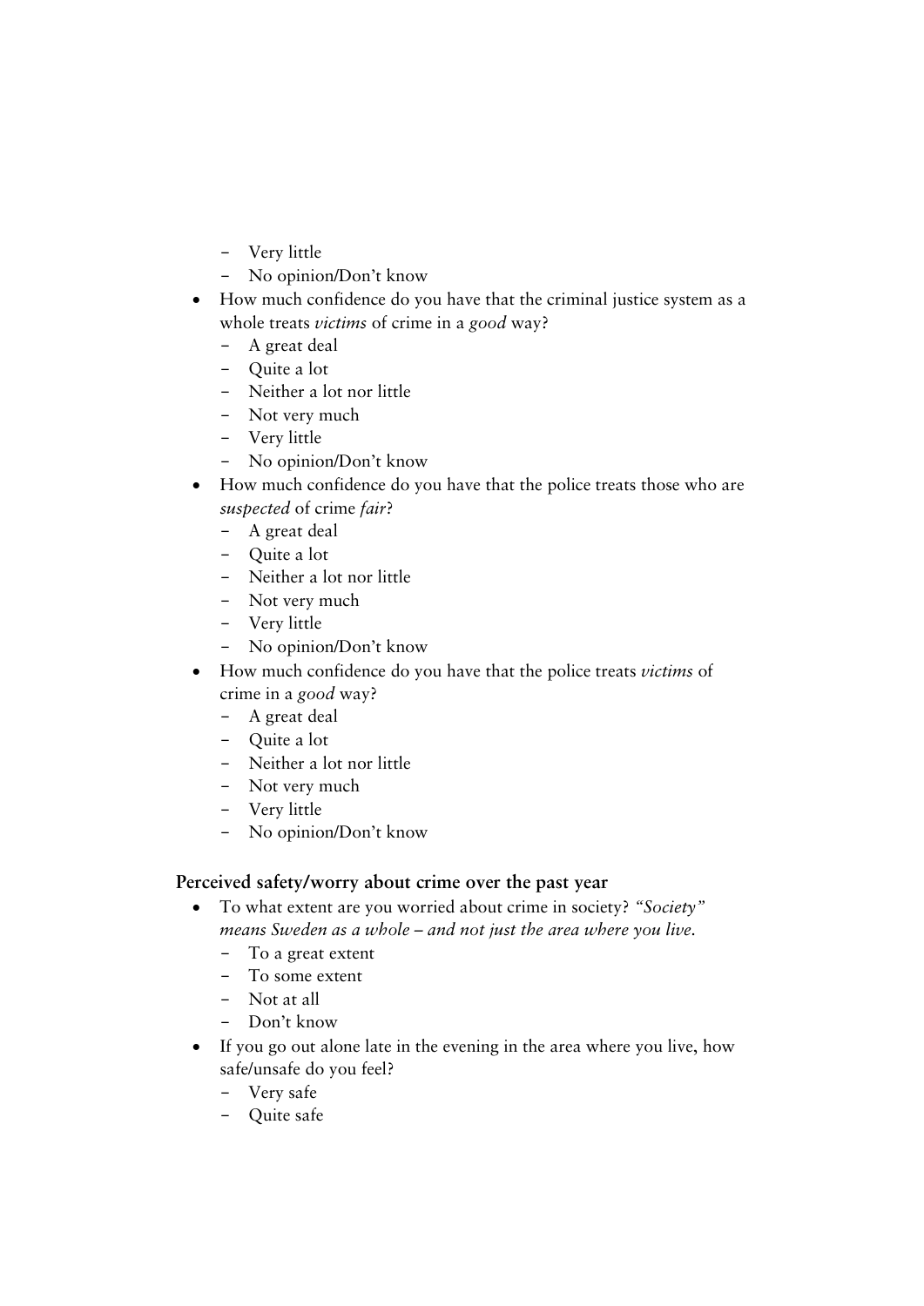- Very little
  - No opinion/Don't know
- How much confidence do you have that the criminal justice system as a whole treats *victims* of crime in a *good* way?
  - A great deal
  - Quite a lot
  - Neither a lot nor little
  - Not very much
  - Very little
  - No opinion/Don't know
- How much confidence do you have that the police treats those who are *suspected* of crime *fair*?
  - A great deal
  - Quite a lot
  - Neither a lot nor little
  - Not very much
  - Very little
  - No opinion/Don't know
- How much confidence do you have that the police treats *victims* of crime in a *good* way?
  - A great deal
  - Quite a lot
  - Neither a lot nor little
  - Not very much
  - Very little
  - No opinion/Don't know

### Perceived safety/worry about crime over the past year

- To what extent are you worried about crime in society? *"Society" means Sweden as a whole – and not just the area where you live.*
  - To a great extent
  - To some extent
  - Not at all
  - Don't know
- If you go out alone late in the evening in the area where you live, how safe/unsafe do you feel?
  - Very safe
  - Quite safe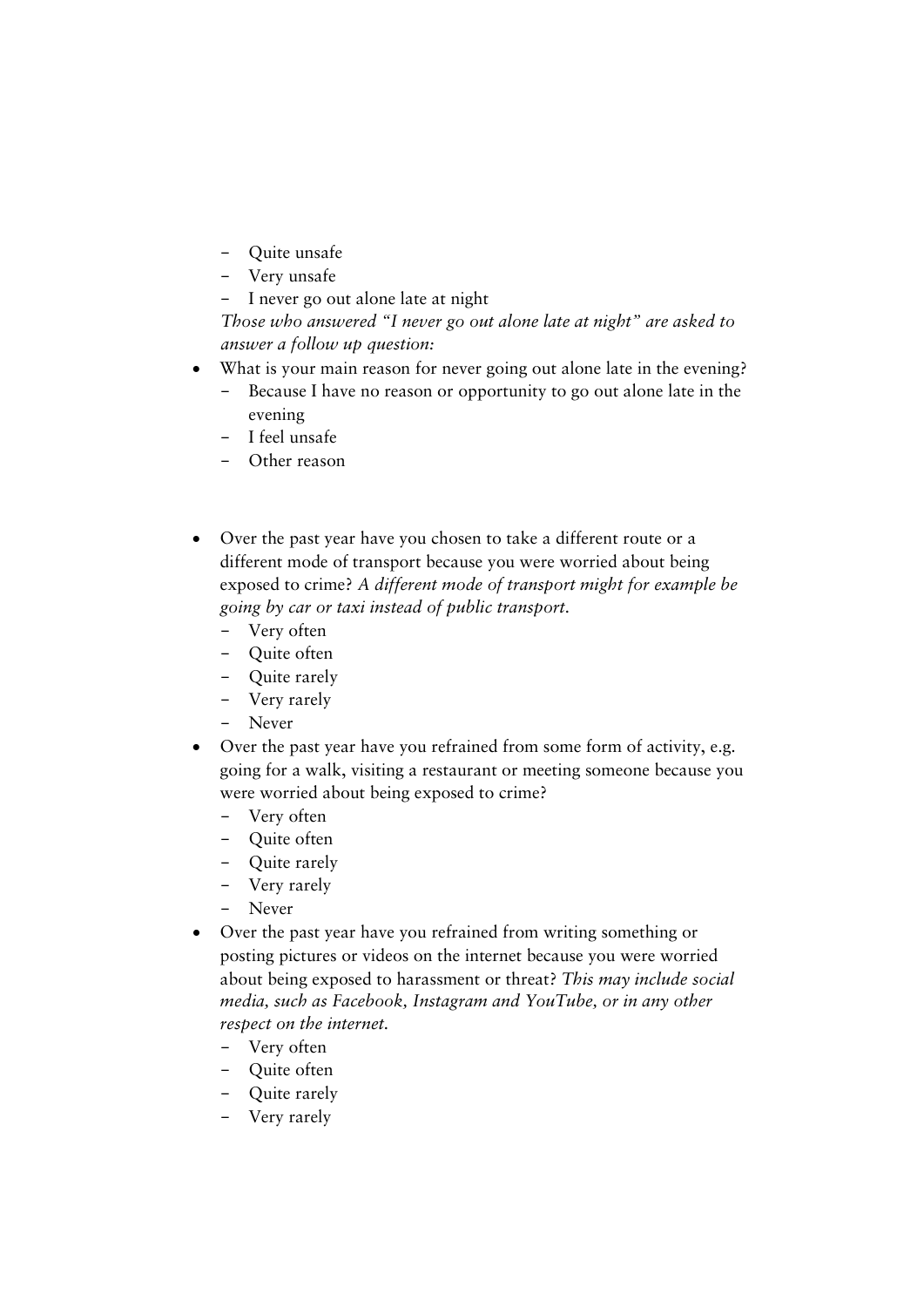- Quite unsafe
  - Very unsafe
  - I never go out alone late at night

  *Those who answered "I never go out alone late at night" are asked to answer a follow up question:*

- What is your main reason for never going out alone late in the evening?
  - Because I have no reason or opportunity to go out alone late in the evening
  - I feel unsafe
  - Other reason

- Over the past year have you chosen to take a different route or a different mode of transport because you were worried about being exposed to crime? *A different mode of transport might for example be going by car or taxi instead of public transport.*
  - Very often
  - Quite often
  - Quite rarely
  - Very rarely
  - Never
- Over the past year have you refrained from some form of activity, e.g. going for a walk, visiting a restaurant or meeting someone because you were worried about being exposed to crime?
  - Very often
  - Quite often
  - Quite rarely
  - Very rarely
  - Never
- Over the past year have you refrained from writing something or posting pictures or videos on the internet because you were worried about being exposed to harassment or threat? *This may include social media, such as Facebook, Instagram and YouTube, or in any other respect on the internet.*
  - Very often
  - Quite often
  - Quite rarely
  - Very rarely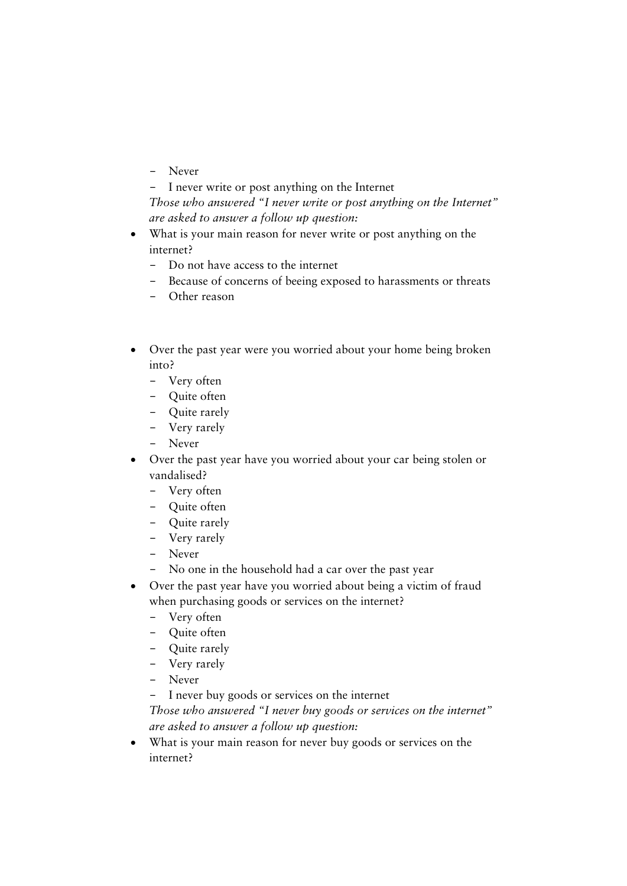- Never
  - I never write or post anything on the Internet

  *Those who answered "I never write or post anything on the Internet" are asked to answer a follow up question:*

- What is your main reason for never write or post anything on the internet?
  - Do not have access to the internet
  - Because of concerns of beeing exposed to harassments or threats
  - Other reason

- Over the past year were you worried about your home being broken into?
  - Very often
  - Quite often
  - Quite rarely
  - Very rarely
  - Never
- Over the past year have you worried about your car being stolen or vandalised?
  - Very often
  - Quite often
  - Quite rarely
  - Very rarely
  - Never
  - No one in the household had a car over the past year
- Over the past year have you worried about being a victim of fraud when purchasing goods or services on the internet?
  - Very often
  - Quite often
  - Quite rarely
  - Very rarely
  - Never
  - I never buy goods or services on the internet

  *Those who answered "I never buy goods or services on the internet" are asked to answer a follow up question:*

- What is your main reason for never buy goods or services on the internet?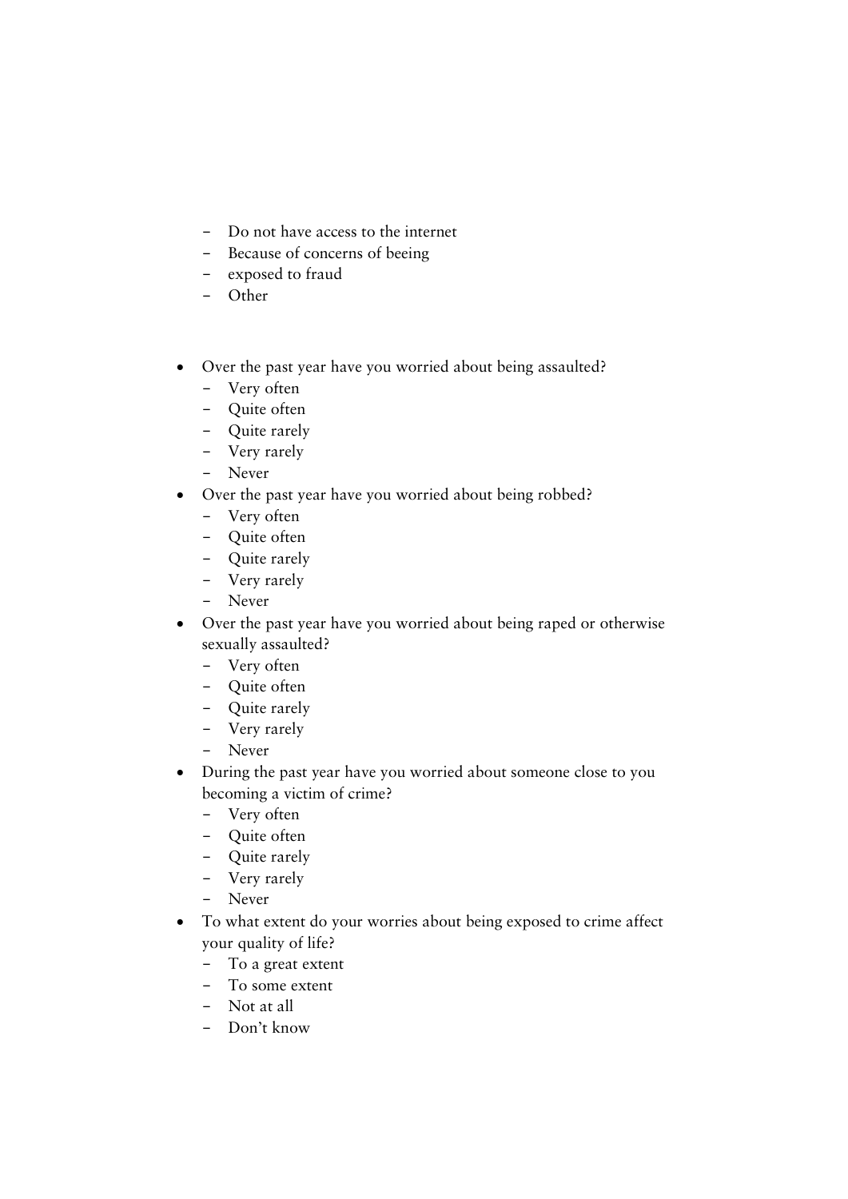- Do not have access to the internet
  - Because of concerns of beeing
  - exposed to fraud
  - Other

- Over the past year have you worried about being assaulted?
  - Very often
  - Quite often
  - Quite rarely
  - Very rarely
  - Never
- Over the past year have you worried about being robbed?
  - Very often
  - Quite often
  - Quite rarely
  - Very rarely
  - Never
- Over the past year have you worried about being raped or otherwise sexually assaulted?
  - Very often
  - Quite often
  - Quite rarely
  - Very rarely
  - Never
- During the past year have you worried about someone close to you becoming a victim of crime?
  - Very often
  - Quite often
  - Quite rarely
  - Very rarely
  - Never
- To what extent do your worries about being exposed to crime affect your quality of life?
  - To a great extent
  - To some extent
  - Not at all
  - Don't know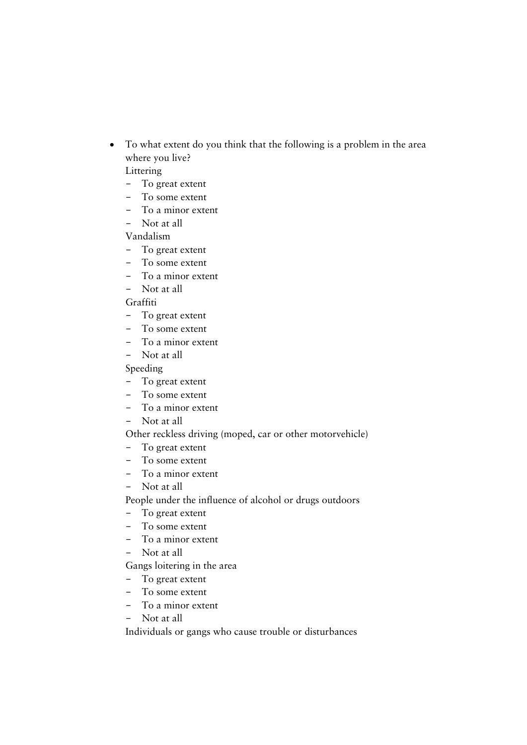- To what extent do you think that the following is a problem in the area where you live?

  Littering
  - To great extent
  - To some extent
  - To a minor extent
  - Not at all

  Vandalism
  - To great extent
  - To some extent
  - To a minor extent
  - Not at all

  Graffiti
  - To great extent
  - To some extent
  - To a minor extent
  - Not at all

  Speeding
  - To great extent
  - To some extent
  - To a minor extent
  - Not at all

  Other reckless driving (moped, car or other motorvehicle)
  - To great extent
  - To some extent
  - To a minor extent
  - Not at all

  People under the influence of alcohol or drugs outdoors
  - To great extent
  - To some extent
  - To a minor extent
  - Not at all

  Gangs loitering in the area
  - To great extent
  - To some extent
  - To a minor extent
  - Not at all

  Individuals or gangs who cause trouble or disturbances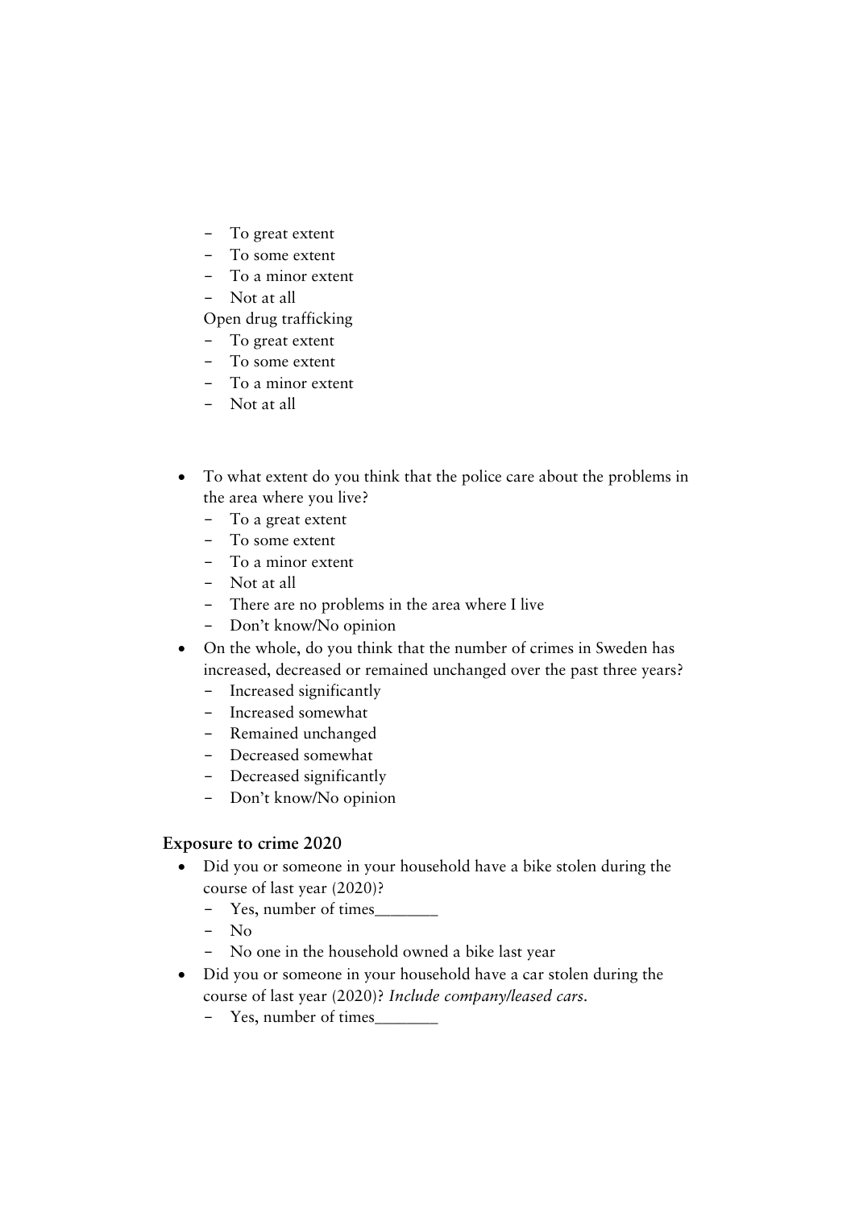- To great extent
- To some extent
- To a minor extent
- Not at all

Open drug trafficking

- To great extent
- To some extent
- To a minor extent
- Not at all

- To what extent do you think that the police care about the problems in the area where you live?
  - To a great extent
  - To some extent
  - To a minor extent
  - Not at all
  - There are no problems in the area where I live
  - Don't know/No opinion
- On the whole, do you think that the number of crimes in Sweden has increased, decreased or remained unchanged over the past three years?
  - Increased significantly
  - Increased somewhat
  - Remained unchanged
  - Decreased somewhat
  - Decreased significantly
  - Don't know/No opinion

### Exposure to crime 2020

- Did you or someone in your household have a bike stolen during the course of last year (2020)?
  - Yes, number of times_______
  - No
  - No one in the household owned a bike last year
- Did you or someone in your household have a car stolen during the course of last year (2020)? *Include company/leased cars.*
  - Yes, number of times_______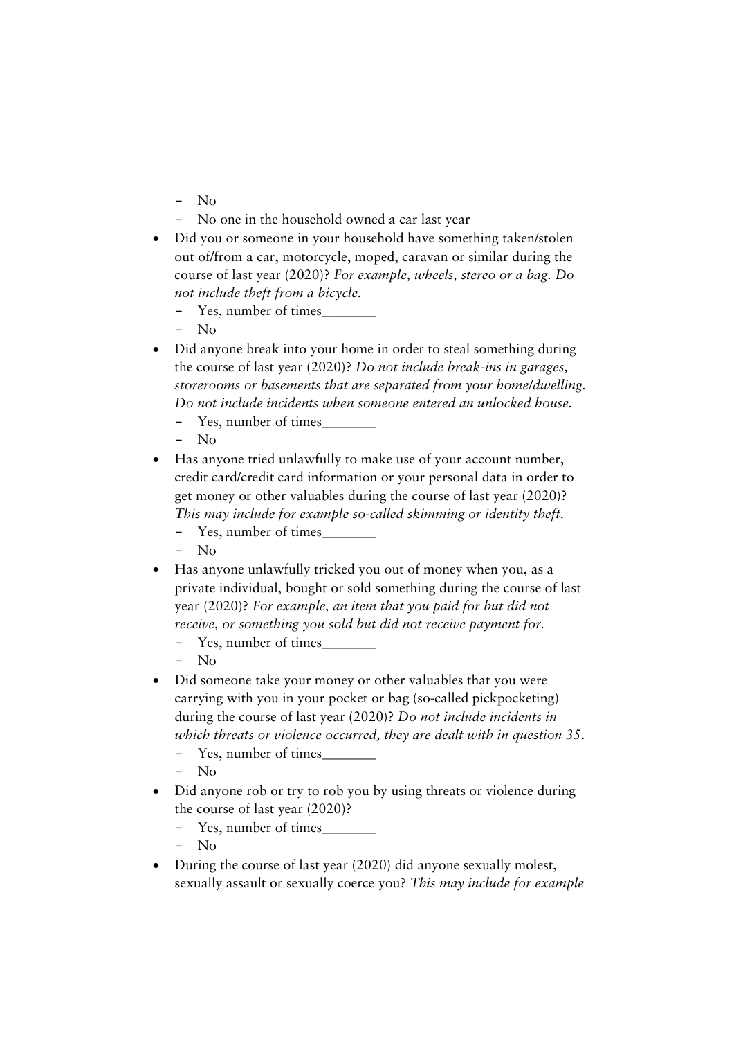- No
  - No one in the household owned a car last year
- Did you or someone in your household have something taken/stolen out of/from a car, motorcycle, moped, caravan or similar during the course of last year (2020)? *For example, wheels, stereo or a bag. Do not include theft from a bicycle.*
  - Yes, number of times_______
  - No
- Did anyone break into your home in order to steal something during the course of last year (2020)? *Do not include break-ins in garages, storerooms or basements that are separated from your home/dwelling. Do not include incidents when someone entered an unlocked house.*
  - Yes, number of times_______
  - No
- Has anyone tried unlawfully to make use of your account number, credit card/credit card information or your personal data in order to get money or other valuables during the course of last year (2020)? *This may include for example so-called skimming or identity theft.*
  - Yes, number of times_______
  - No
- Has anyone unlawfully tricked you out of money when you, as a private individual, bought or sold something during the course of last year (2020)? *For example, an item that you paid for but did not receive, or something you sold but did not receive payment for.*
  - Yes, number of times_______
  - No
- Did someone take your money or other valuables that you were carrying with you in your pocket or bag (so-called pickpocketing) during the course of last year (2020)? *Do not include incidents in which threats or violence occurred, they are dealt with in question 35.*
  - Yes, number of times_______
  - No
- Did anyone rob or try to rob you by using threats or violence during the course of last year (2020)?
  - Yes, number of times_______
  - No
- During the course of last year (2020) did anyone sexually molest, sexually assault or sexually coerce you? *This may include for example*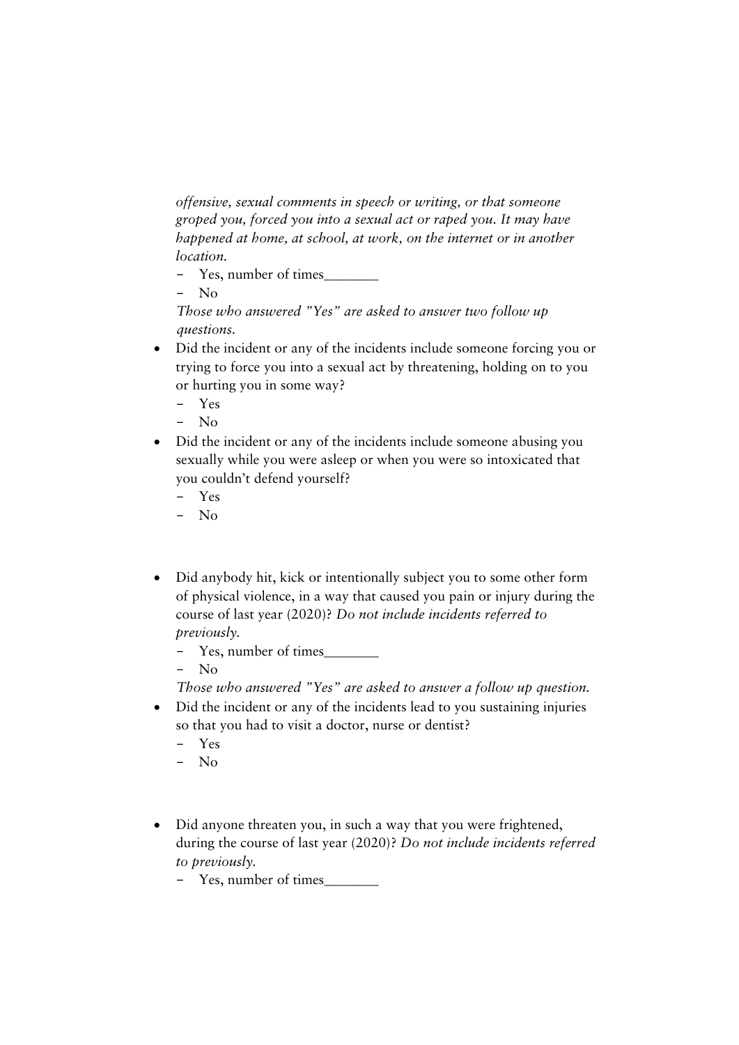*offensive, sexual comments in speech or writing, or that someone groped you, forced you into a sexual act or raped you. It may have happened at home, at school, at work, on the internet or in another location.*

- Yes, number of times_______
- No

*Those who answered "Yes" are asked to answer two follow up questions.*

- Did the incident or any of the incidents include someone forcing you or trying to force you into a sexual act by threatening, holding on to you or hurting you in some way?
  - Yes
  - No
- Did the incident or any of the incidents include someone abusing you sexually while you were asleep or when you were so intoxicated that you couldn't defend yourself?
  - Yes
  - No

- Did anybody hit, kick or intentionally subject you to some other form of physical violence, in a way that caused you pain or injury during the course of last year (2020)? *Do not include incidents referred to previously.*
  - Yes, number of times_______
  - No

  *Those who answered "Yes" are asked to answer a follow up question.*
- Did the incident or any of the incidents lead to you sustaining injuries so that you had to visit a doctor, nurse or dentist?
  - Yes
  - No

- Did anyone threaten you, in such a way that you were frightened, during the course of last year (2020)? *Do not include incidents referred to previously.*
  - Yes, number of times_______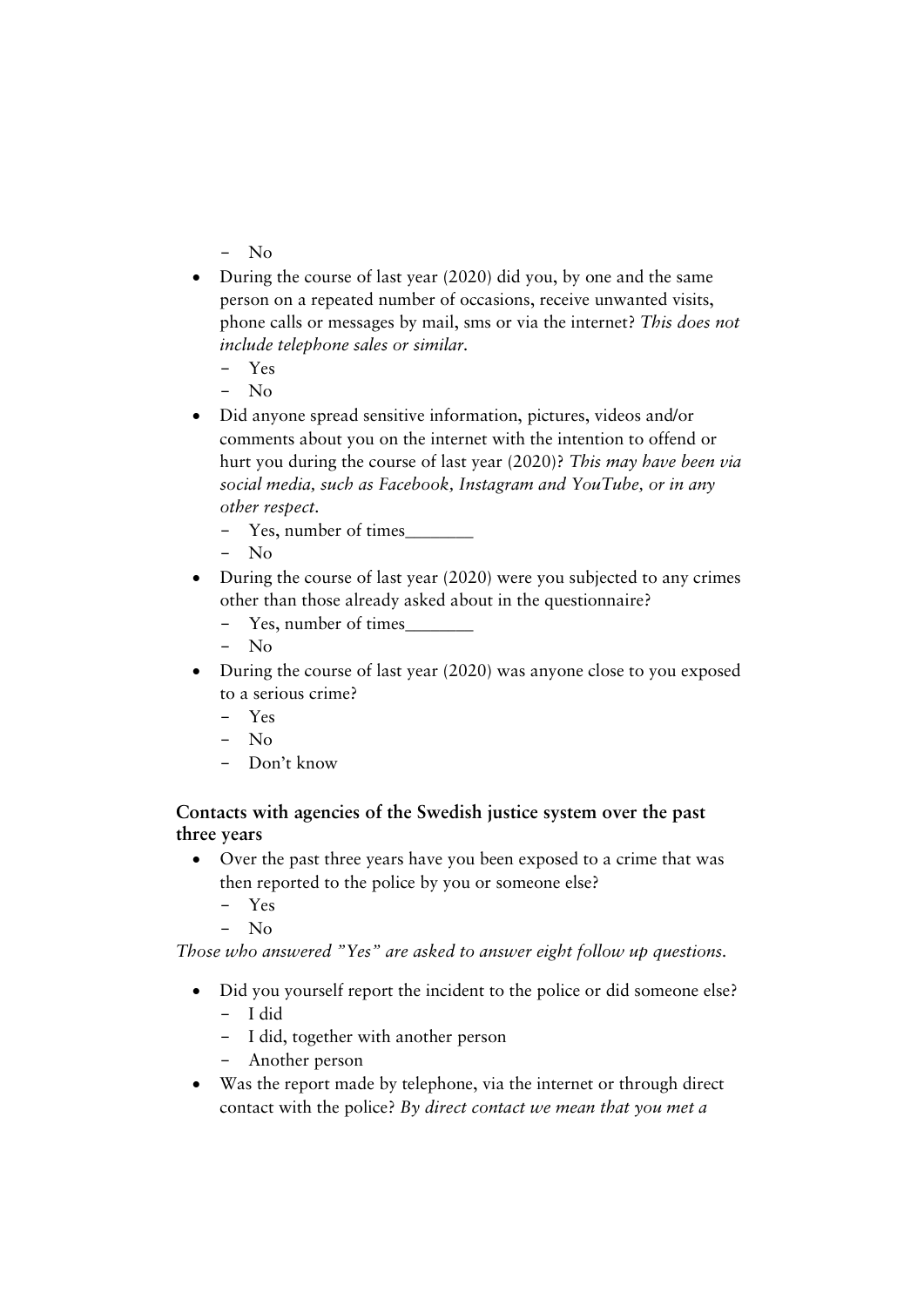- No
- During the course of last year (2020) did you, by one and the same person on a repeated number of occasions, receive unwanted visits, phone calls or messages by mail, sms or via the internet? *This does not include telephone sales or similar.*
  - Yes
  - No
- Did anyone spread sensitive information, pictures, videos and/or comments about you on the internet with the intention to offend or hurt you during the course of last year (2020)? *This may have been via social media, such as Facebook, Instagram and YouTube, or in any other respect.*
  - Yes, number of times________
  - No
- During the course of last year (2020) were you subjected to any crimes other than those already asked about in the questionnaire?
  - Yes, number of times________
  - No
- During the course of last year (2020) was anyone close to you exposed to a serious crime?
  - Yes
  - No
  - Don't know

**Contacts with agencies of the Swedish justice system over the past three years**

- Over the past three years have you been exposed to a crime that was then reported to the police by you or someone else?
  - Yes
  - No

*Those who answered "Yes" are asked to answer eight follow up questions.*

- Did you yourself report the incident to the police or did someone else?
  - I did
  - I did, together with another person
  - Another person
- Was the report made by telephone, via the internet or through direct contact with the police? *By direct contact we mean that you met a*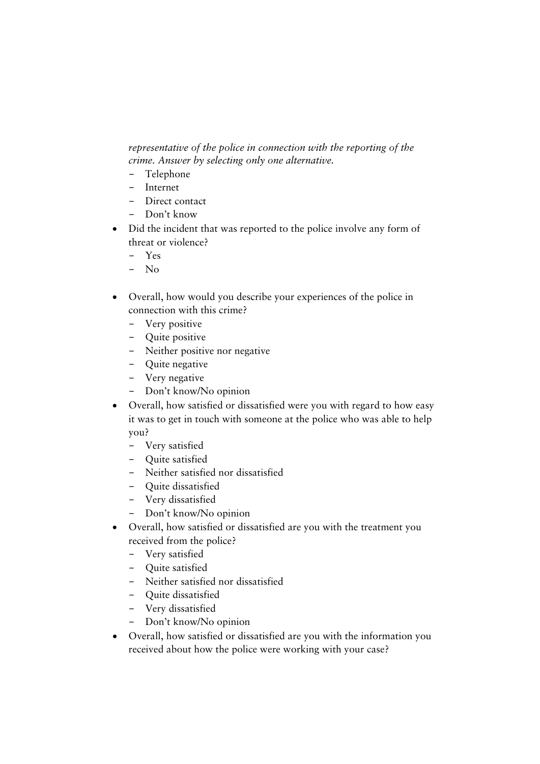*representative of the police in connection with the reporting of the crime. Answer by selecting only one alternative.*

- Telephone
- Internet
- Direct contact
- Don’t know

- Did the incident that was reported to the police involve any form of threat or violence?
  - Yes
  - No

- Overall, how would you describe your experiences of the police in connection with this crime?
  - Very positive
  - Quite positive
  - Neither positive nor negative
  - Quite negative
  - Very negative
  - Don’t know/No opinion
- Overall, how satisfied or dissatisfied were you with regard to how easy it was to get in touch with someone at the police who was able to help you?
  - Very satisfied
  - Quite satisfied
  - Neither satisfied nor dissatisfied
  - Quite dissatisfied
  - Very dissatisfied
  - Don’t know/No opinion
- Overall, how satisfied or dissatisfied are you with the treatment you received from the police?
  - Very satisfied
  - Quite satisfied
  - Neither satisfied nor dissatisfied
  - Quite dissatisfied
  - Very dissatisfied
  - Don’t know/No opinion
- Overall, how satisfied or dissatisfied are you with the information you received about how the police were working with your case?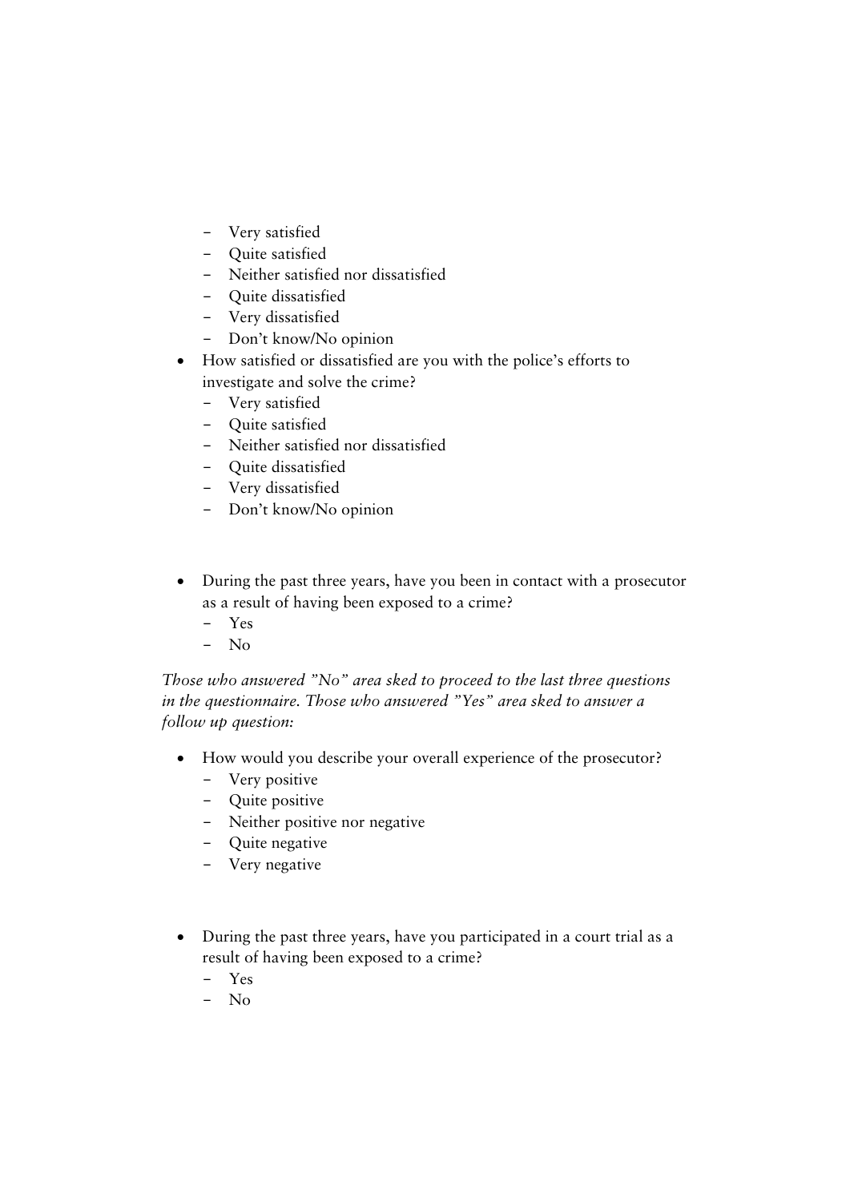- Very satisfied
- Quite satisfied
- Neither satisfied nor dissatisfied
- Quite dissatisfied
- Very dissatisfied
- Don't know/No opinion

- How satisfied or dissatisfied are you with the police's efforts to investigate and solve the crime?
  - Very satisfied
  - Quite satisfied
  - Neither satisfied nor dissatisfied
  - Quite dissatisfied
  - Very dissatisfied
  - Don't know/No opinion

- During the past three years, have you been in contact with a prosecutor as a result of having been exposed to a crime?
  - Yes
  - No

*Those who answered "No" area sked to proceed to the last three questions in the questionnaire. Those who answered "Yes" area sked to answer a follow up question:*

- How would you describe your overall experience of the prosecutor?
  - Very positive
  - Quite positive
  - Neither positive nor negative
  - Quite negative
  - Very negative

- During the past three years, have you participated in a court trial as a result of having been exposed to a crime?
  - Yes
  - No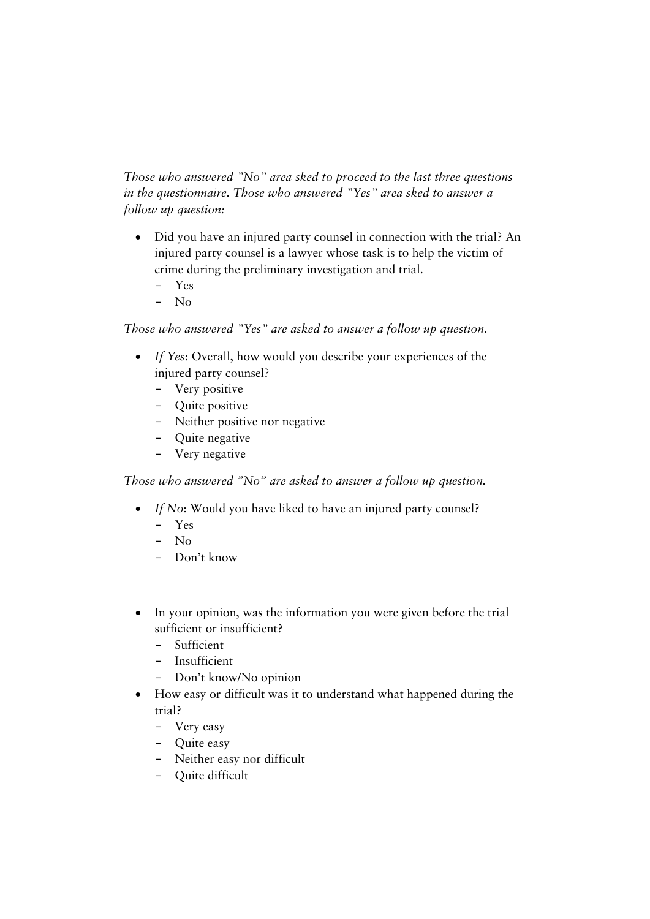*Those who answered "No" area sked to proceed to the last three questions in the questionnaire. Those who answered "Yes" area sked to answer a follow up question:*

- Did you have an injured party counsel in connection with the trial? An injured party counsel is a lawyer whose task is to help the victim of crime during the preliminary investigation and trial.
  - Yes
  - No

*Those who answered "Yes" are asked to answer a follow up question.*

- *If Yes*: Overall, how would you describe your experiences of the injured party counsel?
  - Very positive
  - Quite positive
  - Neither positive nor negative
  - Quite negative
  - Very negative

*Those who answered "No" are asked to answer a follow up question.*

- *If No*: Would you have liked to have an injured party counsel?
  - Yes
  - No
  - Don't know

- In your opinion, was the information you were given before the trial sufficient or insufficient?
  - Sufficient
  - Insufficient
  - Don't know/No opinion
- How easy or difficult was it to understand what happened during the trial?
  - Very easy
  - Quite easy
  - Neither easy nor difficult
  - Quite difficult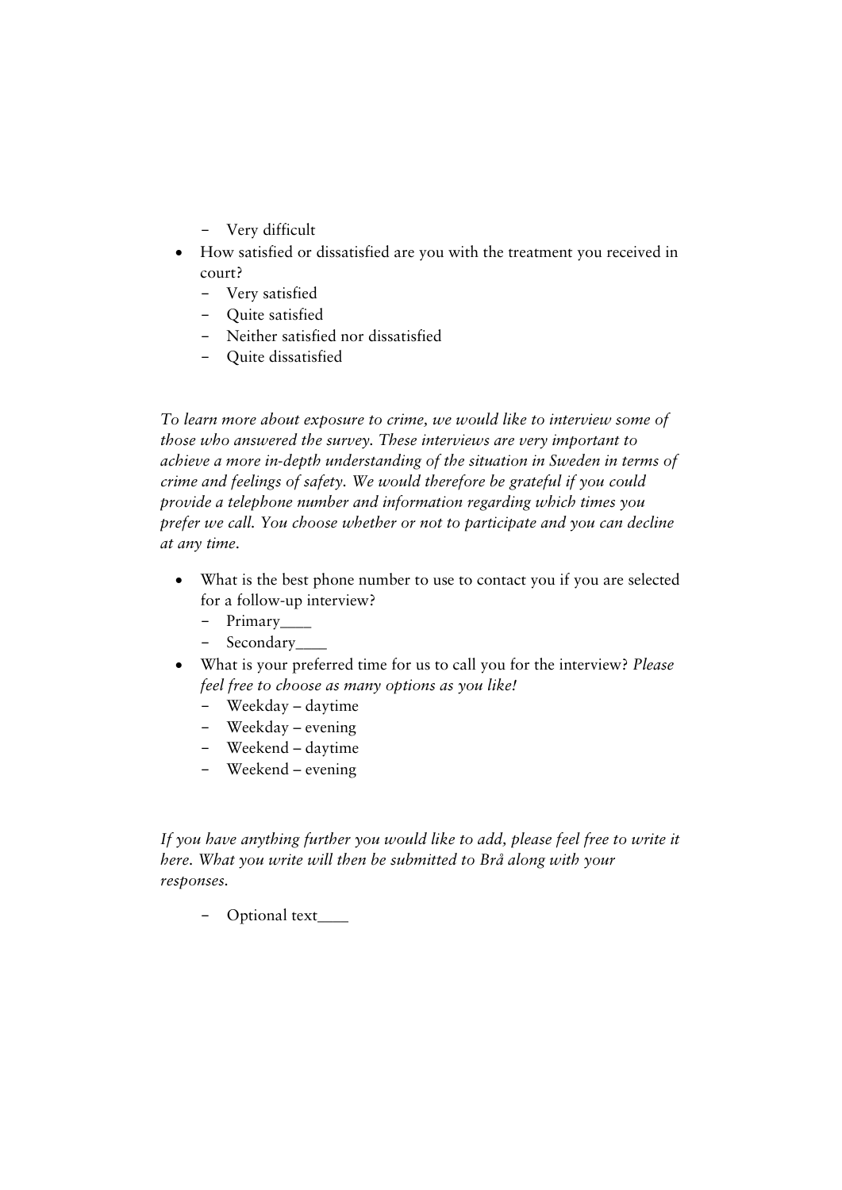- Very difficult

- How satisfied or dissatisfied are you with the treatment you received in court?
  - Very satisfied
  - Quite satisfied
  - Neither satisfied nor dissatisfied
  - Quite dissatisfied

*To learn more about exposure to crime, we would like to interview some of those who answered the survey. These interviews are very important to achieve a more in-depth understanding of the situation in Sweden in terms of crime and feelings of safety. We would therefore be grateful if you could provide a telephone number and information regarding which times you prefer we call. You choose whether or not to participate and you can decline at any time.*

- What is the best phone number to use to contact you if you are selected for a follow-up interview?
  - Primary____
  - Secondary____
- What is your preferred time for us to call you for the interview? *Please feel free to choose as many options as you like!*
  - Weekday – daytime
  - Weekday – evening
  - Weekend – daytime
  - Weekend – evening

*If you have anything further you would like to add, please feel free to write it here. What you write will then be submitted to Brå along with your responses.*

  - Optional text____